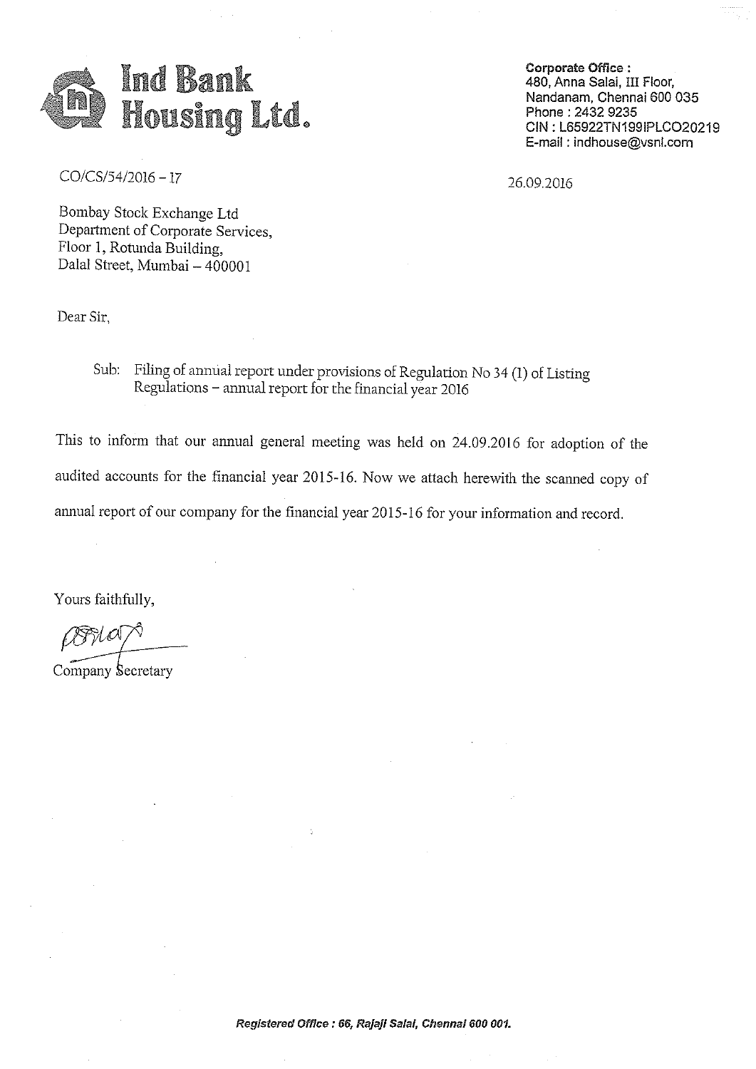# Ind Bank Housing Ltd.

**Corporate Office :**
480, Anna Salai, III Floor,
Nandanam, Chennai 600 035
Phone : 2432 9235
CIN : L65922TN1991PLC020219
E-mail : indhouse@vsnl.com

CO/CS/54/2016 – 17

26.09.2016

Bombay Stock Exchange Ltd
Department of Corporate Services,
Floor 1, Rotunda Building,
Dalal Street, Mumbai – 400001

Dear Sir,

Sub: Filing of annual report under provisions of Regulation No 34 (1) of Listing Regulations – annual report for the financial year 2016

This to inform that our annual general meeting was held on 24.09.2016 for adoption of the audited accounts for the financial year 2015-16. Now we attach herewith the scanned copy of annual report of our company for the financial year 2015-16 for your information and record.

Yours faithfully,

Company Secretary

*Registered Office : 66, Rajaji Salai, Chennai 600 001.*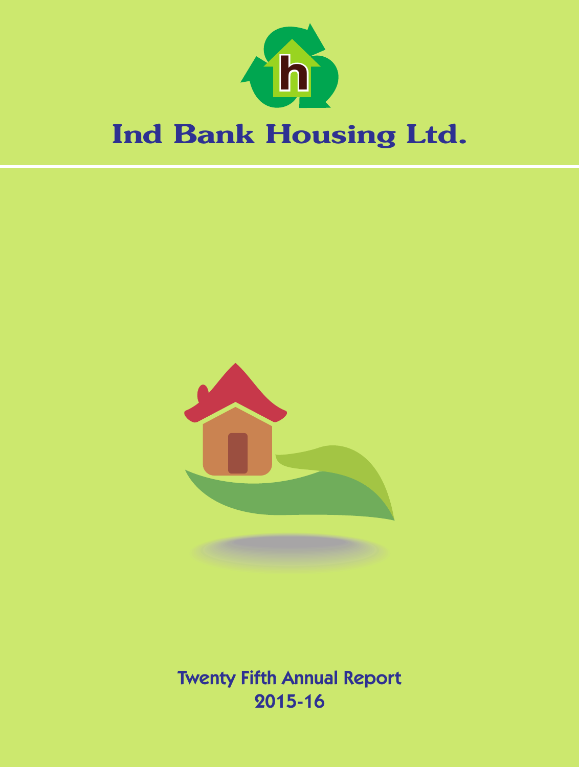# Ind Bank Housing Ltd.

Twenty Fifth Annual Report

2015-16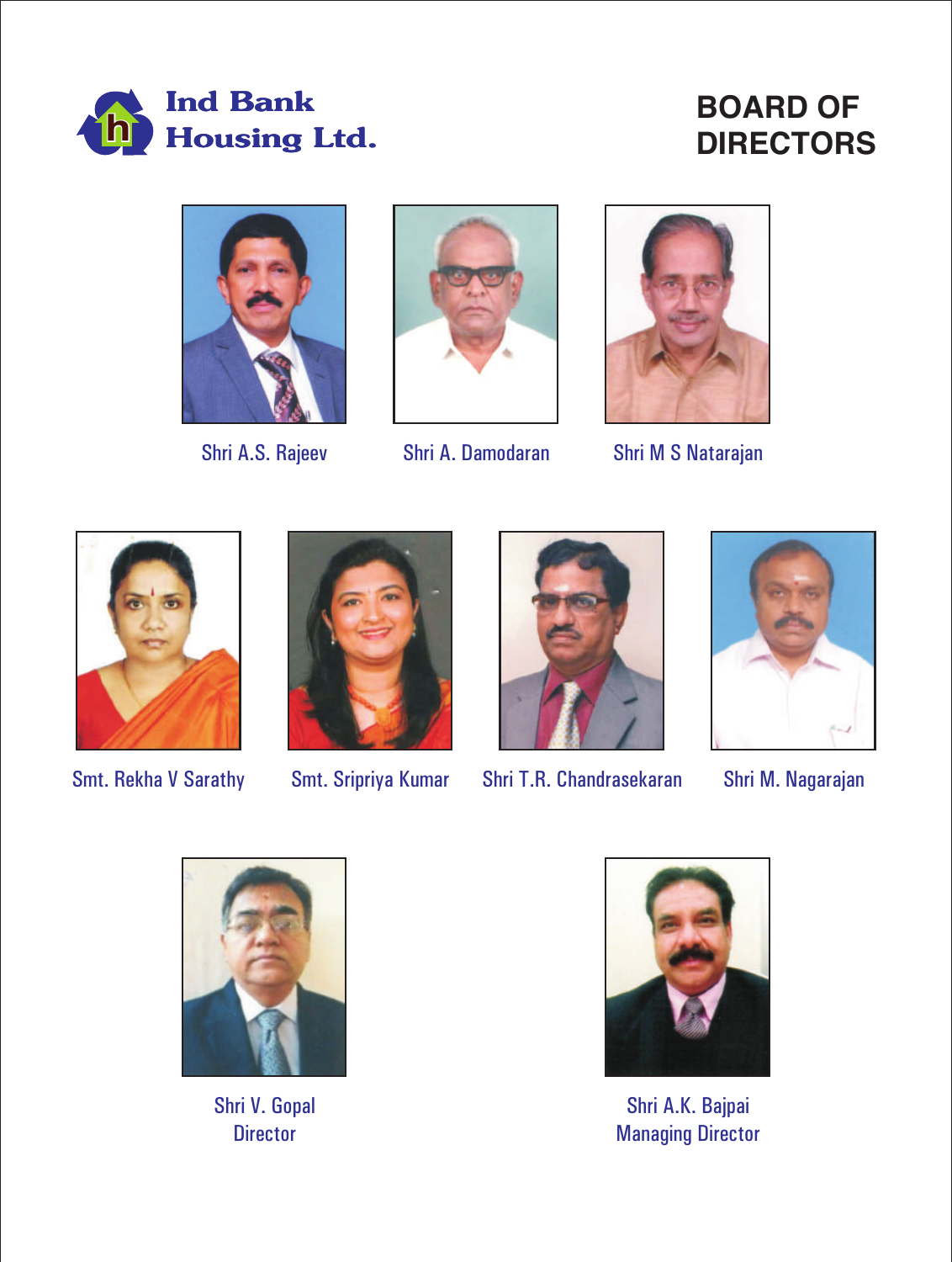Ind Bank Housing Ltd.

# BOARD OF DIRECTORS

Shri A.S. Rajeev

Shri A. Damodaran

Shri M S Natarajan

Smt. Rekha V Sarathy

Smt. Sripriya Kumar

Shri T.R. Chandrasekaran

Shri M. Nagarajan

Shri V. Gopal
Director

Shri A.K. Bajpai
Managing Director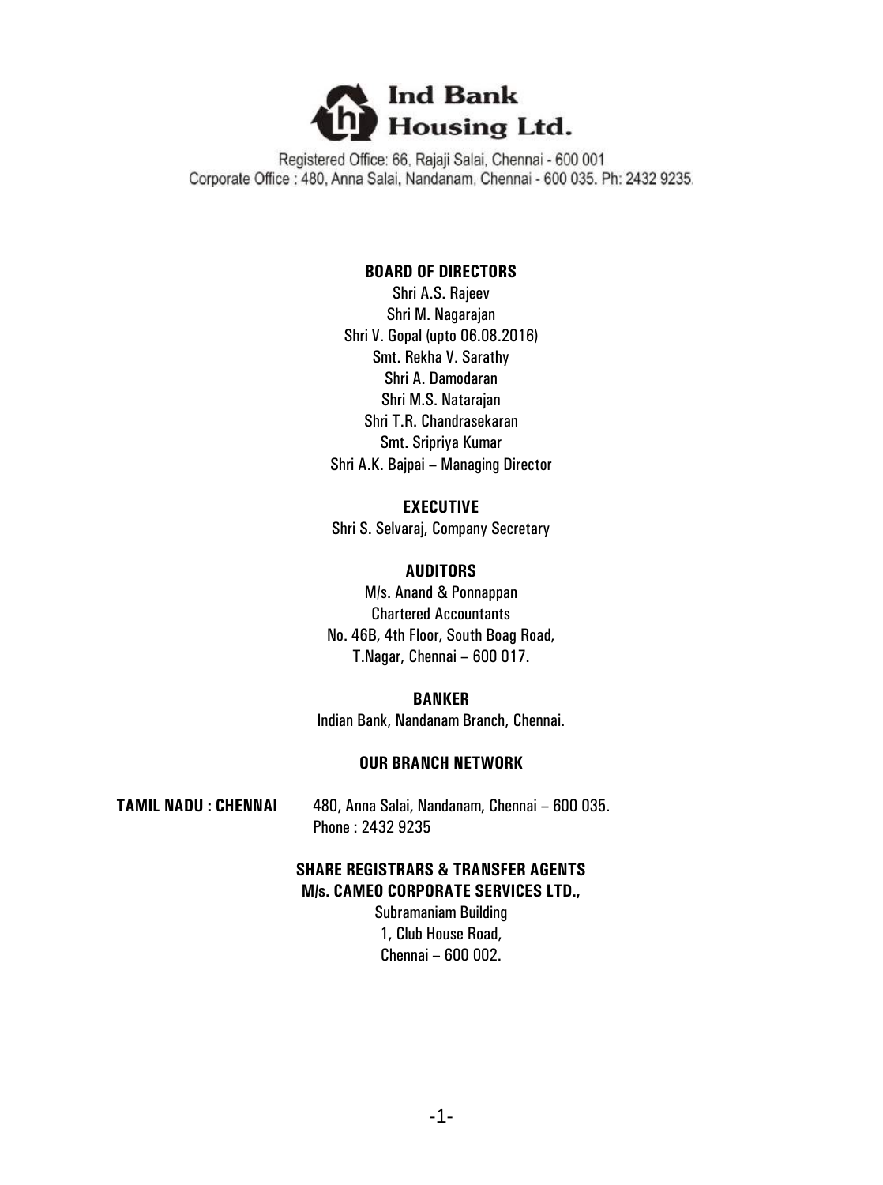# Ind Bank Housing Ltd.

Registered Office: 66, Rajaji Salai, Chennai - 600 001
Corporate Office : 480, Anna Salai, Nandanam, Chennai - 600 035. Ph: 2432 9235.

## BOARD OF DIRECTORS

Shri A.S. Rajeev
Shri M. Nagarajan
Shri V. Gopal (upto 06.08.2016)
Smt. Rekha V. Sarathy
Shri A. Damodaran
Shri M.S. Natarajan
Shri T.R. Chandrasekaran
Smt. Sripriya Kumar
Shri A.K. Bajpai – Managing Director

## EXECUTIVE

Shri S. Selvaraj, Company Secretary

## AUDITORS

M/s. Anand & Ponnappan
Chartered Accountants
No. 46B, 4th Floor, South Boag Road,
T.Nagar, Chennai – 600 017.

## BANKER

Indian Bank, Nandanam Branch, Chennai.

## OUR BRANCH NETWORK

**TAMIL NADU : CHENNAI** 480, Anna Salai, Nandanam, Chennai – 600 035.
Phone : 2432 9235

## SHARE REGISTRARS & TRANSFER AGENTS

**M/s. CAMEO CORPORATE SERVICES LTD.,**
Subramaniam Building
1, Club House Road,
Chennai – 600 002.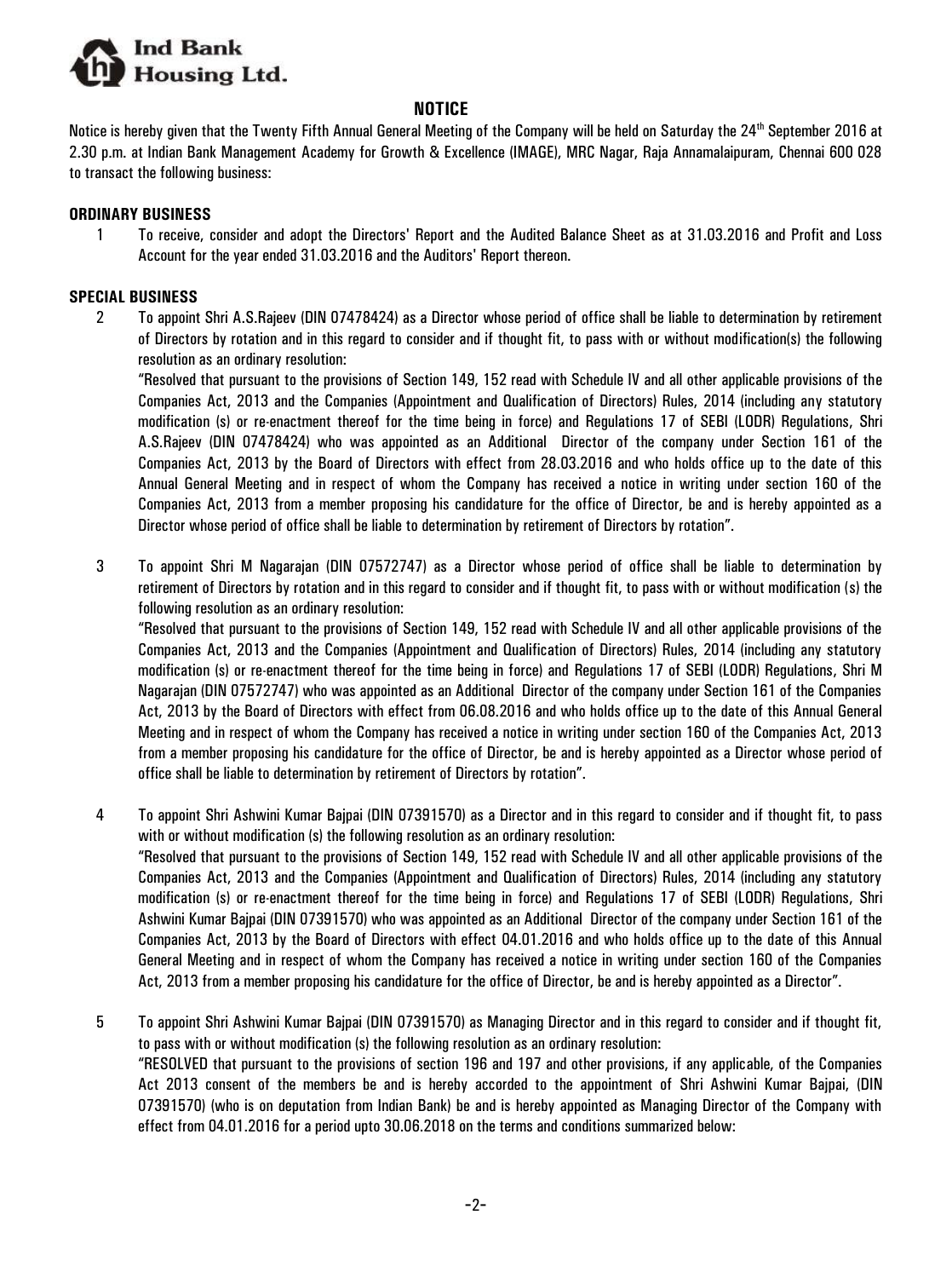# NOTICE

Notice is hereby given that the Twenty Fifth Annual General Meeting of the Company will be held on Saturday the 24th September 2016 at 2.30 p.m. at Indian Bank Management Academy for Growth & Excellence (IMAGE), MRC Nagar, Raja Annamalaipuram, Chennai 600 028 to transact the following business:

**ORDINARY BUSINESS**

1 To receive, consider and adopt the Directors' Report and the Audited Balance Sheet as at 31.03.2016 and Profit and Loss Account for the year ended 31.03.2016 and the Auditors' Report thereon.

**SPECIAL BUSINESS**

2 To appoint Shri A.S.Rajeev (DIN 07478424) as a Director whose period of office shall be liable to determination by retirement of Directors by rotation and in this regard to consider and if thought fit, to pass with or without modification(s) the following resolution as an ordinary resolution:

"Resolved that pursuant to the provisions of Section 149, 152 read with Schedule IV and all other applicable provisions of the Companies Act, 2013 and the Companies (Appointment and Qualification of Directors) Rules, 2014 (including any statutory modification (s) or re-enactment thereof for the time being in force) and Regulations 17 of SEBI (LODR) Regulations, Shri A.S.Rajeev (DIN 07478424) who was appointed as an Additional Director of the company under Section 161 of the Companies Act, 2013 by the Board of Directors with effect from 28.03.2016 and who holds office up to the date of this Annual General Meeting and in respect of whom the Company has received a notice in writing under section 160 of the Companies Act, 2013 from a member proposing his candidature for the office of Director, be and is hereby appointed as a Director whose period of office shall be liable to determination by retirement of Directors by rotation".

3 To appoint Shri M Nagarajan (DIN 07572747) as a Director whose period of office shall be liable to determination by retirement of Directors by rotation and in this regard to consider and if thought fit, to pass with or without modification (s) the following resolution as an ordinary resolution:

"Resolved that pursuant to the provisions of Section 149, 152 read with Schedule IV and all other applicable provisions of the Companies Act, 2013 and the Companies (Appointment and Qualification of Directors) Rules, 2014 (including any statutory modification (s) or re-enactment thereof for the time being in force) and Regulations 17 of SEBI (LODR) Regulations, Shri M Nagarajan (DIN 07572747) who was appointed as an Additional Director of the company under Section 161 of the Companies Act, 2013 by the Board of Directors with effect from 06.08.2016 and who holds office up to the date of this Annual General Meeting and in respect of whom the Company has received a notice in writing under section 160 of the Companies Act, 2013 from a member proposing his candidature for the office of Director, be and is hereby appointed as a Director whose period of office shall be liable to determination by retirement of Directors by rotation".

4 To appoint Shri Ashwini Kumar Bajpai (DIN 07391570) as a Director and in this regard to consider and if thought fit, to pass with or without modification (s) the following resolution as an ordinary resolution:

"Resolved that pursuant to the provisions of Section 149, 152 read with Schedule IV and all other applicable provisions of the Companies Act, 2013 and the Companies (Appointment and Qualification of Directors) Rules, 2014 (including any statutory modification (s) or re-enactment thereof for the time being in force) and Regulations 17 of SEBI (LODR) Regulations, Shri Ashwini Kumar Bajpai (DIN 07391570) who was appointed as an Additional Director of the company under Section 161 of the Companies Act, 2013 by the Board of Directors with effect 04.01.2016 and who holds office up to the date of this Annual General Meeting and in respect of whom the Company has received a notice in writing under section 160 of the Companies Act, 2013 from a member proposing his candidature for the office of Director, be and is hereby appointed as a Director".

5 To appoint Shri Ashwini Kumar Bajpai (DIN 07391570) as Managing Director and in this regard to consider and if thought fit, to pass with or without modification (s) the following resolution as an ordinary resolution:

"RESOLVED that pursuant to the provisions of section 196 and 197 and other provisions, if any applicable, of the Companies Act 2013 consent of the members be and is hereby accorded to the appointment of Shri Ashwini Kumar Bajpai, (DIN 07391570) (who is on deputation from Indian Bank) be and is hereby appointed as Managing Director of the Company with effect from 04.01.2016 for a period upto 30.06.2018 on the terms and conditions summarized below: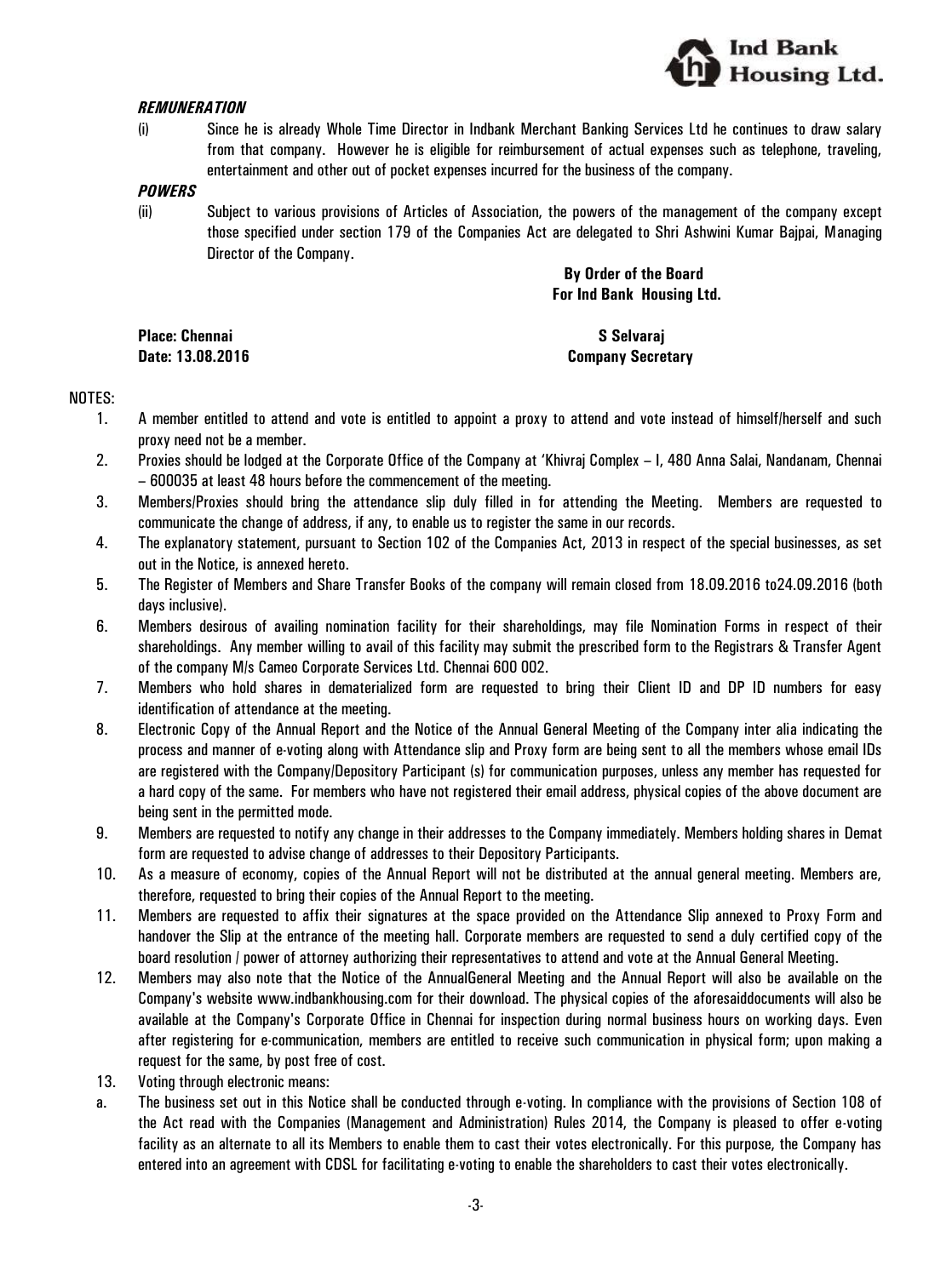***REMUNERATION***

(i) Since he is already Whole Time Director in Indbank Merchant Banking Services Ltd he continues to draw salary from that company. However he is eligible for reimbursement of actual expenses such as telephone, traveling, entertainment and other out of pocket expenses incurred for the business of the company.

***POWERS***

(ii) Subject to various provisions of Articles of Association, the powers of the management of the company except those specified under section 179 of the Companies Act are delegated to Shri Ashwini Kumar Bajpai, Managing Director of the Company.

**By Order of the Board**
**For Ind Bank Housing Ltd.**

**Place: Chennai**
**Date: 13.08.2016**

**S Selvaraj**
**Company Secretary**

NOTES:

1. A member entitled to attend and vote is entitled to appoint a proxy to attend and vote instead of himself/herself and such proxy need not be a member.
2. Proxies should be lodged at the Corporate Office of the Company at 'Khivraj Complex – I, 480 Anna Salai, Nandanam, Chennai – 600035 at least 48 hours before the commencement of the meeting.
3. Members/Proxies should bring the attendance slip duly filled in for attending the Meeting. Members are requested to communicate the change of address, if any, to enable us to register the same in our records.
4. The explanatory statement, pursuant to Section 102 of the Companies Act, 2013 in respect of the special businesses, as set out in the Notice, is annexed hereto.
5. The Register of Members and Share Transfer Books of the company will remain closed from 18.09.2016 to24.09.2016 (both days inclusive).
6. Members desirous of availing nomination facility for their shareholdings, may file Nomination Forms in respect of their shareholdings. Any member willing to avail of this facility may submit the prescribed form to the Registrars & Transfer Agent of the company M/s Cameo Corporate Services Ltd. Chennai 600 002.
7. Members who hold shares in dematerialized form are requested to bring their Client ID and DP ID numbers for easy identification of attendance at the meeting.
8. Electronic Copy of the Annual Report and the Notice of the Annual General Meeting of the Company inter alia indicating the process and manner of e-voting along with Attendance slip and Proxy form are being sent to all the members whose email IDs are registered with the Company/Depository Participant (s) for communication purposes, unless any member has requested for a hard copy of the same. For members who have not registered their email address, physical copies of the above document are being sent in the permitted mode.
9. Members are requested to notify any change in their addresses to the Company immediately. Members holding shares in Demat form are requested to advise change of addresses to their Depository Participants.
10. As a measure of economy, copies of the Annual Report will not be distributed at the annual general meeting. Members are, therefore, requested to bring their copies of the Annual Report to the meeting.
11. Members are requested to affix their signatures at the space provided on the Attendance Slip annexed to Proxy Form and handover the Slip at the entrance of the meeting hall. Corporate members are requested to send a duly certified copy of the board resolution / power of attorney authorizing their representatives to attend and vote at the Annual General Meeting.
12. Members may also note that the Notice of the AnnualGeneral Meeting and the Annual Report will also be available on the Company's website www.indbankhousing.com for their download. The physical copies of the aforesaiddocuments will also be available at the Company's Corporate Office in Chennai for inspection during normal business hours on working days. Even after registering for e-communication, members are entitled to receive such communication in physical form; upon making a request for the same, by post free of cost.
13. Voting through electronic means:

a. The business set out in this Notice shall be conducted through e-voting. In compliance with the provisions of Section 108 of the Act read with the Companies (Management and Administration) Rules 2014, the Company is pleased to offer e-voting facility as an alternate to all its Members to enable them to cast their votes electronically. For this purpose, the Company has entered into an agreement with CDSL for facilitating e-voting to enable the shareholders to cast their votes electronically.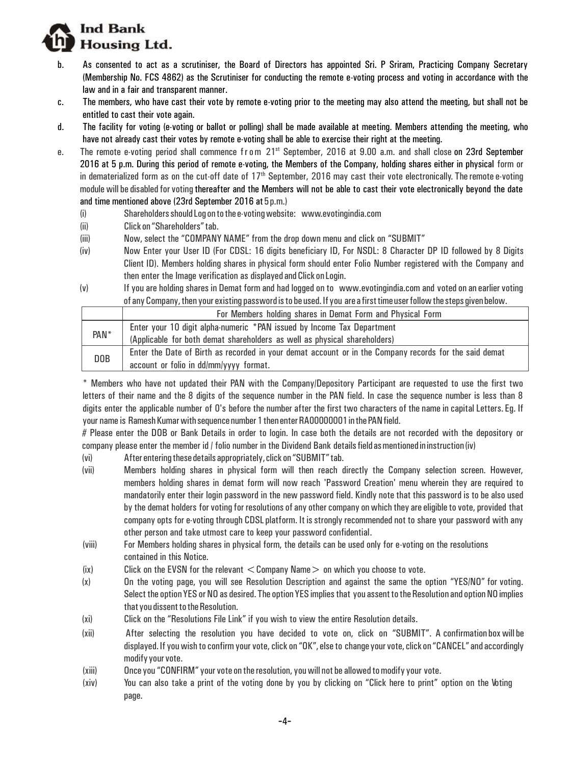b. As consented to act as a scrutiniser, the Board of Directors has appointed Sri. P Sriram, Practicing Company Secretary (Membership No. FCS 4862) as the Scrutiniser for conducting the remote e-voting process and voting in accordance with the law and in a fair and transparent manner.

c. The members, who have cast their vote by remote e-voting prior to the meeting may also attend the meeting, but shall not be entitled to cast their vote again.

d. The facility for voting (e-voting or ballot or polling) shall be made available at meeting. Members attending the meeting, who have not already cast their votes by remote e-voting shall be able to exercise their right at the meeting.

e. The remote e-voting period shall commence from 21st September, 2016 at 9.00 a.m. and shall close on 23rd September 2016 at 5 p.m. During this period of remote e-voting, the Members of the Company, holding shares either in physical form or in dematerialized form as on the cut-off date of 17th September, 2016 may cast their vote electronically. The remote e-voting module will be disabled for voting thereafter and the Members will not be able to cast their vote electronically beyond the date and time mentioned above (23rd September 2016 at 5 p.m.)

(i) Shareholders should Log on to the e-voting website: www.evotingindia.com

(ii) Click on "Shareholders" tab.

(iii) Now, select the "COMPANY NAME" from the drop down menu and click on "SUBMIT"

(iv) Now Enter your User ID (For CDSL: 16 digits beneficiary ID, For NSDL: 8 Character DP ID followed by 8 Digits Client ID). Members holding shares in physical form should enter Folio Number registered with the Company and then enter the Image verification as displayed and Click on Login.

(v) If you are holding shares in Demat form and had logged on to www.evotingindia.com and voted on an earlier voting of any Company, then your existing password is to be used. If you are a first time user follow the steps given below.

| | For Members holding shares in Demat Form and Physical Form |
|---|---|
| PAN* | Enter your 10 digit alpha-numeric *PAN issued by Income Tax Department (Applicable for both demat shareholders as well as physical shareholders) |
| DOB | Enter the Date of Birth as recorded in your demat account or in the Company records for the said demat account or folio in dd/mm/yyyy format. |

* Members who have not updated their PAN with the Company/Depository Participant are requested to use the first two letters of their name and the 8 digits of the sequence number in the PAN field. In case the sequence number is less than 8 digits enter the applicable number of 0's before the number after the first two characters of the name in capital Letters. Eg. If your name is Ramesh Kumar with sequence number 1 then enter RA00000001 in the PAN field.

# Please enter the DOB or Bank Details in order to login. In case both the details are not recorded with the depository or company please enter the member id / folio number in the Dividend Bank details field as mentioned in instruction (iv)

(vi) After entering these details appropriately, click on "SUBMIT" tab.

(vii) Members holding shares in physical form will then reach directly the Company selection screen. However, members holding shares in demat form will now reach 'Password Creation' menu wherein they are required to mandatorily enter their login password in the new password field. Kindly note that this password is to be also used by the demat holders for voting for resolutions of any other company on which they are eligible to vote, provided that company opts for e-voting through CDSL platform. It is strongly recommended not to share your password with any other person and take utmost care to keep your password confidential.

(viii) For Members holding shares in physical form, the details can be used only for e-voting on the resolutions contained in this Notice.

(ix) Click on the EVSN for the relevant < Company Name > on which you choose to vote.

(x) On the voting page, you will see Resolution Description and against the same the option "YES/NO" for voting. Select the option YES or NO as desired. The option YES implies that you assent to the Resolution and option NO implies that you dissent to the Resolution.

(xi) Click on the "Resolutions File Link" if you wish to view the entire Resolution details.

(xii) After selecting the resolution you have decided to vote on, click on "SUBMIT". A confirmation box will be displayed. If you wish to confirm your vote, click on "OK", else to change your vote, click on "CANCEL" and accordingly modify your vote.

(xiii) Once you "CONFIRM" your vote on the resolution, you will not be allowed to modify your vote.

(xiv) You can also take a print of the voting done by you by clicking on "Click here to print" option on the Voting page.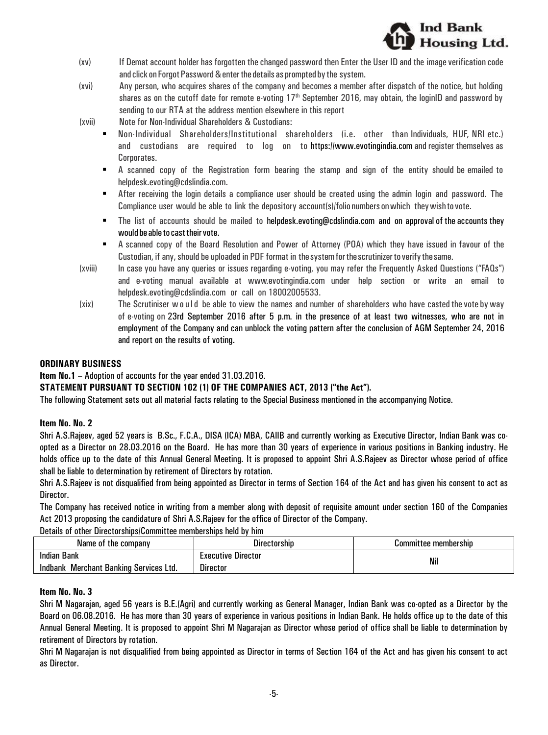(xv) If Demat account holder has forgotten the changed password then Enter the User ID and the image verification code and click on Forgot Password & enter the details as prompted by the system.

(xvi) Any person, who acquires shares of the company and becomes a member after dispatch of the notice, but holding shares as on the cutoff date for remote e-voting 17th September 2016, may obtain, the loginID and password by sending to our RTA at the address mention elsewhere in this report

(xvii) Note for Non-Individual Shareholders & Custodians:

- Non-Individual Shareholders/Institutional shareholders (i.e. other than Individuals, HUF, NRI etc.) and custodians are required to log on to https://www.evotingindia.com and register themselves as Corporates.
- A scanned copy of the Registration form bearing the stamp and sign of the entity should be emailed to helpdesk.evoting@cdslindia.com.
- After receiving the login details a compliance user should be created using the admin login and password. The Compliance user would be able to link the depository account(s)/folio numbers on which they wish to vote.
- The list of accounts should be mailed to helpdesk.evoting@cdslindia.com and on approval of the accounts they would be able to cast their vote.
- A scanned copy of the Board Resolution and Power of Attorney (POA) which they have issued in favour of the Custodian, if any, should be uploaded in PDF format in the system for the scrutinizer to verify the same.

(xviii) In case you have any queries or issues regarding e-voting, you may refer the Frequently Asked Questions ("FAQs") and e-voting manual available at www.evotingindia.com under help section or write an email to helpdesk.evoting@cdslindia.com or call on 18002005533.

(xix) The Scrutiniser would be able to view the names and number of shareholders who have casted the vote by way of e-voting on 23rd September 2016 after 5 p.m. in the presence of at least two witnesses, who are not in employment of the Company and can unblock the voting pattern after the conclusion of AGM September 24, 2016 and report on the results of voting.

**ORDINARY BUSINESS**

**Item No.1** – Adoption of accounts for the year ended 31.03.2016.

**STATEMENT PURSUANT TO SECTION 102 (1) OF THE COMPANIES ACT, 2013 ("the Act").**

The following Statement sets out all material facts relating to the Special Business mentioned in the accompanying Notice.

**Item No. No. 2**

Shri A.S.Rajeev, aged 52 years is B.Sc., F.C.A., DISA (ICA) MBA, CAIIB and currently working as Executive Director, Indian Bank was co-opted as a Director on 28.03.2016 on the Board. He has more than 30 years of experience in various positions in Banking industry. He holds office up to the date of this Annual General Meeting. It is proposed to appoint Shri A.S.Rajeev as Director whose period of office shall be liable to determination by retirement of Directors by rotation.

Shri A.S.Rajeev is not disqualified from being appointed as Director in terms of Section 164 of the Act and has given his consent to act as Director.

The Company has received notice in writing from a member along with deposit of requisite amount under section 160 of the Companies Act 2013 proposing the candidature of Shri A.S.Rajeev for the office of Director of the Company.

Details of other Directorships/Committee memberships held by him

| Name of the company | Directorship | Committee membership |
|---|---|---|
| Indian Bank | Executive Director | Nil |
| Indbank Merchant Banking Services Ltd. | Director | |

**Item No. No. 3**

Shri M Nagarajan, aged 56 years is B.E.(Agri) and currently working as General Manager, Indian Bank was co-opted as a Director by the Board on 06.08.2016. He has more than 30 years of experience in various positions in Indian Bank. He holds office up to the date of this Annual General Meeting. It is proposed to appoint Shri M Nagarajan as Director whose period of office shall be liable to determination by retirement of Directors by rotation.

Shri M Nagarajan is not disqualified from being appointed as Director in terms of Section 164 of the Act and has given his consent to act as Director.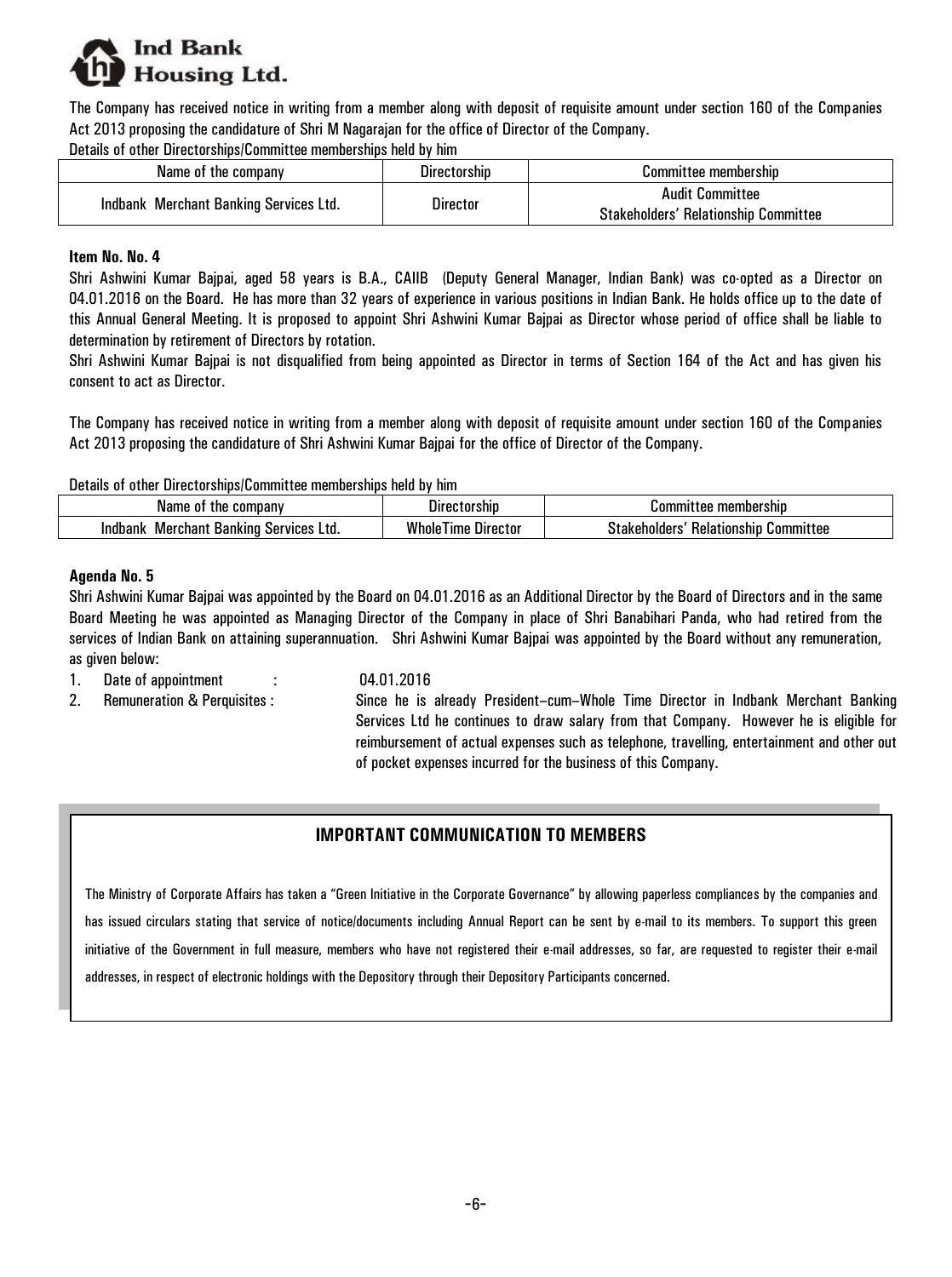The Company has received notice in writing from a member along with deposit of requisite amount under section 160 of the Companies Act 2013 proposing the candidature of Shri M Nagarajan for the office of Director of the Company.

Details of other Directorships/Committee memberships held by him

| Name of the company | Directorship | Committee membership |
|---|---|---|
| Indbank Merchant Banking Services Ltd. | Director | Audit Committee<br>Stakeholders' Relationship Committee |

**Item No. No. 4**

Shri Ashwini Kumar Bajpai, aged 58 years is B.A., CAIIB (Deputy General Manager, Indian Bank) was co-opted as a Director on 04.01.2016 on the Board. He has more than 32 years of experience in various positions in Indian Bank. He holds office up to the date of this Annual General Meeting. It is proposed to appoint Shri Ashwini Kumar Bajpai as Director whose period of office shall be liable to determination by retirement of Directors by rotation.

Shri Ashwini Kumar Bajpai is not disqualified from being appointed as Director in terms of Section 164 of the Act and has given his consent to act as Director.

The Company has received notice in writing from a member along with deposit of requisite amount under section 160 of the Companies Act 2013 proposing the candidature of Shri Ashwini Kumar Bajpai for the office of Director of the Company.

Details of other Directorships/Committee memberships held by him

| Name of the company | Directorship | Committee membership |
|---|---|---|
| Indbank Merchant Banking Services Ltd. | WholeTime Director | Stakeholders' Relationship Committee |

**Agenda No. 5**

Shri Ashwini Kumar Bajpai was appointed by the Board on 04.01.2016 as an Additional Director by the Board of Directors and in the same Board Meeting he was appointed as Managing Director of the Company in place of Shri Banabihari Panda, who had retired from the services of Indian Bank on attaining superannuation. Shri Ashwini Kumar Bajpai was appointed by the Board without any remuneration, as given below:

1. Date of appointment : 04.01.2016
2. Remuneration & Perquisites : Since he is already President–cum–Whole Time Director in Indbank Merchant Banking Services Ltd he continues to draw salary from that Company. However he is eligible for reimbursement of actual expenses such as telephone, travelling, entertainment and other out of pocket expenses incurred for the business of this Company.

**IMPORTANT COMMUNICATION TO MEMBERS**

The Ministry of Corporate Affairs has taken a "Green Initiative in the Corporate Governance" by allowing paperless compliances by the companies and has issued circulars stating that service of notice/documents including Annual Report can be sent by e-mail to its members. To support this green initiative of the Government in full measure, members who have not registered their e-mail addresses, so far, are requested to register their e-mail addresses, in respect of electronic holdings with the Depository through their Depository Participants concerned.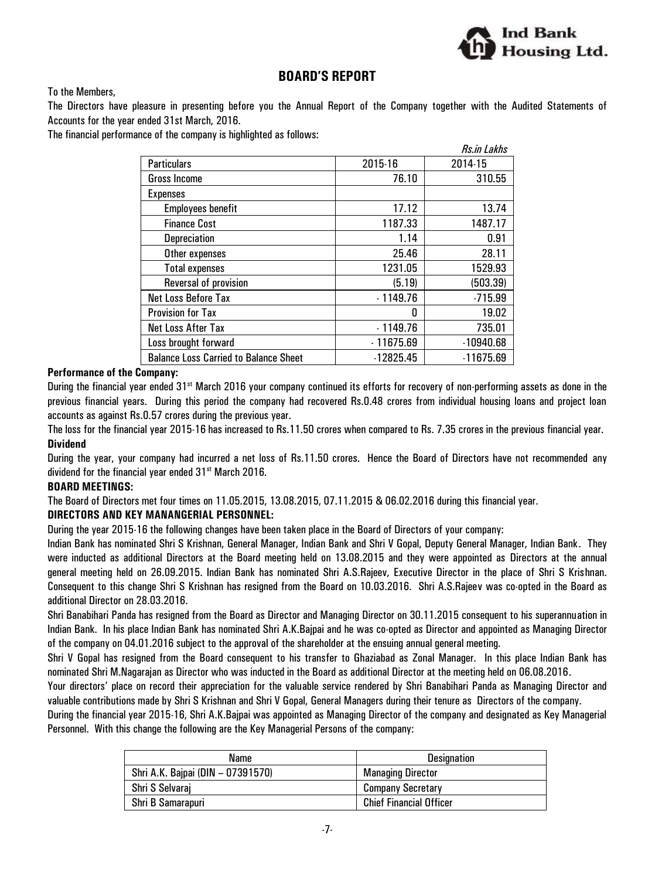## BOARD'S REPORT

To the Members,

The Directors have pleasure in presenting before you the Annual Report of the Company together with the Audited Statements of Accounts for the year ended 31st March, 2016.

The financial performance of the company is highlighted as follows:

*Rs.in Lakhs*

| Particulars | 2015-16 | 2014-15 |
|---|---|---|
| Gross Income | 76.10 | 310.55 |
| Expenses | | |
| Employees benefit | 17.12 | 13.74 |
| Finance Cost | 1187.33 | 1487.17 |
| Depreciation | 1.14 | 0.91 |
| Other expenses | 25.46 | 28.11 |
| Total expenses | 1231.05 | 1529.93 |
| Reversal of provision | (5.19) | (503.39) |
| Net Loss Before Tax | - 1149.76 | -715.99 |
| Provision for Tax | 0 | 19.02 |
| Net Loss After Tax | - 1149.76 | 735.01 |
| Loss brought forward | - 11675.69 | -10940.68 |
| Balance Loss Carried to Balance Sheet | -12825.45 | -11675.69 |

**Performance of the Company:**

During the financial year ended 31st March 2016 your company continued its efforts for recovery of non-performing assets as done in the previous financial years. During this period the company had recovered Rs.0.48 crores from individual housing loans and project loan accounts as against Rs.0.57 crores during the previous year.

The loss for the financial year 2015-16 has increased to Rs.11.50 crores when compared to Rs. 7.35 crores in the previous financial year.

**Dividend**

During the year, your company had incurred a net loss of Rs.11.50 crores. Hence the Board of Directors have not recommended any dividend for the financial year ended 31st March 2016.

**BOARD MEETINGS:**

The Board of Directors met four times on 11.05.2015, 13.08.2015, 07.11.2015 & 06.02.2016 during this financial year.

**DIRECTORS AND KEY MANANGERIAL PERSONNEL:**

During the year 2015-16 the following changes have been taken place in the Board of Directors of your company:

Indian Bank has nominated Shri S Krishnan, General Manager, Indian Bank and Shri V Gopal, Deputy General Manager, Indian Bank. They were inducted as additional Directors at the Board meeting held on 13.08.2015 and they were appointed as Directors at the annual general meeting held on 26.09.2015. Indian Bank has nominated Shri A.S.Rajeev, Executive Director in the place of Shri S Krishnan. Consequent to this change Shri S Krishnan has resigned from the Board on 10.03.2016. Shri A.S.Rajeev was co-opted in the Board as additional Director on 28.03.2016.

Shri Banabihari Panda has resigned from the Board as Director and Managing Director on 30.11.2015 consequent to his superannuation in Indian Bank. In his place Indian Bank has nominated Shri A.K.Bajpai and he was co-opted as Director and appointed as Managing Director of the company on 04.01.2016 subject to the approval of the shareholder at the ensuing annual general meeting.

Shri V Gopal has resigned from the Board consequent to his transfer to Ghaziabad as Zonal Manager. In this place Indian Bank has nominated Shri M.Nagarajan as Director who was inducted in the Board as additional Director at the meeting held on 06.08.2016.

Your directors' place on record their appreciation for the valuable service rendered by Shri Banabihari Panda as Managing Director and valuable contributions made by Shri S Krishnan and Shri V Gopal, General Managers during their tenure as Directors of the company.

During the financial year 2015-16, Shri A.K.Bajpai was appointed as Managing Director of the company and designated as Key Managerial Personnel. With this change the following are the Key Managerial Persons of the company:

| Name | Designation |
|---|---|
| Shri A.K. Bajpai (DIN – 07391570) | Managing Director |
| Shri S Selvaraj | Company Secretary |
| Shri B Samarapuri | Chief Financial Officer |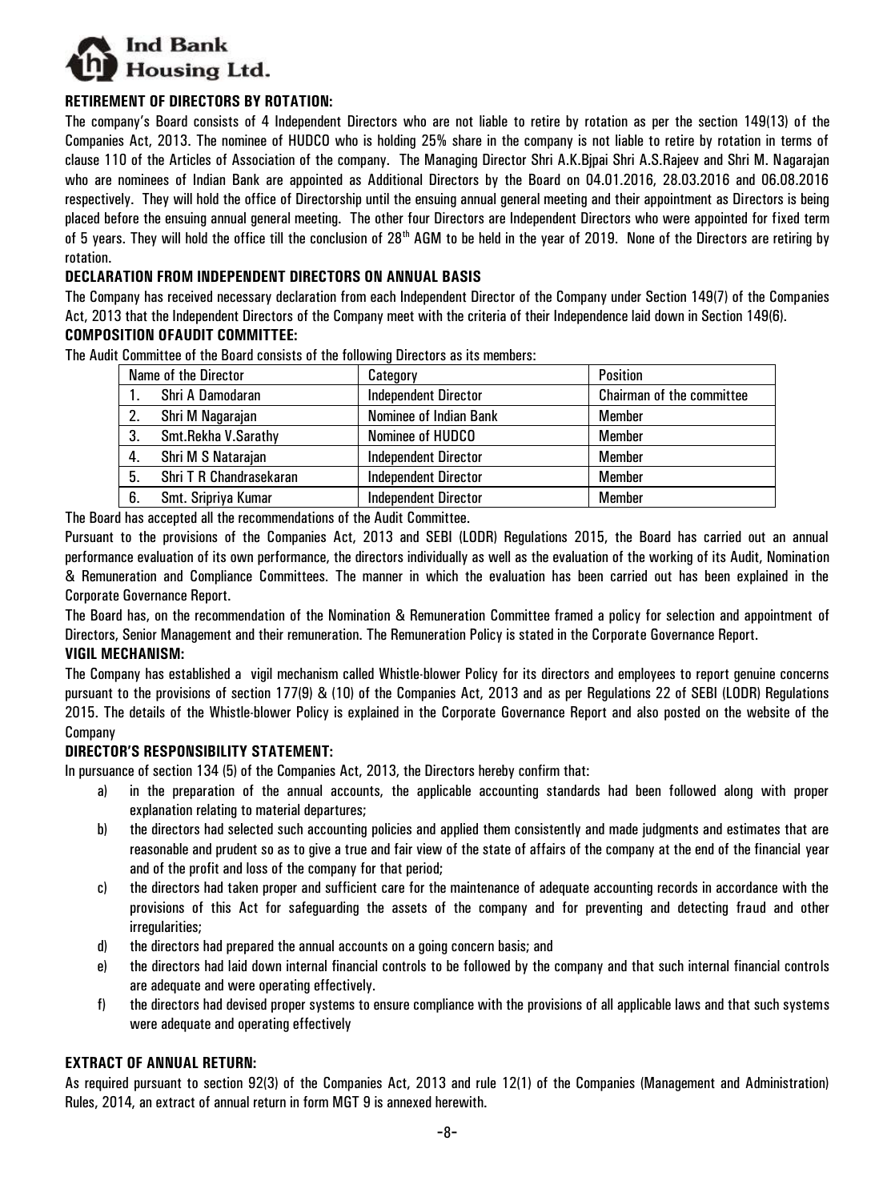### RETIREMENT OF DIRECTORS BY ROTATION:

The company's Board consists of 4 Independent Directors who are not liable to retire by rotation as per the section 149(13) of the Companies Act, 2013. The nominee of HUDCO who is holding 25% share in the company is not liable to retire by rotation in terms of clause 110 of the Articles of Association of the company. The Managing Director Shri A.K.Bjpai Shri A.S.Rajeev and Shri M. Nagarajan who are nominees of Indian Bank are appointed as Additional Directors by the Board on 04.01.2016, 28.03.2016 and 06.08.2016 respectively. They will hold the office of Directorship until the ensuing annual general meeting and their appointment as Directors is being placed before the ensuing annual general meeting. The other four Directors are Independent Directors who were appointed for fixed term of 5 years. They will hold the office till the conclusion of 28th AGM to be held in the year of 2019. None of the Directors are retiring by rotation.

### DECLARATION FROM INDEPENDENT DIRECTORS ON ANNUAL BASIS

The Company has received necessary declaration from each Independent Director of the Company under Section 149(7) of the Companies Act, 2013 that the Independent Directors of the Company meet with the criteria of their Independence laid down in Section 149(6).

### COMPOSITION OFAUDIT COMMITTEE:

The Audit Committee of the Board consists of the following Directors as its members:

| Name of the Director | Category | Position |
|---|---|---|
| 1. Shri A Damodaran | Independent Director | Chairman of the committee |
| 2. Shri M Nagarajan | Nominee of Indian Bank | Member |
| 3. Smt.Rekha V.Sarathy | Nominee of HUDCO | Member |
| 4. Shri M S Natarajan | Independent Director | Member |
| 5. Shri T R Chandrasekaran | Independent Director | Member |
| 6. Smt. Sripriya Kumar | Independent Director | Member |

The Board has accepted all the recommendations of the Audit Committee.

Pursuant to the provisions of the Companies Act, 2013 and SEBI (LODR) Regulations 2015, the Board has carried out an annual performance evaluation of its own performance, the directors individually as well as the evaluation of the working of its Audit, Nomination & Remuneration and Compliance Committees. The manner in which the evaluation has been carried out has been explained in the Corporate Governance Report.

The Board has, on the recommendation of the Nomination & Remuneration Committee framed a policy for selection and appointment of Directors, Senior Management and their remuneration. The Remuneration Policy is stated in the Corporate Governance Report.

### VIGIL MECHANISM:

The Company has established a vigil mechanism called Whistle-blower Policy for its directors and employees to report genuine concerns pursuant to the provisions of section 177(9) & (10) of the Companies Act, 2013 and as per Regulations 22 of SEBI (LODR) Regulations 2015. The details of the Whistle-blower Policy is explained in the Corporate Governance Report and also posted on the website of the Company

### DIRECTOR'S RESPONSIBILITY STATEMENT:

In pursuance of section 134 (5) of the Companies Act, 2013, the Directors hereby confirm that:

a) in the preparation of the annual accounts, the applicable accounting standards had been followed along with proper explanation relating to material departures;

b) the directors had selected such accounting policies and applied them consistently and made judgments and estimates that are reasonable and prudent so as to give a true and fair view of the state of affairs of the company at the end of the financial year and of the profit and loss of the company for that period;

c) the directors had taken proper and sufficient care for the maintenance of adequate accounting records in accordance with the provisions of this Act for safeguarding the assets of the company and for preventing and detecting fraud and other irregularities;

d) the directors had prepared the annual accounts on a going concern basis; and

e) the directors had laid down internal financial controls to be followed by the company and that such internal financial controls are adequate and were operating effectively.

f) the directors had devised proper systems to ensure compliance with the provisions of all applicable laws and that such systems were adequate and operating effectively

### EXTRACT OF ANNUAL RETURN:

As required pursuant to section 92(3) of the Companies Act, 2013 and rule 12(1) of the Companies (Management and Administration) Rules, 2014, an extract of annual return in form MGT 9 is annexed herewith.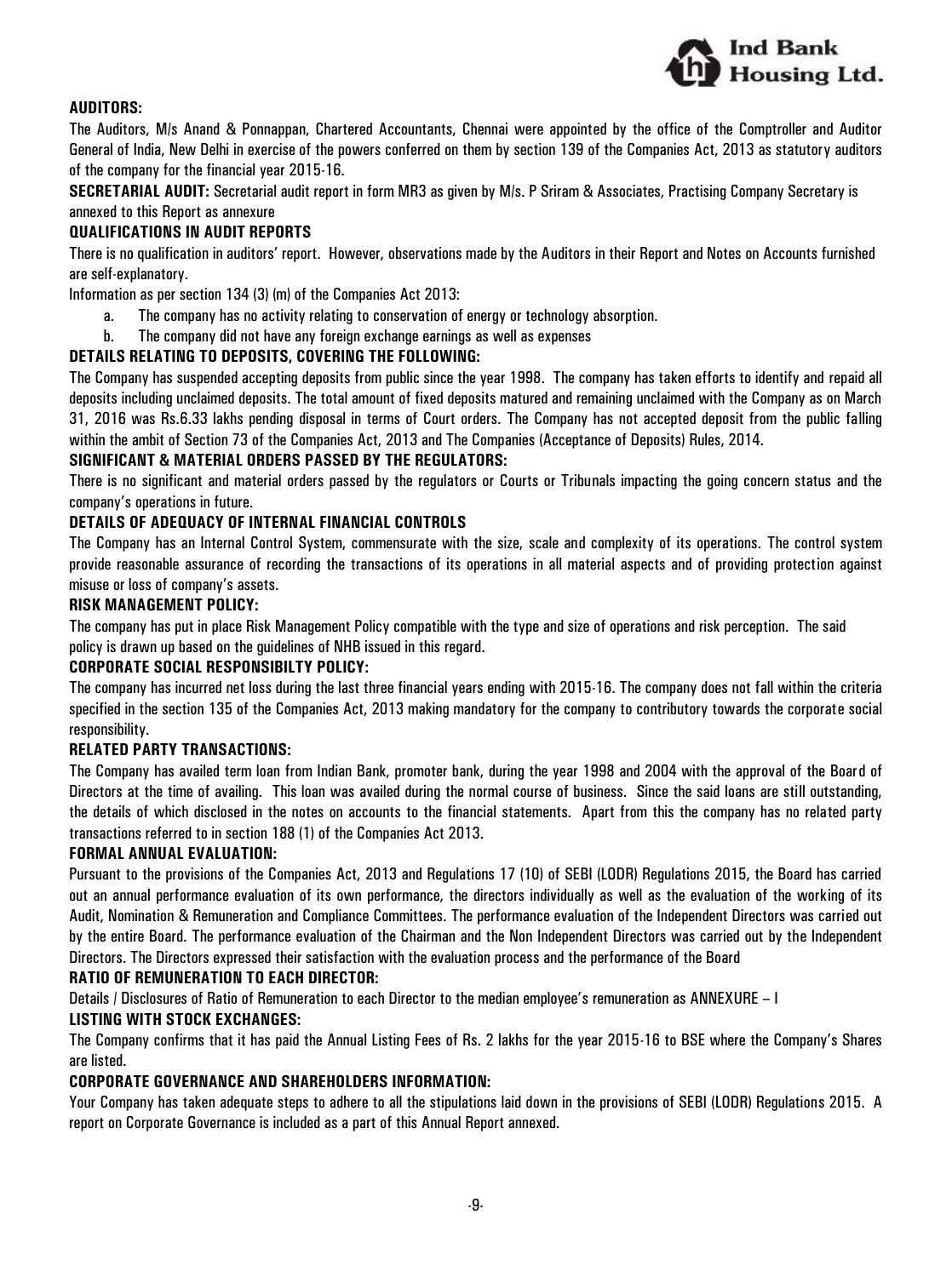**AUDITORS:**

The Auditors, M/s Anand & Ponnappan, Chartered Accountants, Chennai were appointed by the office of the Comptroller and Auditor General of India, New Delhi in exercise of the powers conferred on them by section 139 of the Companies Act, 2013 as statutory auditors of the company for the financial year 2015-16.

**SECRETARIAL AUDIT:** Secretarial audit report in form MR3 as given by M/s. P Sriram & Associates, Practising Company Secretary is annexed to this Report as annexure

**QUALIFICATIONS IN AUDIT REPORTS**

There is no qualification in auditors' report. However, observations made by the Auditors in their Report and Notes on Accounts furnished are self-explanatory.

Information as per section 134 (3) (m) of the Companies Act 2013:

a. The company has no activity relating to conservation of energy or technology absorption.
b. The company did not have any foreign exchange earnings as well as expenses

**DETAILS RELATING TO DEPOSITS, COVERING THE FOLLOWING:**

The Company has suspended accepting deposits from public since the year 1998. The company has taken efforts to identify and repaid all deposits including unclaimed deposits. The total amount of fixed deposits matured and remaining unclaimed with the Company as on March 31, 2016 was Rs.6.33 lakhs pending disposal in terms of Court orders. The Company has not accepted deposit from the public falling within the ambit of Section 73 of the Companies Act, 2013 and The Companies (Acceptance of Deposits) Rules, 2014.

**SIGNIFICANT & MATERIAL ORDERS PASSED BY THE REGULATORS:**

There is no significant and material orders passed by the regulators or Courts or Tribunals impacting the going concern status and the company's operations in future.

**DETAILS OF ADEQUACY OF INTERNAL FINANCIAL CONTROLS**

The Company has an Internal Control System, commensurate with the size, scale and complexity of its operations. The control system provide reasonable assurance of recording the transactions of its operations in all material aspects and of providing protection against misuse or loss of company's assets.

**RISK MANAGEMENT POLICY:**

The company has put in place Risk Management Policy compatible with the type and size of operations and risk perception. The said policy is drawn up based on the guidelines of NHB issued in this regard.

**CORPORATE SOCIAL RESPONSIBILTY POLICY:**

The company has incurred net loss during the last three financial years ending with 2015-16. The company does not fall within the criteria specified in the section 135 of the Companies Act, 2013 making mandatory for the company to contributory towards the corporate social responsibility.

**RELATED PARTY TRANSACTIONS:**

The Company has availed term loan from Indian Bank, promoter bank, during the year 1998 and 2004 with the approval of the Board of Directors at the time of availing. This loan was availed during the normal course of business. Since the said loans are still outstanding, the details of which disclosed in the notes on accounts to the financial statements. Apart from this the company has no related party transactions referred to in section 188 (1) of the Companies Act 2013.

**FORMAL ANNUAL EVALUATION:**

Pursuant to the provisions of the Companies Act, 2013 and Regulations 17 (10) of SEBI (LODR) Regulations 2015, the Board has carried out an annual performance evaluation of its own performance, the directors individually as well as the evaluation of the working of its Audit, Nomination & Remuneration and Compliance Committees. The performance evaluation of the Independent Directors was carried out by the entire Board. The performance evaluation of the Chairman and the Non Independent Directors was carried out by the Independent Directors. The Directors expressed their satisfaction with the evaluation process and the performance of the Board

**RATIO OF REMUNERATION TO EACH DIRECTOR:**

Details / Disclosures of Ratio of Remuneration to each Director to the median employee's remuneration as ANNEXURE – I

**LISTING WITH STOCK EXCHANGES:**

The Company confirms that it has paid the Annual Listing Fees of Rs. 2 lakhs for the year 2015-16 to BSE where the Company's Shares are listed.

**CORPORATE GOVERNANCE AND SHAREHOLDERS INFORMATION:**

Your Company has taken adequate steps to adhere to all the stipulations laid down in the provisions of SEBI (LODR) Regulations 2015. A report on Corporate Governance is included as a part of this Annual Report annexed.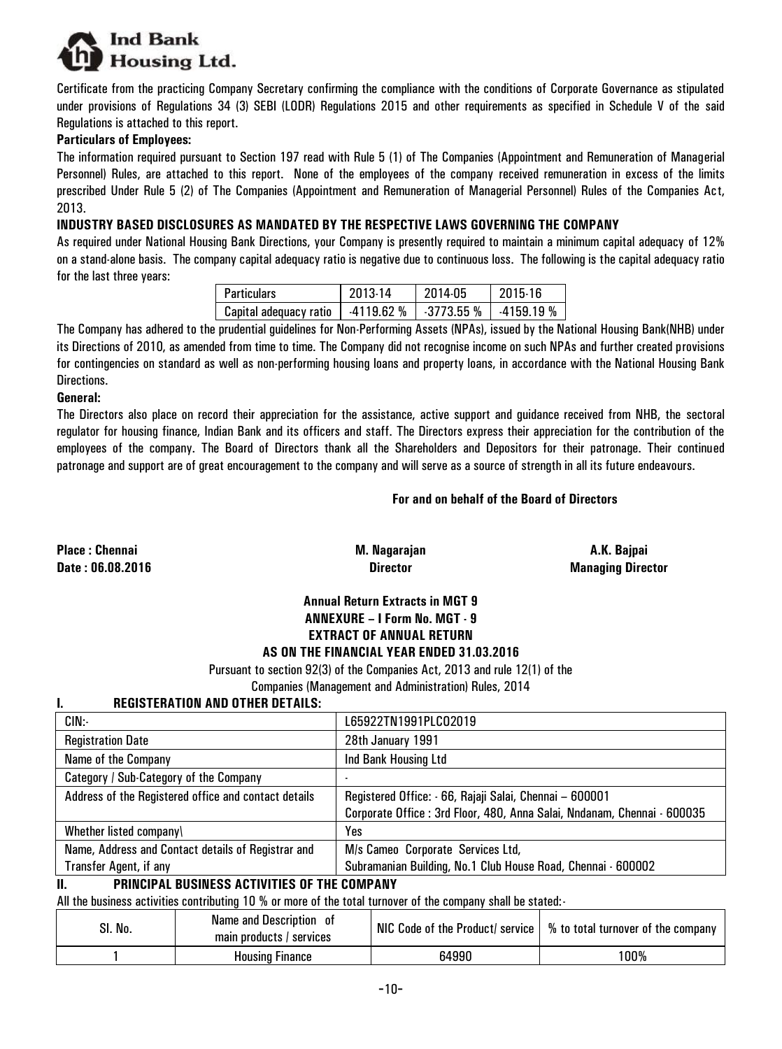Certificate from the practicing Company Secretary confirming the compliance with the conditions of Corporate Governance as stipulated under provisions of Regulations 34 (3) SEBI (LODR) Regulations 2015 and other requirements as specified in Schedule V of the said Regulations is attached to this report.

**Particulars of Employees:**

The information required pursuant to Section 197 read with Rule 5 (1) of The Companies (Appointment and Remuneration of Managerial Personnel) Rules, are attached to this report. None of the employees of the company received remuneration in excess of the limits prescribed Under Rule 5 (2) of The Companies (Appointment and Remuneration of Managerial Personnel) Rules of the Companies Act, 2013.

**INDUSTRY BASED DISCLOSURES AS MANDATED BY THE RESPECTIVE LAWS GOVERNING THE COMPANY**

As required under National Housing Bank Directions, your Company is presently required to maintain a minimum capital adequacy of 12% on a stand-alone basis. The company capital adequacy ratio is negative due to continuous loss. The following is the capital adequacy ratio for the last three years:

| Particulars | 2013-14 | 2014-05 | 2015-16 |
|---|---|---|---|
| Capital adequacy ratio | -4119.62 % | -3773.55 % | -4159.19 % |

The Company has adhered to the prudential guidelines for Non-Performing Assets (NPAs), issued by the National Housing Bank(NHB) under its Directions of 2010, as amended from time to time. The Company did not recognise income on such NPAs and further created provisions for contingencies on standard as well as non-performing housing loans and property loans, in accordance with the National Housing Bank Directions.

**General:**

The Directors also place on record their appreciation for the assistance, active support and guidance received from NHB, the sectoral regulator for housing finance, Indian Bank and its officers and staff. The Directors express their appreciation for the contribution of the employees of the company. The Board of Directors thank all the Shareholders and Depositors for their patronage. Their continued patronage and support are of great encouragement to the company and will serve as a source of strength in all its future endeavours.

**For and on behalf of the Board of Directors**

**Place : Chennai**
**Date : 06.08.2016**

**M. Nagarajan**
**Director**

**A.K. Bajpai**
**Managing Director**

## Annual Return Extracts in MGT 9
## ANNEXURE – I Form No. MGT - 9
## EXTRACT OF ANNUAL RETURN
## AS ON THE FINANCIAL YEAR ENDED 31.03.2016

Pursuant to section 92(3) of the Companies Act, 2013 and rule 12(1) of the Companies (Management and Administration) Rules, 2014

### I. REGISTERATION AND OTHER DETAILS:

| CIN:- | L65922TN1991PLC02019 |
|---|---|
| Registration Date | 28th January 1991 |
| Name of the Company | Ind Bank Housing Ltd |
| Category / Sub-Category of the Company | - |
| Address of the Registered office and contact details | Registered Office: - 66, Rajaji Salai, Chennai – 600001<br>Corporate Office : 3rd Floor, 480, Anna Salai, Nndanam, Chennai - 600035 |
| Whether listed company\ | Yes |
| Name, Address and Contact details of Registrar and Transfer Agent, if any | M/s Cameo Corporate Services Ltd,<br>Subramanian Building, No.1 Club House Road, Chennai - 600002 |

### II. PRINCIPAL BUSINESS ACTIVITIES OF THE COMPANY

All the business activities contributing 10 % or more of the total turnover of the company shall be stated:-

| Sl. No. | Name and Description of main products / services | NIC Code of the Product/ service | % to total turnover of the company |
|---|---|---|---|
| 1 | Housing Finance | 64990 | 100% |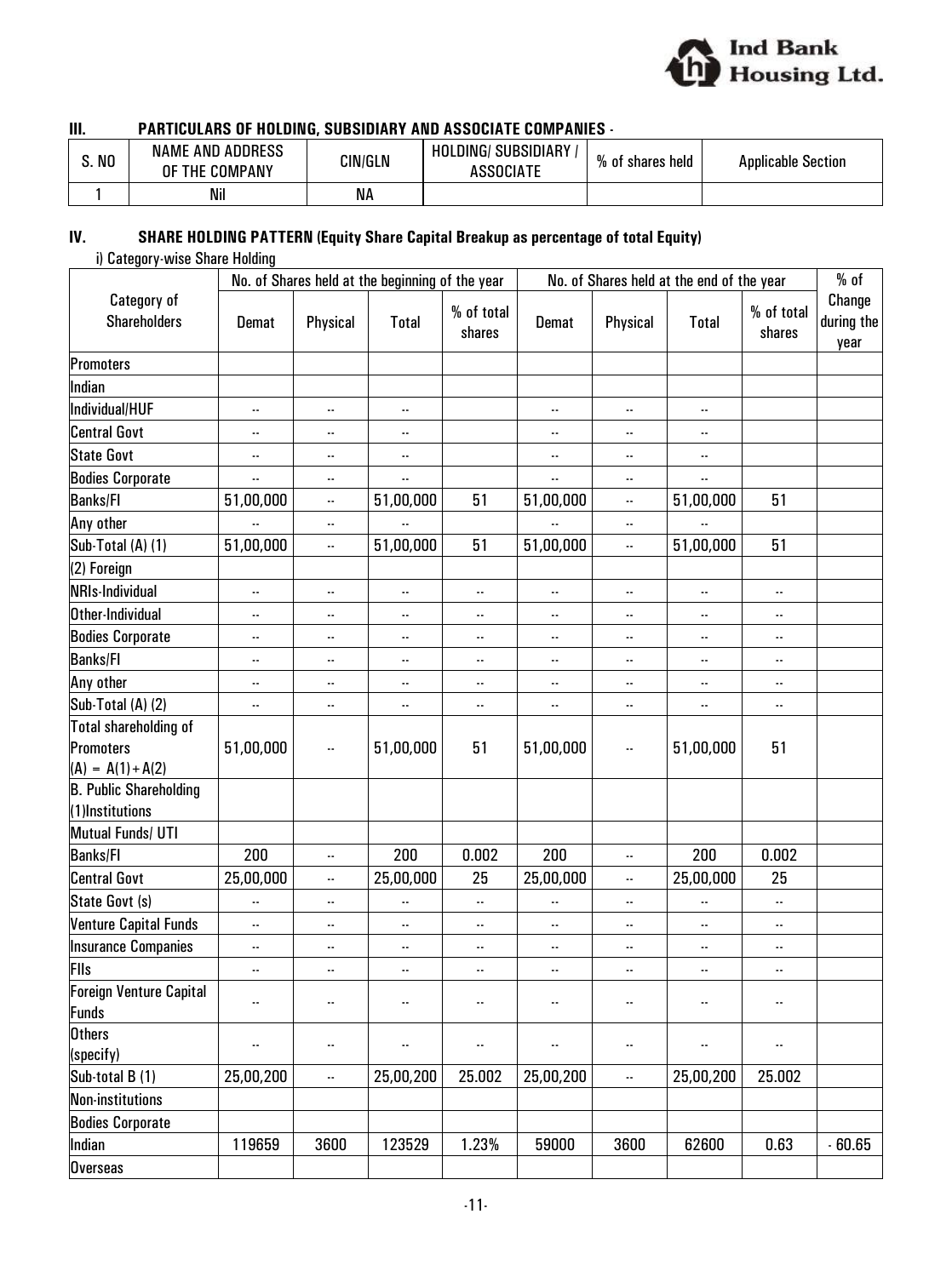## III. PARTICULARS OF HOLDING, SUBSIDIARY AND ASSOCIATE COMPANIES -

| S. NO | NAME AND ADDRESS OF THE COMPANY | CIN/GLN | HOLDING/ SUBSIDIARY / ASSOCIATE | % of shares held | Applicable Section |
|---|---|---|---|---|---|
| 1 | Nil | NA | | | |

## IV. SHARE HOLDING PATTERN (Equity Share Capital Breakup as percentage of total Equity)

i) Category-wise Share Holding

| Category of Shareholders | No. of Shares held at the beginning of the year | | | | No. of Shares held at the end of the year | | | | % of Change during the year |
|---|---|---|---|---|---|---|---|---|---|
| | Demat | Physical | Total | % of total shares | Demat | Physical | Total | % of total shares | |
| Promoters | | | | | | | | | |
| Indian | | | | | | | | | |
| Individual/HUF | -- | -- | -- | | -- | -- | -- | | |
| Central Govt | -- | -- | -- | | -- | -- | -- | | |
| State Govt | -- | -- | -- | | -- | -- | -- | | |
| Bodies Corporate | -- | -- | -- | | -- | -- | -- | | |
| Banks/FI | 51,00,000 | -- | 51,00,000 | 51 | 51,00,000 | -- | 51,00,000 | 51 | |
| Any other | -- | -- | -- | | -- | -- | -- | | |
| Sub-Total (A) (1) | 51,00,000 | -- | 51,00,000 | 51 | 51,00,000 | -- | 51,00,000 | 51 | |
| (2) Foreign | | | | | | | | | |
| NRIs-Individual | -- | -- | -- | -- | -- | -- | -- | -- | |
| Other-Individual | -- | -- | -- | -- | -- | -- | -- | -- | |
| Bodies Corporate | -- | -- | -- | -- | -- | -- | -- | -- | |
| Banks/FI | -- | -- | -- | -- | -- | -- | -- | -- | |
| Any other | -- | -- | -- | -- | -- | -- | -- | -- | |
| Sub-Total (A) (2) | -- | -- | -- | -- | -- | -- | -- | -- | |
| Total shareholding of Promoters (A) = A(1)+A(2) | 51,00,000 | -- | 51,00,000 | 51 | 51,00,000 | -- | 51,00,000 | 51 | |
| B. Public Shareholding (1)Institutions | | | | | | | | | |
| Mutual Funds/ UTI | | | | | | | | | |
| Banks/FI | 200 | -- | 200 | 0.002 | 200 | -- | 200 | 0.002 | |
| Central Govt | 25,00,000 | -- | 25,00,000 | 25 | 25,00,000 | -- | 25,00,000 | 25 | |
| State Govt (s) | -- | -- | -- | -- | -- | -- | -- | -- | |
| Venture Capital Funds | -- | -- | -- | -- | -- | -- | -- | -- | |
| Insurance Companies | -- | -- | -- | -- | -- | -- | -- | -- | |
| FIIs | -- | -- | -- | -- | -- | -- | -- | -- | |
| Foreign Venture Capital Funds | -- | -- | -- | -- | -- | -- | -- | -- | |
| Others (specify) | -- | -- | -- | -- | -- | -- | -- | -- | |
| Sub-total B (1) | 25,00,200 | -- | 25,00,200 | 25.002 | 25,00,200 | -- | 25,00,200 | 25.002 | |
| Non-institutions | | | | | | | | | |
| Bodies Corporate | | | | | | | | | |
| Indian | 119659 | 3600 | 123529 | 1.23% | 59000 | 3600 | 62600 | 0.63 | - 60.65 |
| Overseas | | | | | | | | | |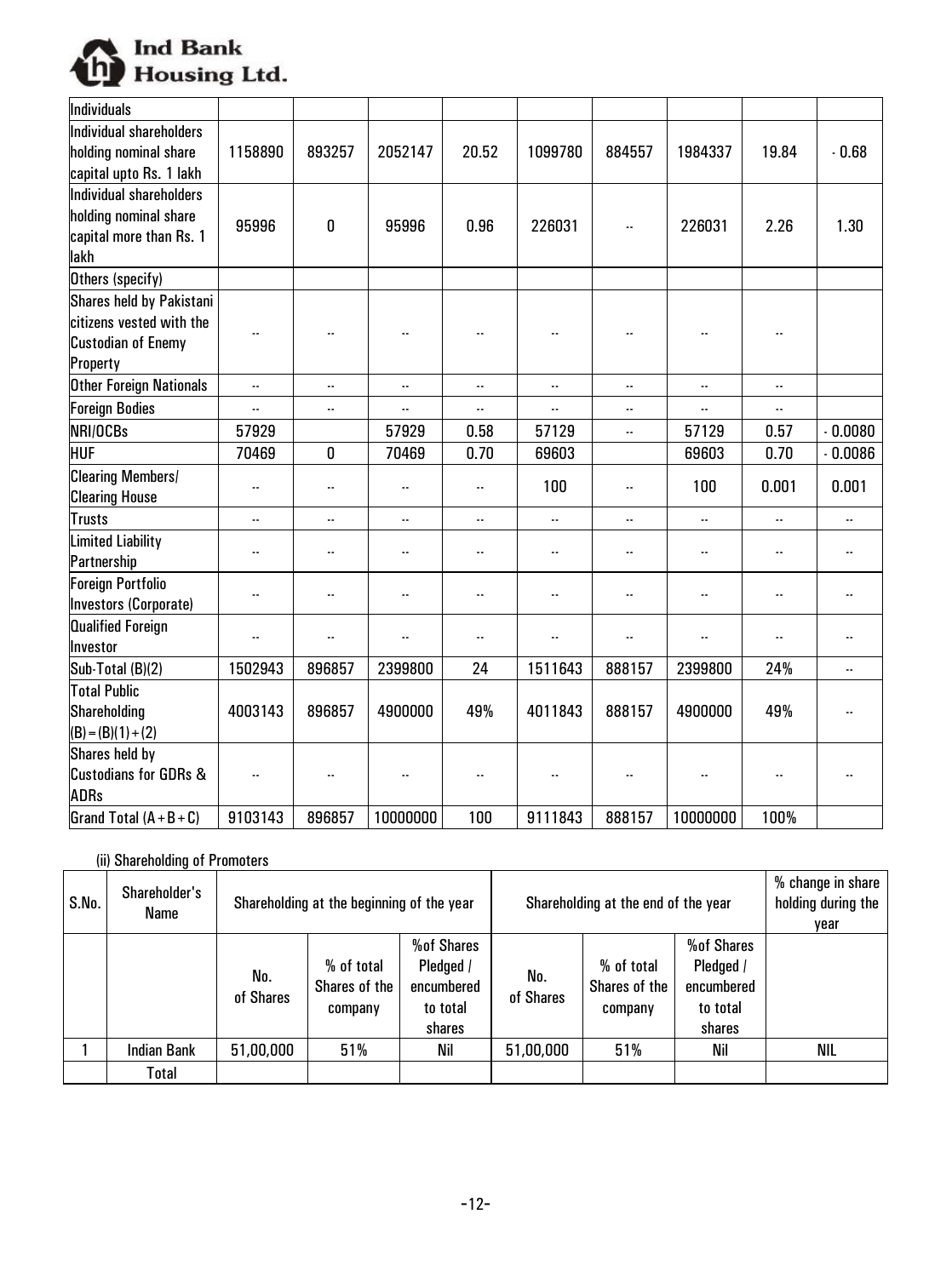| Individuals | | | | | | | | | |
|---|---|---|---|---|---|---|---|---|---|
| Individual shareholders holding nominal share capital upto Rs. 1 lakh | 1158890 | 893257 | 2052147 | 20.52 | 1099780 | 884557 | 1984337 | 19.84 | - 0.68 |
| Individual shareholders holding nominal share capital more than Rs. 1 lakh | 95996 | 0 | 95996 | 0.96 | 226031 | -- | 226031 | 2.26 | 1.30 |
| Others (specify) | | | | | | | | | |
| Shares held by Pakistani citizens vested with the Custodian of Enemy Property | -- | -- | -- | -- | -- | -- | -- | -- | |
| Other Foreign Nationals | -- | -- | -- | -- | -- | -- | -- | -- | |
| Foreign Bodies | -- | -- | -- | -- | -- | -- | -- | -- | |
| NRI/OCBs | 57929 | | 57929 | 0.58 | 57129 | -- | 57129 | 0.57 | - 0.0080 |
| HUF | 70469 | 0 | 70469 | 0.70 | 69603 | | 69603 | 0.70 | - 0.0086 |
| Clearing Members/ Clearing House | -- | -- | -- | -- | 100 | -- | 100 | 0.001 | 0.001 |
| Trusts | -- | -- | -- | -- | -- | -- | -- | -- | -- |
| Limited Liability Partnership | -- | -- | -- | -- | -- | -- | -- | -- | -- |
| Foreign Portfolio Investors (Corporate) | -- | -- | -- | -- | -- | -- | -- | -- | -- |
| Qualified Foreign Investor | -- | -- | -- | -- | -- | -- | -- | -- | -- |
| Sub-Total (B)(2) | 1502943 | 896857 | 2399800 | 24 | 1511643 | 888157 | 2399800 | 24% | -- |
| Total Public Shareholding (B)=(B)(1)+(2) | 4003143 | 896857 | 4900000 | 49% | 4011843 | 888157 | 4900000 | 49% | -- |
| Shares held by Custodians for GDRs & ADRs | -- | -- | -- | -- | -- | -- | -- | -- | -- |
| Grand Total (A+B+C) | 9103143 | 896857 | 10000000 | 100 | 9111843 | 888157 | 10000000 | 100% | |

(ii) Shareholding of Promoters

| S.No. | Shareholder's Name | Shareholding at the beginning of the year | | | Shareholding at the end of the year | | | % change in share holding during the year |
|---|---|---|---|---|---|---|---|---|
| | | No. of Shares | % of total Shares of the company | %of Shares Pledged / encumbered to total shares | No. of Shares | % of total Shares of the company | %of Shares Pledged / encumbered to total shares | |
| 1 | Indian Bank | 51,00,000 | 51% | Nil | 51,00,000 | 51% | Nil | NIL |
| | Total | | | | | | | |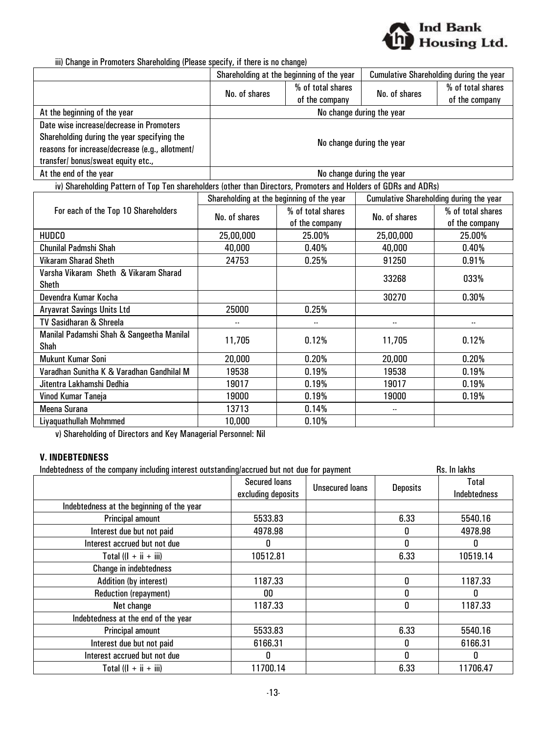iii) Change in Promoters Shareholding (Please specify, if there is no change)

| | Shareholding at the beginning of the year | | Cumulative Shareholding during the year | |
|---|---|---|---|---|
| | No. of shares | % of total shares of the company | No. of shares | % of total shares of the company |
| At the beginning of the year | No change during the year | | | |
| Date wise increase/decrease in Promoters Shareholding during the year specifying the reasons for increase/decrease (e.g., allotment/ transfer/ bonus/sweat equity etc., | No change during the year | | | |
| At the end of the year | No change during the year | | | |

iv) Shareholding Pattern of Top Ten shareholders (other than Directors, Promoters and Holders of GDRs and ADRs)

| For each of the Top 10 Shareholders | Shareholding at the beginning of the year | | Cumulative Shareholding during the year | |
|---|---|---|---|---|
| | No. of shares | % of total shares of the company | No. of shares | % of total shares of the company |
| HUDCO | 25,00,000 | 25.00% | 25,00,000 | 25.00% |
| Chunilal Padmshi Shah | 40,000 | 0.40% | 40,000 | 0.40% |
| Vikaram Sharad Sheth | 24753 | 0.25% | 91250 | 0.91% |
| Varsha Vikaram Sheth & Vikaram Sharad Sheth | | | 33268 | 033% |
| Devendra Kumar Kocha | | | 30270 | 0.30% |
| Aryavrat Savings Units Ltd | 25000 | 0.25% | | |
| TV Sasidharan & Shreela | -- | -- | -- | -- |
| Manilal Padamshi Shah & Sangeetha Manilal Shah | 11,705 | 0.12% | 11,705 | 0.12% |
| Mukunt Kumar Soni | 20,000 | 0.20% | 20,000 | 0.20% |
| Varadhan Sunitha K & Varadhan Gandhilal M | 19538 | 0.19% | 19538 | 0.19% |
| Jitentra Lakhamshi Dedhia | 19017 | 0.19% | 19017 | 0.19% |
| Vinod Kumar Taneja | 19000 | 0.19% | 19000 | 0.19% |
| Meena Surana | 13713 | 0.14% | -- | |
| Liyaquathullah Mohmmed | 10,000 | 0.10% | | |

v) Shareholding of Directors and Key Managerial Personnel: Nil

## V. INDEBTEDNESS

Indebtedness of the company including interest outstanding/accrued but not due for payment — Rs. In lakhs

| | Secured loans excluding deposits | Unsecured loans | Deposits | Total Indebtedness |
|---|---|---|---|---|
| Indebtedness at the beginning of the year | | | | |
| Principal amount | 5533.83 | | 6.33 | 5540.16 |
| Interest due but not paid | 4978.98 | | 0 | 4978.98 |
| Interest accrued but not due | 0 | | 0 | 0 |
| Total ((I + ii + iii) | 10512.81 | | 6.33 | 10519.14 |
| Change in indebtedness | | | | |
| Addition (by interest) | 1187.33 | | 0 | 1187.33 |
| Reduction (repayment) | 00 | | 0 | 0 |
| Net change | 1187.33 | | 0 | 1187.33 |
| Indebtedness at the end of the year | | | | |
| Principal amount | 5533.83 | | 6.33 | 5540.16 |
| Interest due but not paid | 6166.31 | | 0 | 6166.31 |
| Interest accrued but not due | 0 | | 0 | 0 |
| Total ((I + ii + iii) | 11700.14 | | 6.33 | 11706.47 |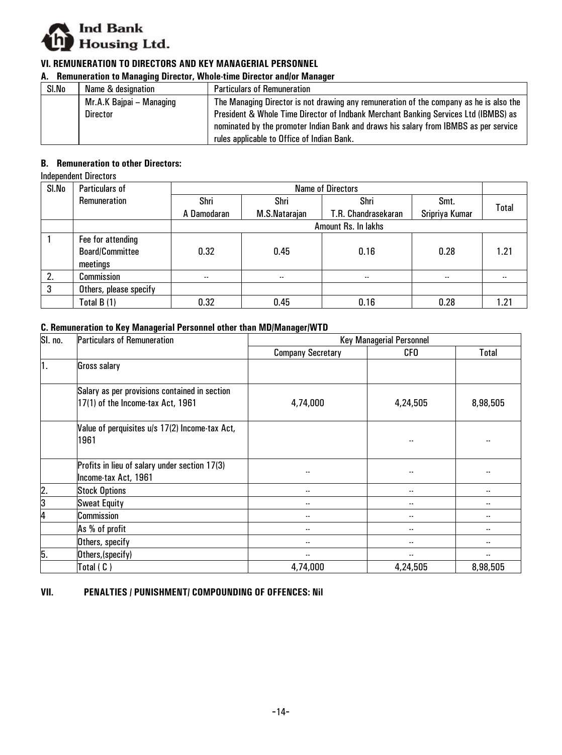## VI. REMUNERATION TO DIRECTORS AND KEY MANAGERIAL PERSONNEL

### A. Remuneration to Managing Director, Whole-time Director and/or Manager

| Sl.No | Name & designation | Particulars of Remuneration |
|---|---|---|
| | Mr.A.K Bajpai – Managing Director | The Managing Director is not drawing any remuneration of the company as he is also the President & Whole Time Director of Indbank Merchant Banking Services Ltd (IBMBS) as nominated by the promoter Indian Bank and draws his salary from IBMBS as per service rules applicable to Office of Indian Bank. |

### B. Remuneration to other Directors:

Independent Directors

| Sl.No | Particulars of Remuneration | Name of Directors | | | | Total |
|---|---|---|---|---|---|---|
| | | Shri A Damodaran | Shri M.S.Natarajan | Shri T.R. Chandrasekaran | Smt. Sripriya Kumar | |
| | | Amount Rs. In lakhs | | | | |
| 1 | Fee for attending Board/Committee meetings | 0.32 | 0.45 | 0.16 | 0.28 | 1.21 |
| 2. | Commission | -- | -- | -- | -- | -- |
| 3 | Others, please specify | | | | | |
| | Total B (1) | 0.32 | 0.45 | 0.16 | 0.28 | 1.21 |

### C. Remuneration to Key Managerial Personnel other than MD/Manager/WTD

| Sl. no. | Particulars of Remuneration | Key Managerial Personnel | | |
|---|---|---|---|---|
| | | Company Secretary | CFO | Total |
| 1. | Gross salary | | | |
| | Salary as per provisions contained in section 17(1) of the Income-tax Act, 1961 | 4,74,000 | 4,24,505 | 8,98,505 |
| | Value of perquisites u/s 17(2) Income-tax Act, 1961 | | -- | -- |
| | Profits in lieu of salary under section 17(3) Income-tax Act, 1961 | -- | -- | -- |
| 2. | Stock Options | -- | -- | -- |
| 3 | Sweat Equity | -- | -- | -- |
| 4 | Commission | -- | -- | -- |
| | As % of profit | -- | -- | -- |
| | Others, specify | -- | -- | -- |
| 5. | Others,(specify) | -- | -- | -- |
| | Total ( C ) | 4,74,000 | 4,24,505 | 8,98,505 |

## VII. PENALTIES / PUNISHMENT/ COMPOUNDING OF OFFENCES: Nil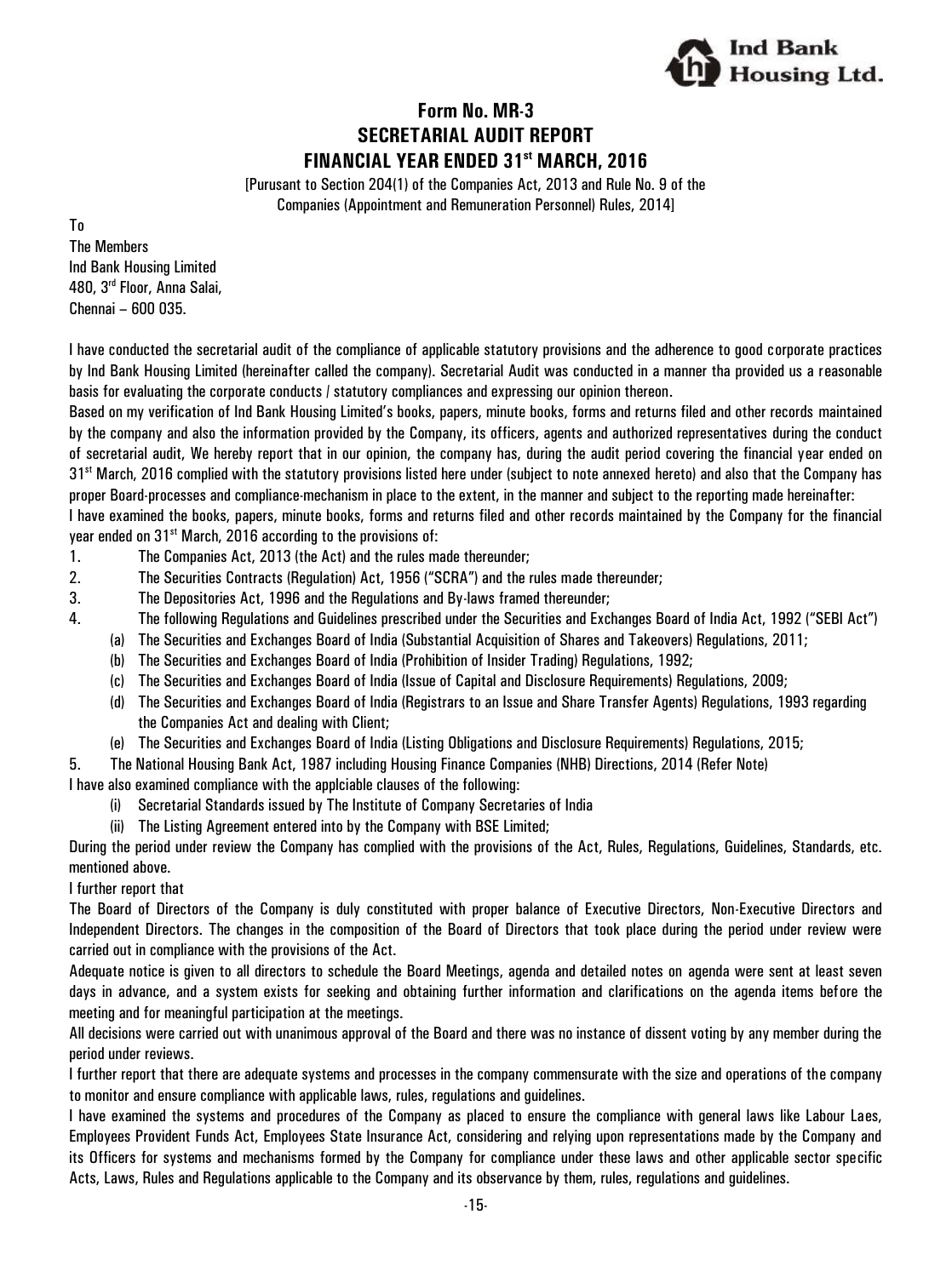# Form No. MR-3

# SECRETARIAL AUDIT REPORT

# FINANCIAL YEAR ENDED 31st MARCH, 2016

[Purusant to Section 204(1) of the Companies Act, 2013 and Rule No. 9 of the Companies (Appointment and Remuneration Personnel) Rules, 2014]

To
The Members
Ind Bank Housing Limited
480, 3rd Floor, Anna Salai,
Chennai – 600 035.

I have conducted the secretarial audit of the compliance of applicable statutory provisions and the adherence to good corporate practices by Ind Bank Housing Limited (hereinafter called the company). Secretarial Audit was conducted in a manner tha provided us a reasonable basis for evaluating the corporate conducts / statutory compliances and expressing our opinion thereon.

Based on my verification of Ind Bank Housing Limited's books, papers, minute books, forms and returns filed and other records maintained by the company and also the information provided by the Company, its officers, agents and authorized representatives during the conduct of secretarial audit, We hereby report that in our opinion, the company has, during the audit period covering the financial year ended on 31st March, 2016 complied with the statutory provisions listed here under (subject to note annexed hereto) and also that the Company has proper Board-processes and compliance-mechanism in place to the extent, in the manner and subject to the reporting made hereinafter:

I have examined the books, papers, minute books, forms and returns filed and other records maintained by the Company for the financial year ended on 31st March, 2016 according to the provisions of:

1. The Companies Act, 2013 (the Act) and the rules made thereunder;
2. The Securities Contracts (Regulation) Act, 1956 ("SCRA") and the rules made thereunder;
3. The Depositories Act, 1996 and the Regulations and By-laws framed thereunder;
4. The following Regulations and Guidelines prescribed under the Securities and Exchanges Board of India Act, 1992 ("SEBI Act")
   - (a) The Securities and Exchanges Board of India (Substantial Acquisition of Shares and Takeovers) Regulations, 2011;
   - (b) The Securities and Exchanges Board of India (Prohibition of Insider Trading) Regulations, 1992;
   - (c) The Securities and Exchanges Board of India (Issue of Capital and Disclosure Requirements) Regulations, 2009;
   - (d) The Securities and Exchanges Board of India (Registrars to an Issue and Share Transfer Agents) Regulations, 1993 regarding the Companies Act and dealing with Client;
   - (e) The Securities and Exchanges Board of India (Listing Obligations and Disclosure Requirements) Regulations, 2015;
5. The National Housing Bank Act, 1987 including Housing Finance Companies (NHB) Directions, 2014 (Refer Note)

I have also examined compliance with the applciable clauses of the following:

- (i) Secretarial Standards issued by The Institute of Company Secretaries of India
- (ii) The Listing Agreement entered into by the Company with BSE Limited;

During the period under review the Company has complied with the provisions of the Act, Rules, Regulations, Guidelines, Standards, etc. mentioned above.

I further report that

The Board of Directors of the Company is duly constituted with proper balance of Executive Directors, Non-Executive Directors and Independent Directors. The changes in the composition of the Board of Directors that took place during the period under review were carried out in compliance with the provisions of the Act.

Adequate notice is given to all directors to schedule the Board Meetings, agenda and detailed notes on agenda were sent at least seven days in advance, and a system exists for seeking and obtaining further information and clarifications on the agenda items before the meeting and for meaningful participation at the meetings.

All decisions were carried out with unanimous approval of the Board and there was no instance of dissent voting by any member during the period under reviews.

I further report that there are adequate systems and processes in the company commensurate with the size and operations of the company to monitor and ensure compliance with applicable laws, rules, regulations and guidelines.

I have examined the systems and procedures of the Company as placed to ensure the compliance with general laws like Labour Laes, Employees Provident Funds Act, Employees State Insurance Act, considering and relying upon representations made by the Company and its Officers for systems and mechanisms formed by the Company for compliance under these laws and other applicable sector specific Acts, Laws, Rules and Regulations applicable to the Company and its observance by them, rules, regulations and guidelines.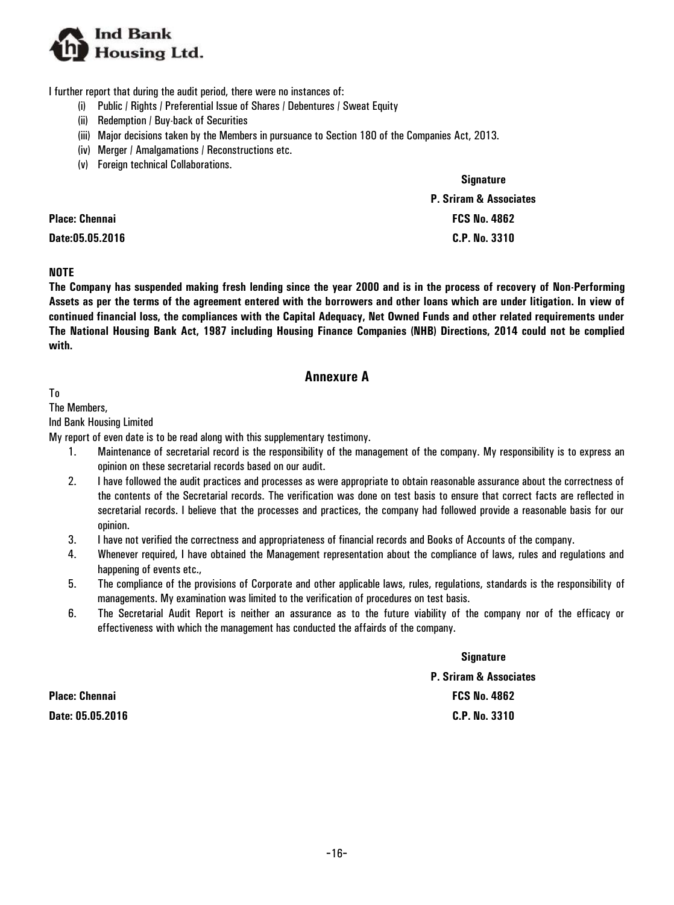I further report that during the audit period, there were no instances of:

(i) Public / Rights / Preferential Issue of Shares / Debentures / Sweat Equity
(ii) Redemption / Buy-back of Securities
(iii) Major decisions taken by the Members in pursuance to Section 180 of the Companies Act, 2013.
(iv) Merger / Amalgamations / Reconstructions etc.
(v) Foreign technical Collaborations.

**Signature**

**P. Sriram & Associates**

**Place: Chennai** **FCS No. 4862**

**Date:05.05.2016** **C.P. No. 3310**

**NOTE**

**The Company has suspended making fresh lending since the year 2000 and is in the process of recovery of Non-Performing Assets as per the terms of the agreement entered with the borrowers and other loans which are under litigation. In view of continued financial loss, the compliances with the Capital Adequacy, Net Owned Funds and other related requirements under The National Housing Bank Act, 1987 including Housing Finance Companies (NHB) Directions, 2014 could not be complied with.**

## Annexure A

To
The Members,
Ind Bank Housing Limited

My report of even date is to be read along with this supplementary testimony.

1. Maintenance of secretarial record is the responsibility of the management of the company. My responsibility is to express an opinion on these secretarial records based on our audit.
2. I have followed the audit practices and processes as were appropriate to obtain reasonable assurance about the correctness of the contents of the Secretarial records. The verification was done on test basis to ensure that correct facts are reflected in secretarial records. I believe that the processes and practices, the company had followed provide a reasonable basis for our opinion.
3. I have not verified the correctness and appropriateness of financial records and Books of Accounts of the company.
4. Whenever required, I have obtained the Management representation about the compliance of laws, rules and regulations and happening of events etc.,
5. The compliance of the provisions of Corporate and other applicable laws, rules, regulations, standards is the responsibility of managements. My examination was limited to the verification of procedures on test basis.
6. The Secretarial Audit Report is neither an assurance as to the future viability of the company nor of the efficacy or effectiveness with which the management has conducted the affairds of the company.

**Signature**

**P. Sriram & Associates**

**Place: Chennai** **FCS No. 4862**

**Date: 05.05.2016** **C.P. No. 3310**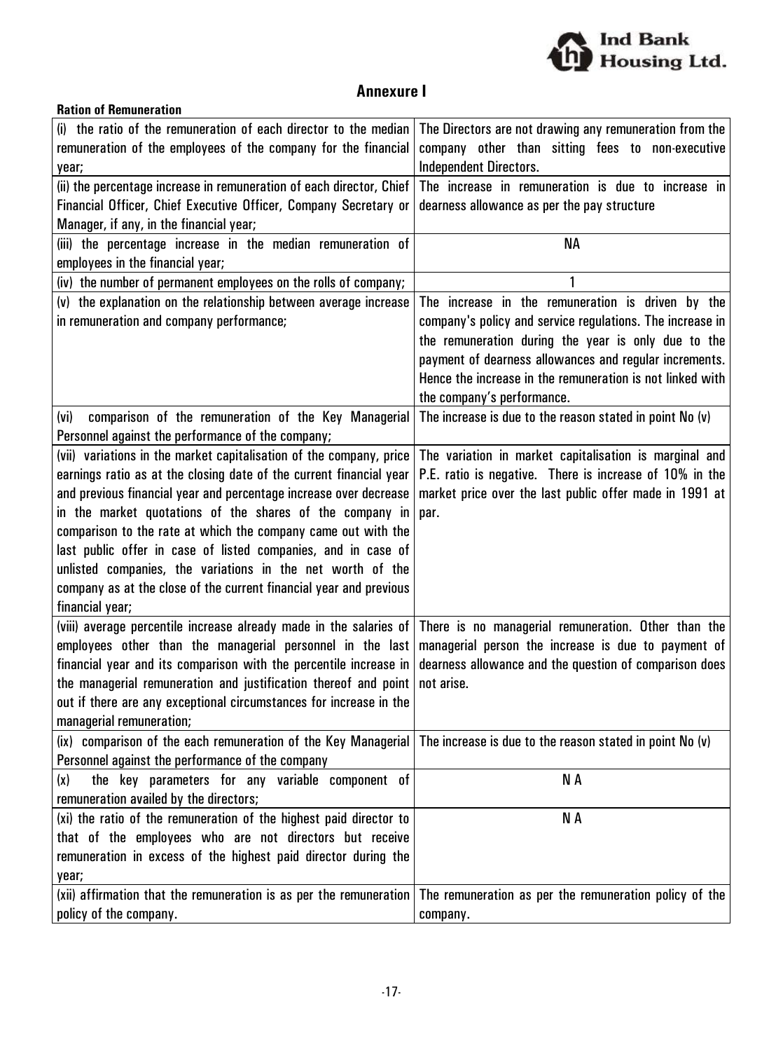## Annexure I

**Ration of Remuneration**

| | |
|---|---|
| (i) the ratio of the remuneration of each director to the median remuneration of the employees of the company for the financial year; | The Directors are not drawing any remuneration from the company other than sitting fees to non-executive Independent Directors. |
| (ii) the percentage increase in remuneration of each director, Chief Financial Officer, Chief Executive Officer, Company Secretary or Manager, if any, in the financial year; | The increase in remuneration is due to increase in dearness allowance as per the pay structure |
| (iii) the percentage increase in the median remuneration of employees in the financial year; | NA |
| (iv) the number of permanent employees on the rolls of company; | 1 |
| (v) the explanation on the relationship between average increase in remuneration and company performance; | The increase in the remuneration is driven by the company's policy and service regulations. The increase in the remuneration during the year is only due to the payment of dearness allowances and regular increments. Hence the increase in the remuneration is not linked with the company's performance. |
| (vi) comparison of the remuneration of the Key Managerial Personnel against the performance of the company; | The increase is due to the reason stated in point No (v) |
| (vii) variations in the market capitalisation of the company, price earnings ratio as at the closing date of the current financial year and previous financial year and percentage increase over decrease in the market quotations of the shares of the company in comparison to the rate at which the company came out with the last public offer in case of listed companies, and in case of unlisted companies, the variations in the net worth of the company as at the close of the current financial year and previous financial year; | The variation in market capitalisation is marginal and P.E. ratio is negative. There is increase of 10% in the market price over the last public offer made in 1991 at par. |
| (viii) average percentile increase already made in the salaries of employees other than the managerial personnel in the last financial year and its comparison with the percentile increase in the managerial remuneration and justification thereof and point out if there are any exceptional circumstances for increase in the managerial remuneration; | There is no managerial remuneration. Other than the managerial person the increase is due to payment of dearness allowance and the question of comparison does not arise. |
| (ix) comparison of the each remuneration of the Key Managerial Personnel against the performance of the company | The increase is due to the reason stated in point No (v) |
| (x) the key parameters for any variable component of remuneration availed by the directors; | N A |
| (xi) the ratio of the remuneration of the highest paid director to that of the employees who are not directors but receive remuneration in excess of the highest paid director during the year; | N A |
| (xii) affirmation that the remuneration is as per the remuneration policy of the company. | The remuneration as per the remuneration policy of the company. |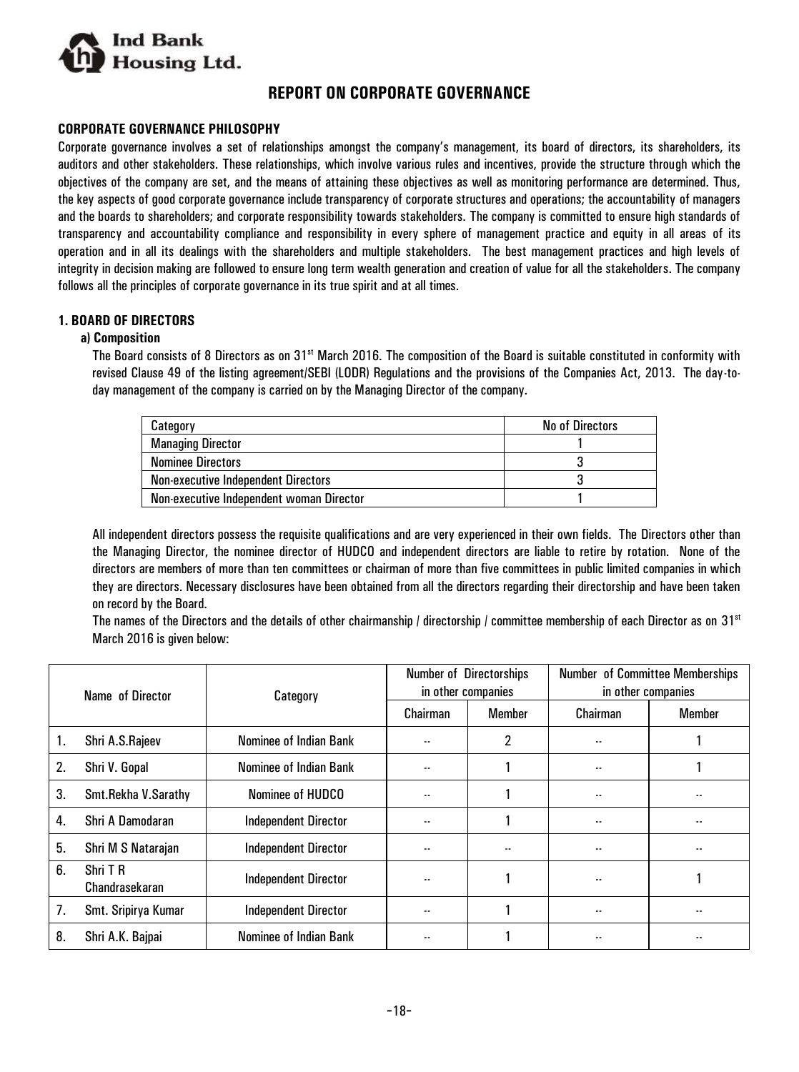# REPORT ON CORPORATE GOVERNANCE

## CORPORATE GOVERNANCE PHILOSOPHY

Corporate governance involves a set of relationships amongst the company's management, its board of directors, its shareholders, its auditors and other stakeholders. These relationships, which involve various rules and incentives, provide the structure through which the objectives of the company are set, and the means of attaining these objectives as well as monitoring performance are determined. Thus, the key aspects of good corporate governance include transparency of corporate structures and operations; the accountability of managers and the boards to shareholders; and corporate responsibility towards stakeholders. The company is committed to ensure high standards of transparency and accountability compliance and responsibility in every sphere of management practice and equity in all areas of its operation and in all its dealings with the shareholders and multiple stakeholders. The best management practices and high levels of integrity in decision making are followed to ensure long term wealth generation and creation of value for all the stakeholders. The company follows all the principles of corporate governance in its true spirit and at all times.

## 1. BOARD OF DIRECTORS

### a) Composition

The Board consists of 8 Directors as on 31st March 2016. The composition of the Board is suitable constituted in conformity with revised Clause 49 of the listing agreement/SEBI (LODR) Regulations and the provisions of the Companies Act, 2013. The day-to-day management of the company is carried on by the Managing Director of the company.

| Category | No of Directors |
|---|---|
| Managing Director | 1 |
| Nominee Directors | 3 |
| Non-executive Independent Directors | 3 |
| Non-executive Independent woman Director | 1 |

All independent directors possess the requisite qualifications and are very experienced in their own fields. The Directors other than the Managing Director, the nominee director of HUDCO and independent directors are liable to retire by rotation. None of the directors are members of more than ten committees or chairman of more than five committees in public limited companies in which they are directors. Necessary disclosures have been obtained from all the directors regarding their directorship and have been taken on record by the Board.

The names of the Directors and the details of other chairmanship / directorship / committee membership of each Director as on 31st March 2016 is given below:

| | Name of Director | Category | Number of Directorships in other companies | | Number of Committee Memberships in other companies | |
|---|---|---|---|---|---|---|
| | | | Chairman | Member | Chairman | Member |
| 1. | Shri A.S.Rajeev | Nominee of Indian Bank | -- | 2 | -- | 1 |
| 2. | Shri V. Gopal | Nominee of Indian Bank | -- | 1 | -- | 1 |
| 3. | Smt.Rekha V.Sarathy | Nominee of HUDCO | -- | 1 | -- | -- |
| 4. | Shri A Damodaran | Independent Director | -- | 1 | -- | -- |
| 5. | Shri M S Natarajan | Independent Director | -- | -- | -- | -- |
| 6. | Shri T R Chandrasekaran | Independent Director | -- | 1 | -- | 1 |
| 7. | Smt. Sripirya Kumar | Independent Director | -- | 1 | -- | -- |
| 8. | Shri A.K. Bajpai | Nominee of Indian Bank | -- | 1 | -- | -- |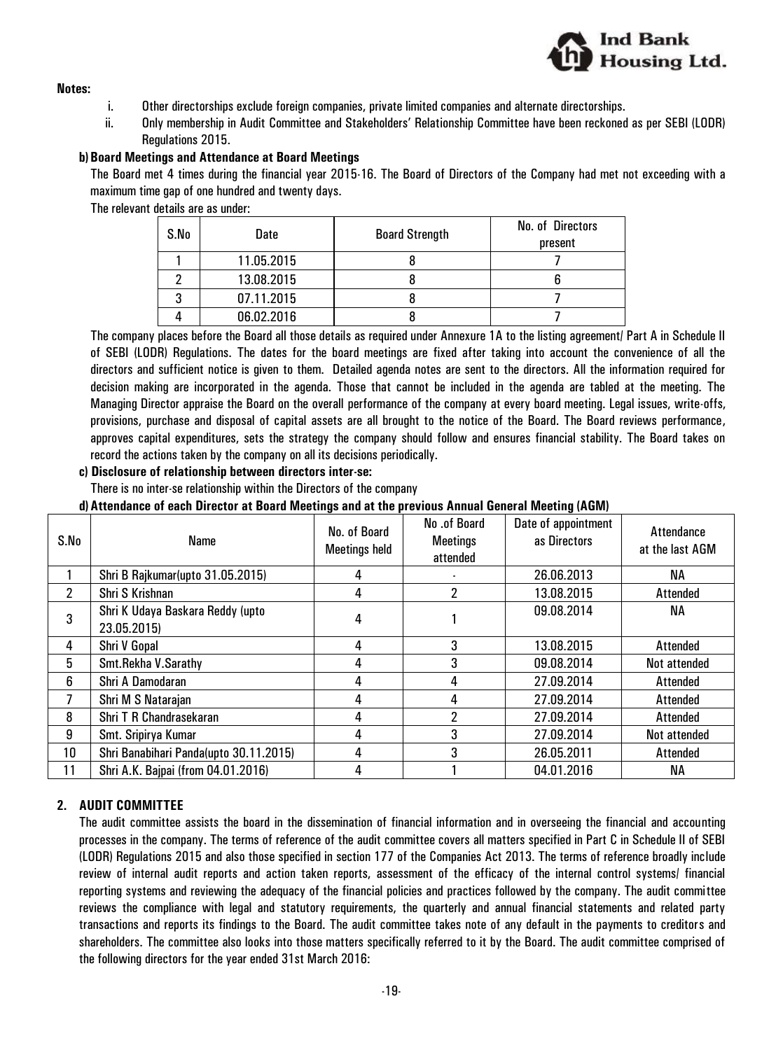**Notes:**

i. Other directorships exclude foreign companies, private limited companies and alternate directorships.

ii. Only membership in Audit Committee and Stakeholders' Relationship Committee have been reckoned as per SEBI (LODR) Regulations 2015.

**b) Board Meetings and Attendance at Board Meetings**

The Board met 4 times during the financial year 2015-16. The Board of Directors of the Company had met not exceeding with a maximum time gap of one hundred and twenty days.

The relevant details are as under:

| S.No | Date | Board Strength | No. of Directors present |
|---|---|---|---|
| 1 | 11.05.2015 | 8 | 7 |
| 2 | 13.08.2015 | 8 | 6 |
| 3 | 07.11.2015 | 8 | 7 |
| 4 | 06.02.2016 | 8 | 7 |

The company places before the Board all those details as required under Annexure 1A to the listing agreement/ Part A in Schedule II of SEBI (LODR) Regulations. The dates for the board meetings are fixed after taking into account the convenience of all the directors and sufficient notice is given to them. Detailed agenda notes are sent to the directors. All the information required for decision making are incorporated in the agenda. Those that cannot be included in the agenda are tabled at the meeting. The Managing Director appraise the Board on the overall performance of the company at every board meeting. Legal issues, write-offs, provisions, purchase and disposal of capital assets are all brought to the notice of the Board. The Board reviews performance, approves capital expenditures, sets the strategy the company should follow and ensures financial stability. The Board takes on record the actions taken by the company on all its decisions periodically.

**c) Disclosure of relationship between directors inter-se:**

There is no inter-se relationship within the Directors of the company

**d) Attendance of each Director at Board Meetings and at the previous Annual General Meeting (AGM)**

| S.No | Name | No. of Board Meetings held | No .of Board Meetings attended | Date of appointment as Directors | Attendance at the last AGM |
|---|---|---|---|---|---|
| 1 | Shri B Rajkumar(upto 31.05.2015) | 4 | - | 26.06.2013 | NA |
| 2 | Shri S Krishnan | 4 | 2 | 13.08.2015 | Attended |
| 3 | Shri K Udaya Baskara Reddy (upto 23.05.2015) | 4 | 1 | 09.08.2014 | NA |
| 4 | Shri V Gopal | 4 | 3 | 13.08.2015 | Attended |
| 5 | Smt.Rekha V.Sarathy | 4 | 3 | 09.08.2014 | Not attended |
| 6 | Shri A Damodaran | 4 | 4 | 27.09.2014 | Attended |
| 7 | Shri M S Natarajan | 4 | 4 | 27.09.2014 | Attended |
| 8 | Shri T R Chandrasekaran | 4 | 2 | 27.09.2014 | Attended |
| 9 | Smt. Sripirya Kumar | 4 | 3 | 27.09.2014 | Not attended |
| 10 | Shri Banabihari Panda(upto 30.11.2015) | 4 | 3 | 26.05.2011 | Attended |
| 11 | Shri A.K. Bajpai (from 04.01.2016) | 4 | 1 | 04.01.2016 | NA |

## 2. AUDIT COMMITTEE

The audit committee assists the board in the dissemination of financial information and in overseeing the financial and accounting processes in the company. The terms of reference of the audit committee covers all matters specified in Part C in Schedule II of SEBI (LODR) Regulations 2015 and also those specified in section 177 of the Companies Act 2013. The terms of reference broadly include review of internal audit reports and action taken reports, assessment of the efficacy of the internal control systems/ financial reporting systems and reviewing the adequacy of the financial policies and practices followed by the company. The audit committee reviews the compliance with legal and statutory requirements, the quarterly and annual financial statements and related party transactions and reports its findings to the Board. The audit committee takes note of any default in the payments to creditors and shareholders. The committee also looks into those matters specifically referred to it by the Board. The audit committee comprised of the following directors for the year ended 31st March 2016: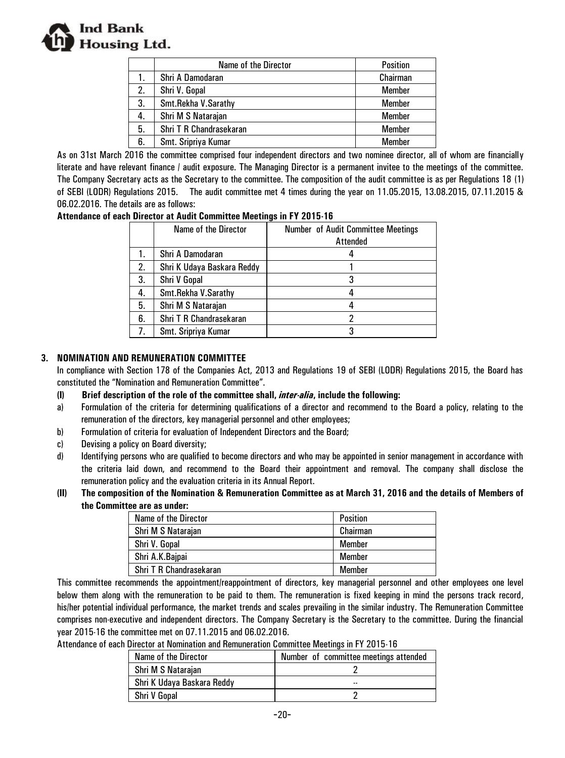|  | Name of the Director | Position |
|---|---|---|
| 1. | Shri A Damodaran | Chairman |
| 2. | Shri V. Gopal | Member |
| 3. | Smt.Rekha V.Sarathy | Member |
| 4. | Shri M S Natarajan | Member |
| 5. | Shri T R Chandrasekaran | Member |
| 6. | Smt. Sripriya Kumar | Member |

As on 31st March 2016 the committee comprised four independent directors and two nominee director, all of whom are financially literate and have relevant finance / audit exposure. The Managing Director is a permanent invitee to the meetings of the committee. The Company Secretary acts as the Secretary to the committee. The composition of the audit committee is as per Regulations 18 (1) of SEBI (LODR) Regulations 2015. The audit committee met 4 times during the year on 11.05.2015, 13.08.2015, 07.11.2015 & 06.02.2016. The details are as follows:

**Attendance of each Director at Audit Committee Meetings in FY 2015-16**

|  | Name of the Director | Number of Audit Committee Meetings Attended |
|---|---|---|
| 1. | Shri A Damodaran | 4 |
| 2. | Shri K Udaya Baskara Reddy | 1 |
| 3. | Shri V Gopal | 3 |
| 4. | Smt.Rekha V.Sarathy | 4 |
| 5. | Shri M S Natarajan | 4 |
| 6. | Shri T R Chandrasekaran | 2 |
| 7. | Smt. Sripriya Kumar | 3 |

## 3. NOMINATION AND REMUNERATION COMMITTEE

In compliance with Section 178 of the Companies Act, 2013 and Regulations 19 of SEBI (LODR) Regulations 2015, the Board has constituted the "Nomination and Remuneration Committee".

**(I) Brief description of the role of the committee shall, *inter-alia*, include the following:**

a) Formulation of the criteria for determining qualifications of a director and recommend to the Board a policy, relating to the remuneration of the directors, key managerial personnel and other employees;

b) Formulation of criteria for evaluation of Independent Directors and the Board;

c) Devising a policy on Board diversity;

d) Identifying persons who are qualified to become directors and who may be appointed in senior management in accordance with the criteria laid down, and recommend to the Board their appointment and removal. The company shall disclose the remuneration policy and the evaluation criteria in its Annual Report.

**(II) The composition of the Nomination & Remuneration Committee as at March 31, 2016 and the details of Members of the Committee are as under:**

| Name of the Director | Position |
|---|---|
| Shri M S Natarajan | Chairman |
| Shri V. Gopal | Member |
| Shri A.K.Bajpai | Member |
| Shri T R Chandrasekaran | Member |

This committee recommends the appointment/reappointment of directors, key managerial personnel and other employees one level below them along with the remuneration to be paid to them. The remuneration is fixed keeping in mind the persons track record, his/her potential individual performance, the market trends and scales prevailing in the similar industry. The Remuneration Committee comprises non-executive and independent directors. The Company Secretary is the Secretary to the committee. During the financial year 2015-16 the committee met on 07.11.2015 and 06.02.2016.

Attendance of each Director at Nomination and Remuneration Committee Meetings in FY 2015-16

| Name of the Director | Number of committee meetings attended |
|---|---|
| Shri M S Natarajan | 2 |
| Shri K Udaya Baskara Reddy | -- |
| Shri V Gopal | 2 |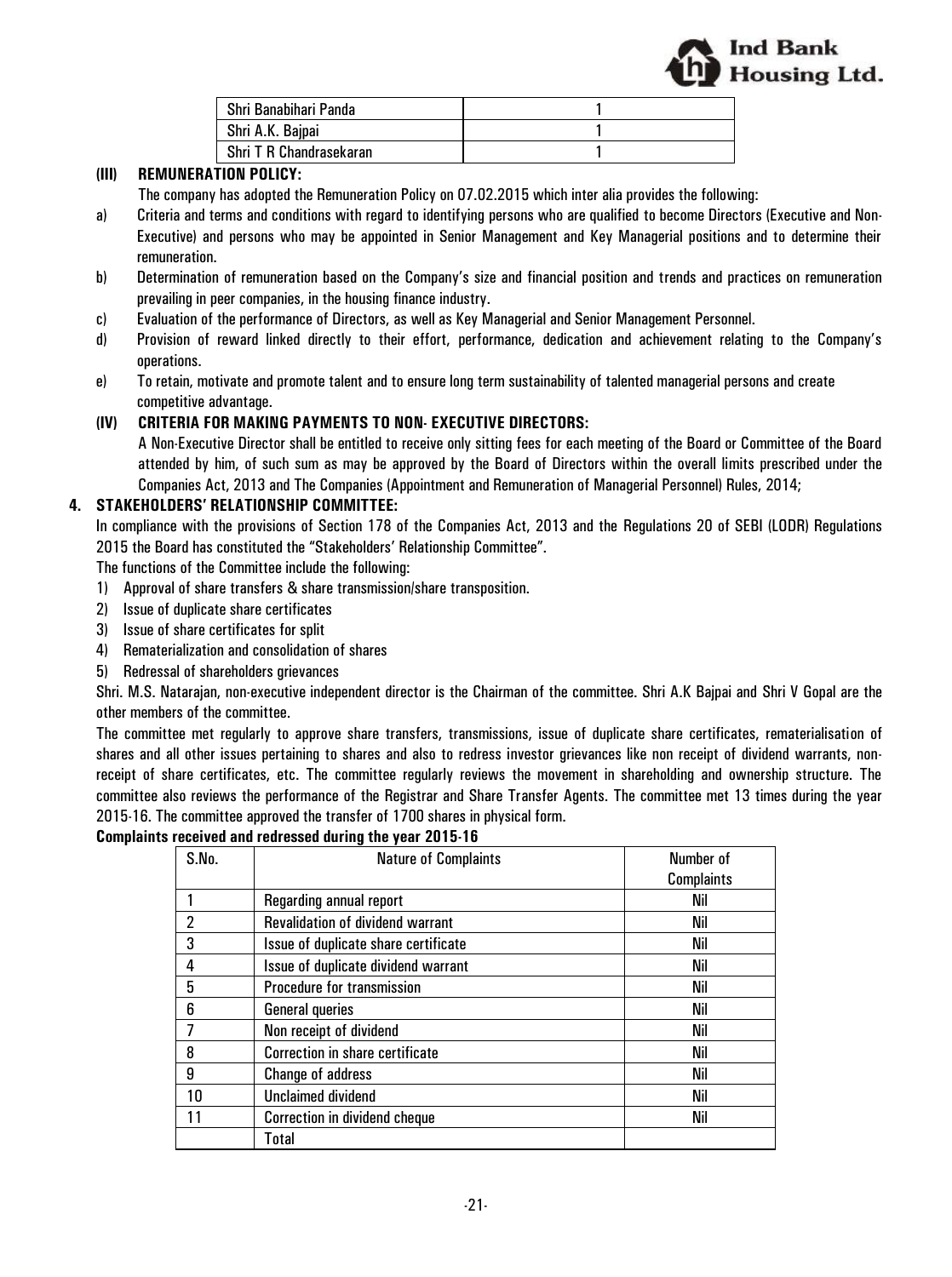| Shri Banabihari Panda | 1 |
|---|---|
| Shri A.K. Bajpai | 1 |
| Shri T R Chandrasekaran | 1 |

**(III) REMUNERATION POLICY:**

The company has adopted the Remuneration Policy on 07.02.2015 which inter alia provides the following:

a) Criteria and terms and conditions with regard to identifying persons who are qualified to become Directors (Executive and Non-Executive) and persons who may be appointed in Senior Management and Key Managerial positions and to determine their remuneration.

b) Determination of remuneration based on the Company's size and financial position and trends and practices on remuneration prevailing in peer companies, in the housing finance industry.

c) Evaluation of the performance of Directors, as well as Key Managerial and Senior Management Personnel.

d) Provision of reward linked directly to their effort, performance, dedication and achievement relating to the Company's operations.

e) To retain, motivate and promote talent and to ensure long term sustainability of talented managerial persons and create competitive advantage.

**(IV) CRITERIA FOR MAKING PAYMENTS TO NON- EXECUTIVE DIRECTORS:**

A Non-Executive Director shall be entitled to receive only sitting fees for each meeting of the Board or Committee of the Board attended by him, of such sum as may be approved by the Board of Directors within the overall limits prescribed under the Companies Act, 2013 and The Companies (Appointment and Remuneration of Managerial Personnel) Rules, 2014;

**4. STAKEHOLDERS' RELATIONSHIP COMMITTEE:**

In compliance with the provisions of Section 178 of the Companies Act, 2013 and the Regulations 20 of SEBI (LODR) Regulations 2015 the Board has constituted the "Stakeholders' Relationship Committee".

The functions of the Committee include the following:

1) Approval of share transfers & share transmission/share transposition.
2) Issue of duplicate share certificates
3) Issue of share certificates for split
4) Rematerialization and consolidation of shares
5) Redressal of shareholders grievances

Shri. M.S. Natarajan, non-executive independent director is the Chairman of the committee. Shri A.K Bajpai and Shri V Gopal are the other members of the committee.

The committee met regularly to approve share transfers, transmissions, issue of duplicate share certificates, rematerialisation of shares and all other issues pertaining to shares and also to redress investor grievances like non receipt of dividend warrants, non-receipt of share certificates, etc. The committee regularly reviews the movement in shareholding and ownership structure. The committee also reviews the performance of the Registrar and Share Transfer Agents. The committee met 13 times during the year 2015-16. The committee approved the transfer of 1700 shares in physical form.

**Complaints received and redressed during the year 2015-16**

| S.No. | Nature of Complaints | Number of Complaints |
|---|---|---|
| 1 | Regarding annual report | Nil |
| 2 | Revalidation of dividend warrant | Nil |
| 3 | Issue of duplicate share certificate | Nil |
| 4 | Issue of duplicate dividend warrant | Nil |
| 5 | Procedure for transmission | Nil |
| 6 | General queries | Nil |
| 7 | Non receipt of dividend | Nil |
| 8 | Correction in share certificate | Nil |
| 9 | Change of address | Nil |
| 10 | Unclaimed dividend | Nil |
| 11 | Correction in dividend cheque | Nil |
| | Total | |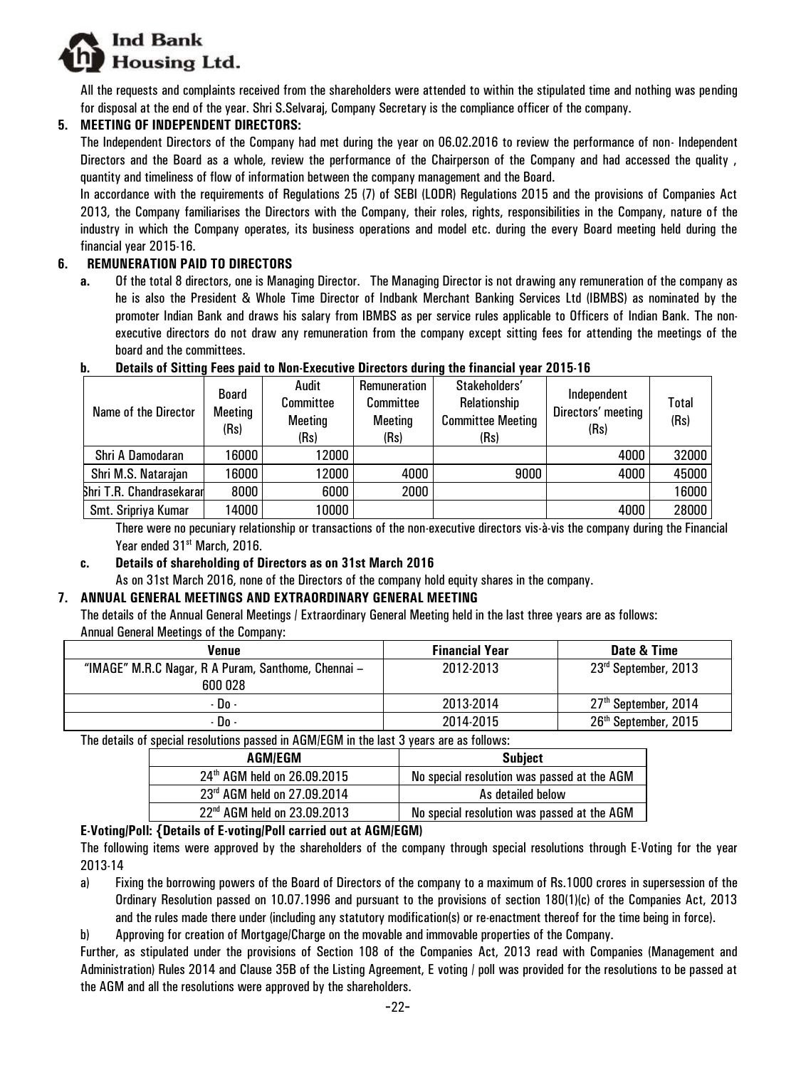All the requests and complaints received from the shareholders were attended to within the stipulated time and nothing was pending for disposal at the end of the year. Shri S.Selvaraj, Company Secretary is the compliance officer of the company.

## 5. MEETING OF INDEPENDENT DIRECTORS:

The Independent Directors of the Company had met during the year on 06.02.2016 to review the performance of non- Independent Directors and the Board as a whole, review the performance of the Chairperson of the Company and had accessed the quality , quantity and timeliness of flow of information between the company management and the Board.

In accordance with the requirements of Regulations 25 (7) of SEBI (LODR) Regulations 2015 and the provisions of Companies Act 2013, the Company familiarises the Directors with the Company, their roles, rights, responsibilities in the Company, nature of the industry in which the Company operates, its business operations and model etc. during the every Board meeting held during the financial year 2015-16.

## 6. REMUNERATION PAID TO DIRECTORS

**a.** Of the total 8 directors, one is Managing Director. The Managing Director is not drawing any remuneration of the company as he is also the President & Whole Time Director of Indbank Merchant Banking Services Ltd (IBMBS) as nominated by the promoter Indian Bank and draws his salary from IBMBS as per service rules applicable to Officers of Indian Bank. The non-executive directors do not draw any remuneration from the company except sitting fees for attending the meetings of the board and the committees.

**b. Details of Sitting Fees paid to Non-Executive Directors during the financial year 2015-16**

| Name of the Director | Board Meeting (Rs) | Audit Committee Meeting (Rs) | Remuneration Committee Meeting (Rs) | Stakeholders' Relationship Committee Meeting (Rs) | Independent Directors' meeting (Rs) | Total (Rs) |
|---|---|---|---|---|---|---|
| Shri A Damodaran | 16000 | 12000 | | | 4000 | 32000 |
| Shri M.S. Natarajan | 16000 | 12000 | 4000 | 9000 | 4000 | 45000 |
| Shri T.R. Chandrasekaran | 8000 | 6000 | 2000 | | | 16000 |
| Smt. Sripriya Kumar | 14000 | 10000 | | | 4000 | 28000 |

There were no pecuniary relationship or transactions of the non-executive directors vis-à-vis the company during the Financial Year ended 31st March, 2016.

**c. Details of shareholding of Directors as on 31st March 2016**

As on 31st March 2016, none of the Directors of the company hold equity shares in the company.

## 7. ANNUAL GENERAL MEETINGS AND EXTRAORDINARY GENERAL MEETING

The details of the Annual General Meetings / Extraordinary General Meeting held in the last three years are as follows:

Annual General Meetings of the Company:

| Venue | Financial Year | Date & Time |
|---|---|---|
| "IMAGE" M.R.C Nagar, R A Puram, Santhome, Chennai – 600 028 | 2012-2013 | 23rd September, 2013 |
| - Do - | 2013-2014 | 27th September, 2014 |
| - Do - | 2014-2015 | 26th September, 2015 |

The details of special resolutions passed in AGM/EGM in the last 3 years are as follows:

| AGM/EGM | Subject |
|---|---|
| 24th AGM held on 26.09.2015 | No special resolution was passed at the AGM |
| 23rd AGM held on 27.09.2014 | As detailed below |
| 22nd AGM held on 23.09.2013 | No special resolution was passed at the AGM |

**E-Voting/Poll: {Details of E-voting/Poll carried out at AGM/EGM)**

The following items were approved by the shareholders of the company through special resolutions through E-Voting for the year 2013-14

a) Fixing the borrowing powers of the Board of Directors of the company to a maximum of Rs.1000 crores in supersession of the Ordinary Resolution passed on 10.07.1996 and pursuant to the provisions of section 180(1)(c) of the Companies Act, 2013 and the rules made there under (including any statutory modification(s) or re-enactment thereof for the time being in force).

b) Approving for creation of Mortgage/Charge on the movable and immovable properties of the Company.

Further, as stipulated under the provisions of Section 108 of the Companies Act, 2013 read with Companies (Management and Administration) Rules 2014 and Clause 35B of the Listing Agreement, E voting / poll was provided for the resolutions to be passed at the AGM and all the resolutions were approved by the shareholders.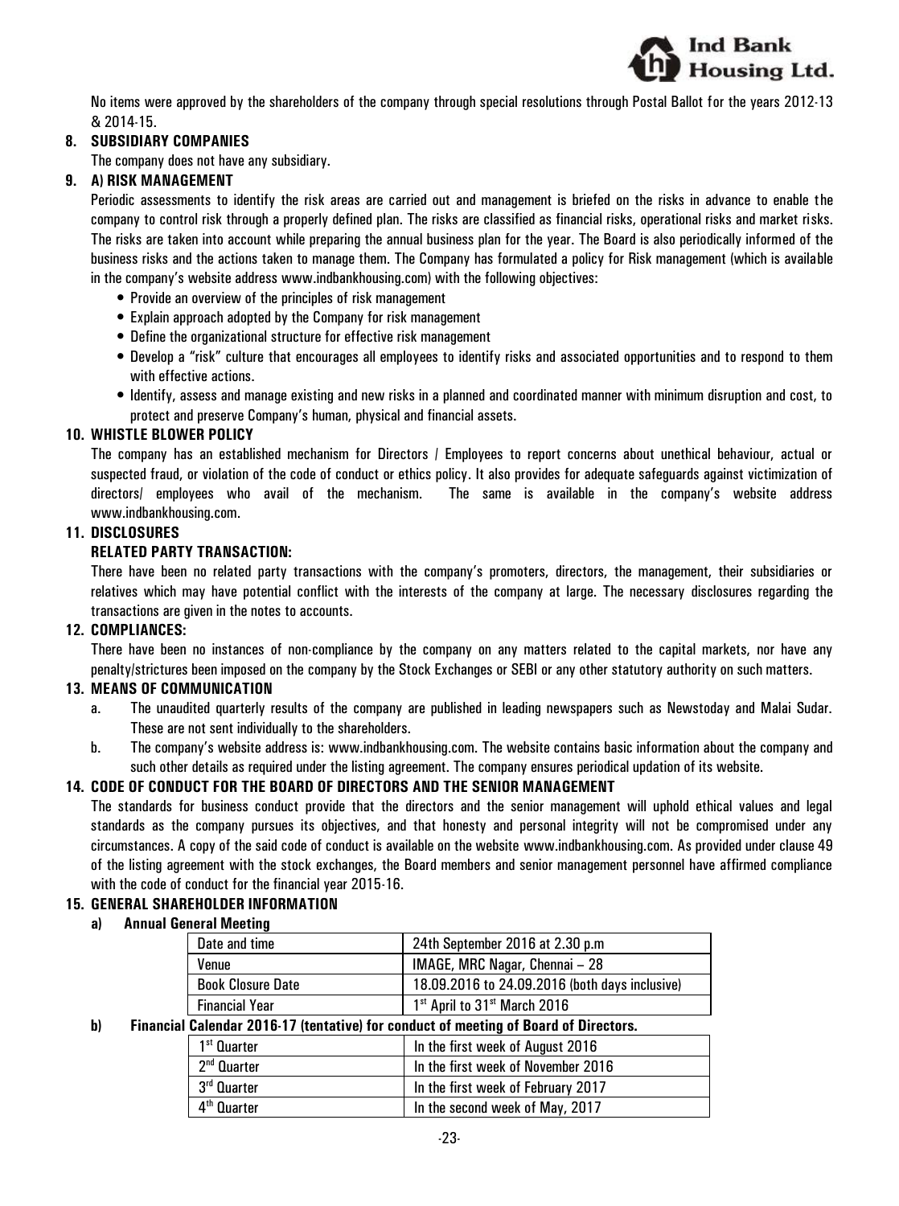No items were approved by the shareholders of the company through special resolutions through Postal Ballot for the years 2012-13 & 2014-15.

## 8. SUBSIDIARY COMPANIES

The company does not have any subsidiary.

## 9. A) RISK MANAGEMENT

Periodic assessments to identify the risk areas are carried out and management is briefed on the risks in advance to enable the company to control risk through a properly defined plan. The risks are classified as financial risks, operational risks and market risks. The risks are taken into account while preparing the annual business plan for the year. The Board is also periodically informed of the business risks and the actions taken to manage them. The Company has formulated a policy for Risk management (which is available in the company's website address www.indbankhousing.com) with the following objectives:

- Provide an overview of the principles of risk management
- Explain approach adopted by the Company for risk management
- Define the organizational structure for effective risk management
- Develop a "risk" culture that encourages all employees to identify risks and associated opportunities and to respond to them with effective actions.
- Identify, assess and manage existing and new risks in a planned and coordinated manner with minimum disruption and cost, to protect and preserve Company's human, physical and financial assets.

## 10. WHISTLE BLOWER POLICY

The company has an established mechanism for Directors / Employees to report concerns about unethical behaviour, actual or suspected fraud, or violation of the code of conduct or ethics policy. It also provides for adequate safeguards against victimization of directors/ employees who avail of the mechanism. The same is available in the company's website address www.indbankhousing.com.

## 11. DISCLOSURES

**RELATED PARTY TRANSACTION:**

There have been no related party transactions with the company's promoters, directors, the management, their subsidiaries or relatives which may have potential conflict with the interests of the company at large. The necessary disclosures regarding the transactions are given in the notes to accounts.

## 12. COMPLIANCES:

There have been no instances of non-compliance by the company on any matters related to the capital markets, nor have any penalty/strictures been imposed on the company by the Stock Exchanges or SEBI or any other statutory authority on such matters.

## 13. MEANS OF COMMUNICATION

a. The unaudited quarterly results of the company are published in leading newspapers such as Newstoday and Malai Sudar. These are not sent individually to the shareholders.

b. The company's website address is: www.indbankhousing.com. The website contains basic information about the company and such other details as required under the listing agreement. The company ensures periodical updation of its website.

## 14. CODE OF CONDUCT FOR THE BOARD OF DIRECTORS AND THE SENIOR MANAGEMENT

The standards for business conduct provide that the directors and the senior management will uphold ethical values and legal standards as the company pursues its objectives, and that honesty and personal integrity will not be compromised under any circumstances. A copy of the said code of conduct is available on the website www.indbankhousing.com. As provided under clause 49 of the listing agreement with the stock exchanges, the Board members and senior management personnel have affirmed compliance with the code of conduct for the financial year 2015-16.

## 15. GENERAL SHAREHOLDER INFORMATION

**a) Annual General Meeting**

| | |
|---|---|
| Date and time | 24th September 2016 at 2.30 p.m |
| Venue | IMAGE, MRC Nagar, Chennai – 28 |
| Book Closure Date | 18.09.2016 to 24.09.2016 (both days inclusive) |
| Financial Year | 1st April to 31st March 2016 |

**b) Financial Calendar 2016-17 (tentative) for conduct of meeting of Board of Directors.**

| | |
|---|---|
| 1st Quarter | In the first week of August 2016 |
| 2nd Quarter | In the first week of November 2016 |
| 3rd Quarter | In the first week of February 2017 |
| 4th Quarter | In the second week of May, 2017 |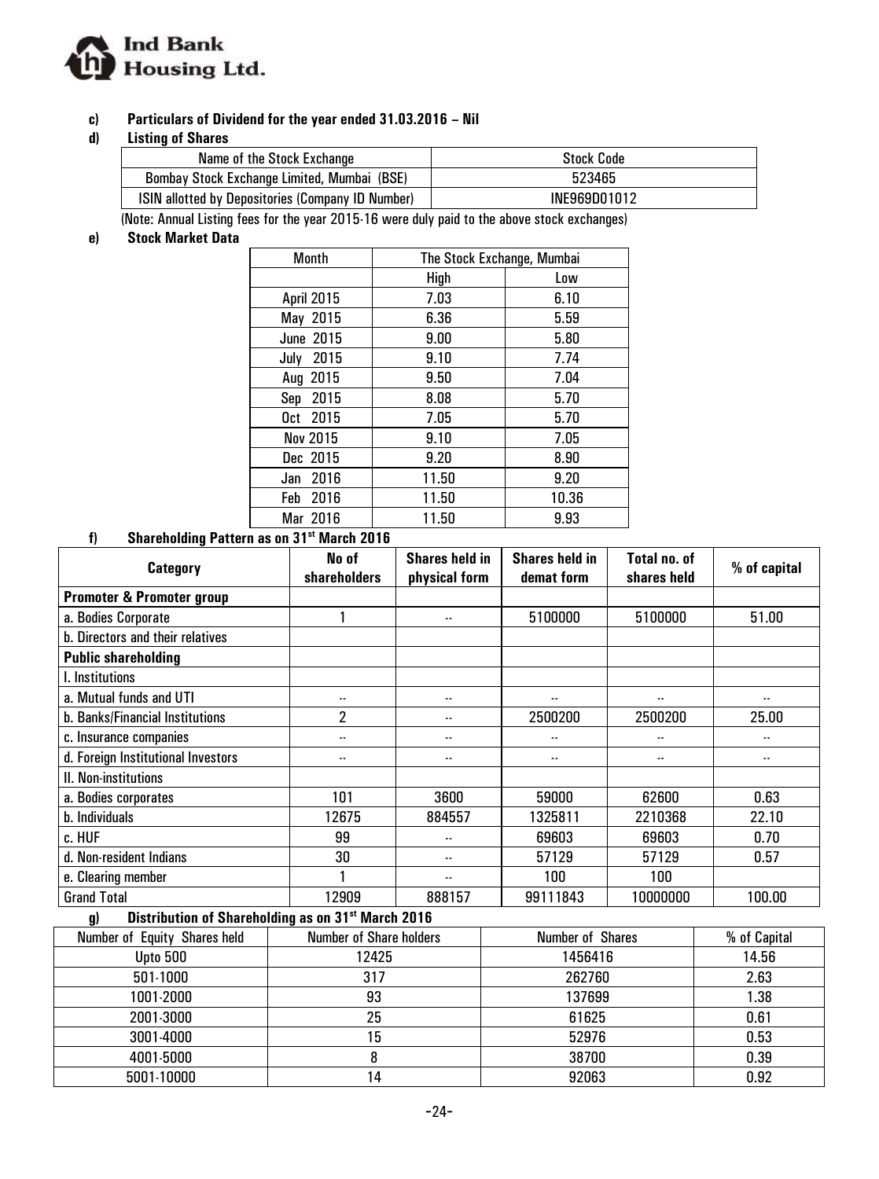**c) Particulars of Dividend for the year ended 31.03.2016 – Nil**

**d) Listing of Shares**

| Name of the Stock Exchange | Stock Code |
|---|---|
| Bombay Stock Exchange Limited, Mumbai (BSE) | 523465 |
| ISIN allotted by Depositories (Company ID Number) | INE969D01012 |

(Note: Annual Listing fees for the year 2015-16 were duly paid to the above stock exchanges)

**e) Stock Market Data**

| Month | The Stock Exchange, Mumbai | |
|---|---|---|
| | High | Low |
| April 2015 | 7.03 | 6.10 |
| May 2015 | 6.36 | 5.59 |
| June 2015 | 9.00 | 5.80 |
| July 2015 | 9.10 | 7.74 |
| Aug 2015 | 9.50 | 7.04 |
| Sep 2015 | 8.08 | 5.70 |
| Oct 2015 | 7.05 | 5.70 |
| Nov 2015 | 9.10 | 7.05 |
| Dec 2015 | 9.20 | 8.90 |
| Jan 2016 | 11.50 | 9.20 |
| Feb 2016 | 11.50 | 10.36 |
| Mar 2016 | 11.50 | 9.93 |

**f) Shareholding Pattern as on 31st March 2016**

| Category | No of shareholders | Shares held in physical form | Shares held in demat form | Total no. of shares held | % of capital |
|---|---|---|---|---|---|
| **Promoter & Promoter group** | | | | | |
| a. Bodies Corporate | 1 | -- | 5100000 | 5100000 | 51.00 |
| b. Directors and their relatives | | | | | |
| **Public shareholding** | | | | | |
| I. Institutions | | | | | |
| a. Mutual funds and UTI | -- | -- | -- | -- | -- |
| b. Banks/Financial Institutions | 2 | -- | 2500200 | 2500200 | 25.00 |
| c. Insurance companies | -- | -- | -- | -- | -- |
| d. Foreign Institutional Investors | -- | -- | -- | -- | -- |
| II. Non-institutions | | | | | |
| a. Bodies corporates | 101 | 3600 | 59000 | 62600 | 0.63 |
| b. Individuals | 12675 | 884557 | 1325811 | 2210368 | 22.10 |
| c. HUF | 99 | -- | 69603 | 69603 | 0.70 |
| d. Non-resident Indians | 30 | -- | 57129 | 57129 | 0.57 |
| e. Clearing member | 1 | -- | 100 | 100 | |
| Grand Total | 12909 | 888157 | 99111843 | 10000000 | 100.00 |

**g) Distribution of Shareholding as on 31st March 2016**

| Number of Equity Shares held | Number of Share holders | Number of Shares | % of Capital |
|---|---|---|---|
| Upto 500 | 12425 | 1456416 | 14.56 |
| 501-1000 | 317 | 262760 | 2.63 |
| 1001-2000 | 93 | 137699 | 1.38 |
| 2001-3000 | 25 | 61625 | 0.61 |
| 3001-4000 | 15 | 52976 | 0.53 |
| 4001-5000 | 8 | 38700 | 0.39 |
| 5001-10000 | 14 | 92063 | 0.92 |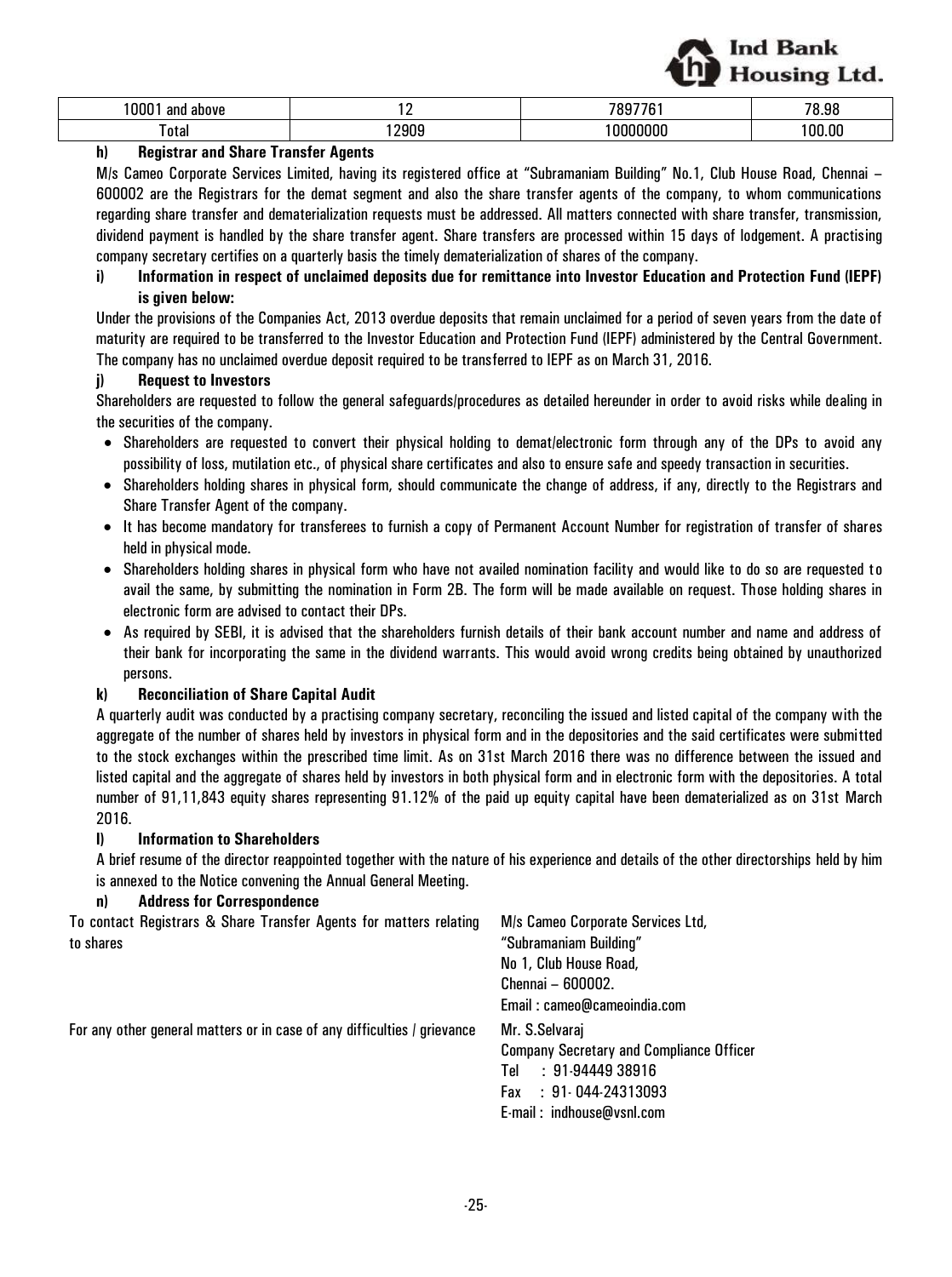| 10001 and above | 12 | 7897761 | 78.98 |
|---|---|---|---|
| Total | 12909 | 10000000 | 100.00 |

**h) Registrar and Share Transfer Agents**

M/s Cameo Corporate Services Limited, having its registered office at "Subramaniam Building" No.1, Club House Road, Chennai – 600002 are the Registrars for the demat segment and also the share transfer agents of the company, to whom communications regarding share transfer and dematerialization requests must be addressed. All matters connected with share transfer, transmission, dividend payment is handled by the share transfer agent. Share transfers are processed within 15 days of lodgement. A practising company secretary certifies on a quarterly basis the timely dematerialization of shares of the company.

**i) Information in respect of unclaimed deposits due for remittance into Investor Education and Protection Fund (IEPF) is given below:**

Under the provisions of the Companies Act, 2013 overdue deposits that remain unclaimed for a period of seven years from the date of maturity are required to be transferred to the Investor Education and Protection Fund (IEPF) administered by the Central Government. The company has no unclaimed overdue deposit required to be transferred to IEPF as on March 31, 2016.

**j) Request to Investors**

Shareholders are requested to follow the general safeguards/procedures as detailed hereunder in order to avoid risks while dealing in the securities of the company.

- Shareholders are requested to convert their physical holding to demat/electronic form through any of the DPs to avoid any possibility of loss, mutilation etc., of physical share certificates and also to ensure safe and speedy transaction in securities.
- Shareholders holding shares in physical form, should communicate the change of address, if any, directly to the Registrars and Share Transfer Agent of the company.
- It has become mandatory for transferees to furnish a copy of Permanent Account Number for registration of transfer of shares held in physical mode.
- Shareholders holding shares in physical form who have not availed nomination facility and would like to do so are requested to avail the same, by submitting the nomination in Form 2B. The form will be made available on request. Those holding shares in electronic form are advised to contact their DPs.
- As required by SEBI, it is advised that the shareholders furnish details of their bank account number and name and address of their bank for incorporating the same in the dividend warrants. This would avoid wrong credits being obtained by unauthorized persons.

**k) Reconciliation of Share Capital Audit**

A quarterly audit was conducted by a practising company secretary, reconciling the issued and listed capital of the company with the aggregate of the number of shares held by investors in physical form and in the depositories and the said certificates were submitted to the stock exchanges within the prescribed time limit. As on 31st March 2016 there was no difference between the issued and listed capital and the aggregate of shares held by investors in both physical form and in electronic form with the depositories. A total number of 91,11,843 equity shares representing 91.12% of the paid up equity capital have been dematerialized as on 31st March 2016.

**l) Information to Shareholders**

A brief resume of the director reappointed together with the nature of his experience and details of the other directorships held by him is annexed to the Notice convening the Annual General Meeting.

**n) Address for Correspondence**

| | |
|---|---|
| To contact Registrars & Share Transfer Agents for matters relating to shares | M/s Cameo Corporate Services Ltd,<br>"Subramaniam Building"<br>No 1, Club House Road,<br>Chennai – 600002.<br>Email : cameo@cameoindia.com |
| For any other general matters or in case of any difficulties / grievance | Mr. S.Selvaraj<br>Company Secretary and Compliance Officer<br>Tel : 91-94449 38916<br>Fax : 91- 044-24313093<br>E-mail : indhouse@vsnl.com |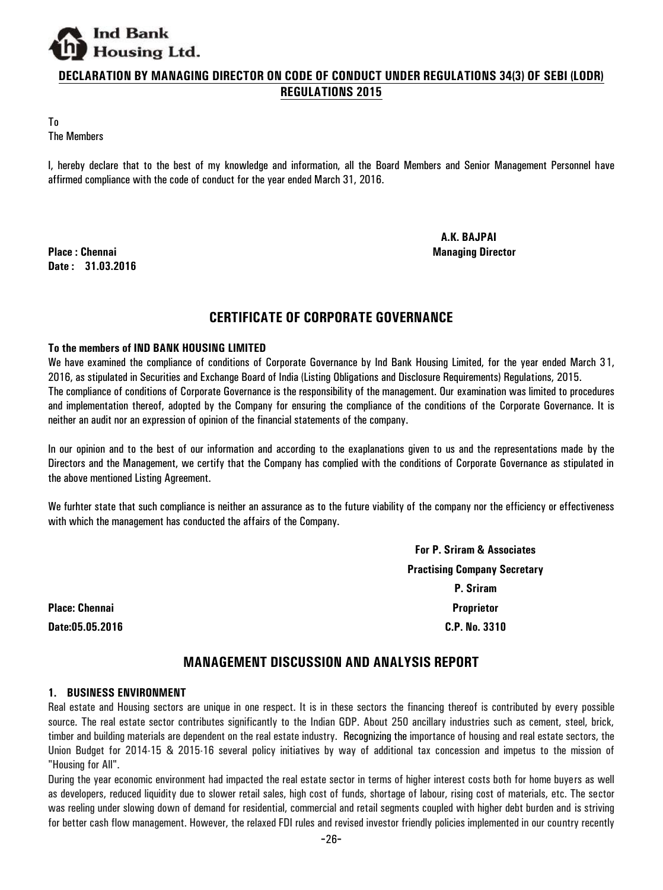## DECLARATION BY MANAGING DIRECTOR ON CODE OF CONDUCT UNDER REGULATIONS 34(3) OF SEBI (LODR) REGULATIONS 2015

To
The Members

I, hereby declare that to the best of my knowledge and information, all the Board Members and Senior Management Personnel have affirmed compliance with the code of conduct for the year ended March 31, 2016.

**A.K. BAJPAI**
**Managing Director**

**Place : Chennai**
**Date : 31.03.2016**

## CERTIFICATE OF CORPORATE GOVERNANCE

**To the members of IND BANK HOUSING LIMITED**

We have examined the compliance of conditions of Corporate Governance by Ind Bank Housing Limited, for the year ended March 31, 2016, as stipulated in Securities and Exchange Board of India (Listing Obligations and Disclosure Requirements) Regulations, 2015.

The compliance of conditions of Corporate Governance is the responsibility of the management. Our examination was limited to procedures and implementation thereof, adopted by the Company for ensuring the compliance of the conditions of the Corporate Governance. It is neither an audit nor an expression of opinion of the financial statements of the company.

In our opinion and to the best of our information and according to the exaplanations given to us and the representations made by the Directors and the Management, we certify that the Company has complied with the conditions of Corporate Governance as stipulated in the above mentioned Listing Agreement.

We furhter state that such compliance is neither an assurance as to the future viability of the company nor the efficiency or effectiveness with which the management has conducted the affairs of the Company.

**For P. Sriram & Associates**
**Practising Company Secretary**
**P. Sriram**
**Proprietor**
**C.P. No. 3310**

**Place: Chennai**
**Date:05.05.2016**

## MANAGEMENT DISCUSSION AND ANALYSIS REPORT

### 1. BUSINESS ENVIRONMENT

Real estate and Housing sectors are unique in one respect. It is in these sectors the financing thereof is contributed by every possible source. The real estate sector contributes significantly to the Indian GDP. About 250 ancillary industries such as cement, steel, brick, timber and building materials are dependent on the real estate industry. Recognizing the importance of housing and real estate sectors, the Union Budget for 2014-15 & 2015-16 several policy initiatives by way of additional tax concession and impetus to the mission of "Housing for All".

During the year economic environment had impacted the real estate sector in terms of higher interest costs both for home buyers as well as developers, reduced liquidity due to slower retail sales, high cost of funds, shortage of labour, rising cost of materials, etc. The sector was reeling under slowing down of demand for residential, commercial and retail segments coupled with higher debt burden and is striving for better cash flow management. However, the relaxed FDI rules and revised investor friendly policies implemented in our country recently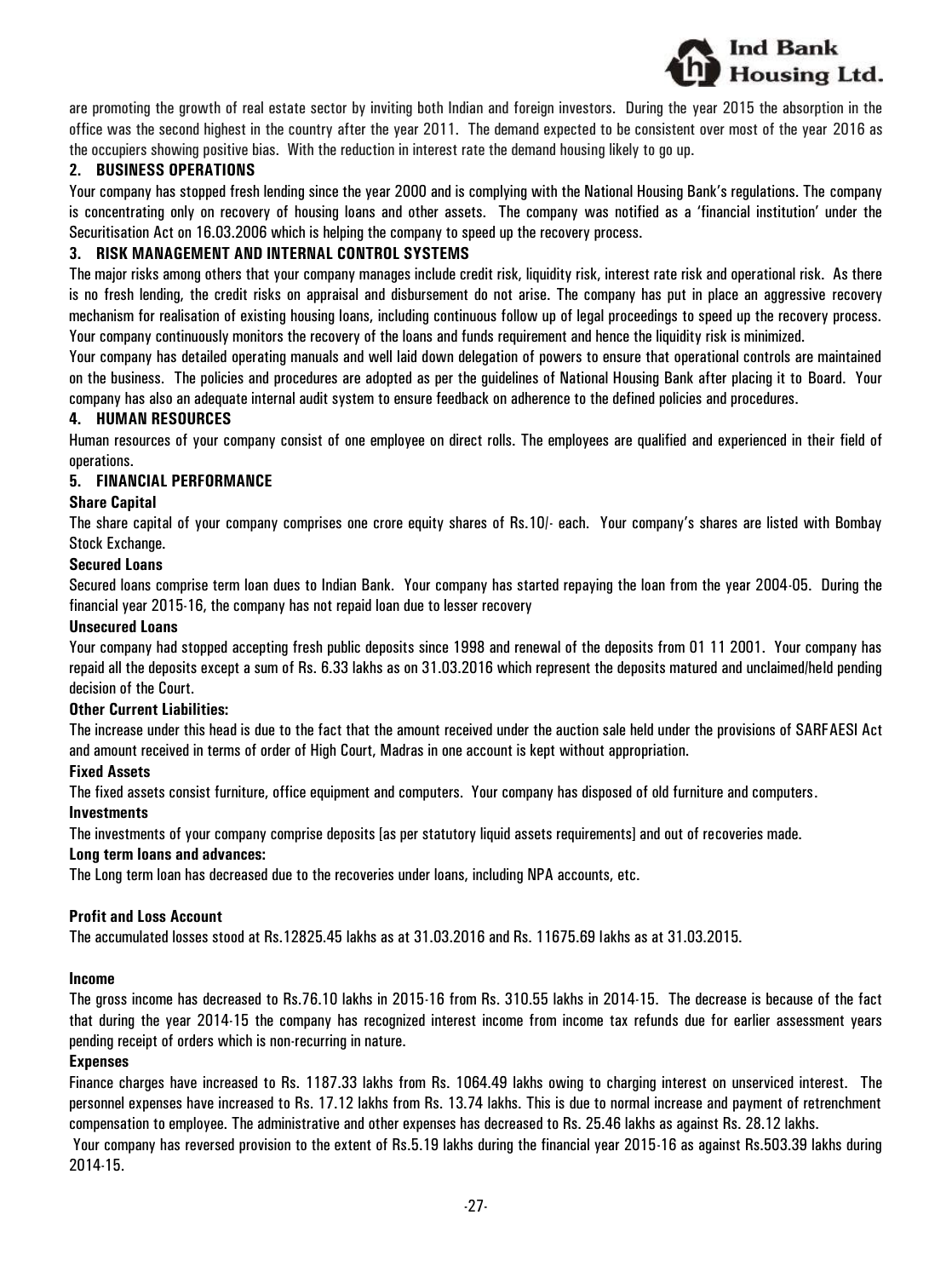are promoting the growth of real estate sector by inviting both Indian and foreign investors. During the year 2015 the absorption in the office was the second highest in the country after the year 2011. The demand expected to be consistent over most of the year 2016 as the occupiers showing positive bias. With the reduction in interest rate the demand housing likely to go up.

### 2. BUSINESS OPERATIONS

Your company has stopped fresh lending since the year 2000 and is complying with the National Housing Bank's regulations. The company is concentrating only on recovery of housing loans and other assets. The company was notified as a 'financial institution' under the Securitisation Act on 16.03.2006 which is helping the company to speed up the recovery process.

### 3. RISK MANAGEMENT AND INTERNAL CONTROL SYSTEMS

The major risks among others that your company manages include credit risk, liquidity risk, interest rate risk and operational risk. As there is no fresh lending, the credit risks on appraisal and disbursement do not arise. The company has put in place an aggressive recovery mechanism for realisation of existing housing loans, including continuous follow up of legal proceedings to speed up the recovery process. Your company continuously monitors the recovery of the loans and funds requirement and hence the liquidity risk is minimized.

Your company has detailed operating manuals and well laid down delegation of powers to ensure that operational controls are maintained on the business. The policies and procedures are adopted as per the guidelines of National Housing Bank after placing it to Board. Your company has also an adequate internal audit system to ensure feedback on adherence to the defined policies and procedures.

### 4. HUMAN RESOURCES

Human resources of your company consist of one employee on direct rolls. The employees are qualified and experienced in their field of operations.

### 5. FINANCIAL PERFORMANCE

**Share Capital**

The share capital of your company comprises one crore equity shares of Rs.10/- each. Your company's shares are listed with Bombay Stock Exchange.

**Secured Loans**

Secured loans comprise term loan dues to Indian Bank. Your company has started repaying the loan from the year 2004-05. During the financial year 2015-16, the company has not repaid loan due to lesser recovery

**Unsecured Loans**

Your company had stopped accepting fresh public deposits since 1998 and renewal of the deposits from 01 11 2001. Your company has repaid all the deposits except a sum of Rs. 6.33 lakhs as on 31.03.2016 which represent the deposits matured and unclaimed/held pending decision of the Court.

**Other Current Liabilities:**

The increase under this head is due to the fact that the amount received under the auction sale held under the provisions of SARFAESI Act and amount received in terms of order of High Court, Madras in one account is kept without appropriation.

**Fixed Assets**

The fixed assets consist furniture, office equipment and computers. Your company has disposed of old furniture and computers.

**Investments**

The investments of your company comprise deposits [as per statutory liquid assets requirements] and out of recoveries made.

**Long term loans and advances:**

The Long term loan has decreased due to the recoveries under loans, including NPA accounts, etc.

**Profit and Loss Account**

The accumulated losses stood at Rs.12825.45 lakhs as at 31.03.2016 and Rs. 11675.69 lakhs as at 31.03.2015.

**Income**

The gross income has decreased to Rs.76.10 lakhs in 2015-16 from Rs. 310.55 lakhs in 2014-15. The decrease is because of the fact that during the year 2014-15 the company has recognized interest income from income tax refunds due for earlier assessment years pending receipt of orders which is non-recurring in nature.

**Expenses**

Finance charges have increased to Rs. 1187.33 lakhs from Rs. 1064.49 lakhs owing to charging interest on unserviced interest. The personnel expenses have increased to Rs. 17.12 lakhs from Rs. 13.74 lakhs. This is due to normal increase and payment of retrenchment compensation to employee. The administrative and other expenses has decreased to Rs. 25.46 lakhs as against Rs. 28.12 lakhs.

Your company has reversed provision to the extent of Rs.5.19 lakhs during the financial year 2015-16 as against Rs.503.39 lakhs during 2014-15.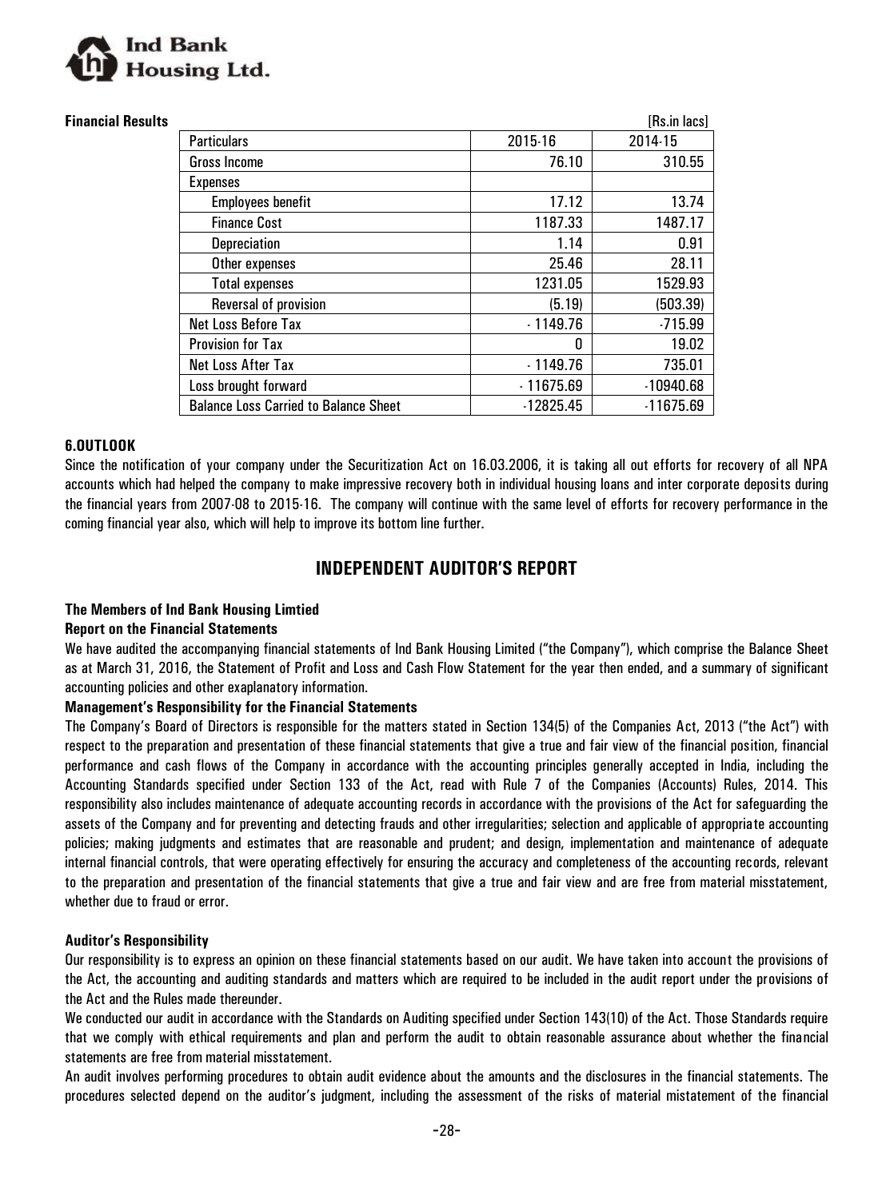**Financial Results**

[Rs.in lacs]

| Particulars | 2015-16 | 2014-15 |
|---|---|---|
| Gross Income | 76.10 | 310.55 |
| Expenses | | |
| Employees benefit | 17.12 | 13.74 |
| Finance Cost | 1187.33 | 1487.17 |
| Depreciation | 1.14 | 0.91 |
| Other expenses | 25.46 | 28.11 |
| Total expenses | 1231.05 | 1529.93 |
| Reversal of provision | (5.19) | (503.39) |
| Net Loss Before Tax | - 1149.76 | -715.99 |
| Provision for Tax | 0 | 19.02 |
| Net Loss After Tax | - 1149.76 | 735.01 |
| Loss brought forward | - 11675.69 | -10940.68 |
| Balance Loss Carried to Balance Sheet | -12825.45 | -11675.69 |

**6.OUTLOOK**

Since the notification of your company under the Securitization Act on 16.03.2006, it is taking all out efforts for recovery of all NPA accounts which had helped the company to make impressive recovery both in individual housing loans and inter corporate deposits during the financial years from 2007-08 to 2015-16. The company will continue with the same level of efforts for recovery performance in the coming financial year also, which will help to improve its bottom line further.

## INDEPENDENT AUDITOR'S REPORT

**The Members of Ind Bank Housing Limtied**

**Report on the Financial Statements**

We have audited the accompanying financial statements of Ind Bank Housing Limited ("the Company"), which comprise the Balance Sheet as at March 31, 2016, the Statement of Profit and Loss and Cash Flow Statement for the year then ended, and a summary of significant accounting policies and other exaplanatory information.

**Management's Responsibility for the Financial Statements**

The Company's Board of Directors is responsible for the matters stated in Section 134(5) of the Companies Act, 2013 ("the Act") with respect to the preparation and presentation of these financial statements that give a true and fair view of the financial position, financial performance and cash flows of the Company in accordance with the accounting principles generally accepted in India, including the Accounting Standards specified under Section 133 of the Act, read with Rule 7 of the Companies (Accounts) Rules, 2014. This responsibility also includes maintenance of adequate accounting records in accordance with the provisions of the Act for safeguarding the assets of the Company and for preventing and detecting frauds and other irregularities; selection and applicable of appropriate accounting policies; making judgments and estimates that are reasonable and prudent; and design, implementation and maintenance of adequate internal financial controls, that were operating effectively for ensuring the accuracy and completeness of the accounting records, relevant to the preparation and presentation of the financial statements that give a true and fair view and are free from material misstatement, whether due to fraud or error.

**Auditor's Responsibility**

Our responsibility is to express an opinion on these financial statements based on our audit. We have taken into account the provisions of the Act, the accounting and auditing standards and matters which are required to be included in the audit report under the provisions of the Act and the Rules made thereunder.

We conducted our audit in accordance with the Standards on Auditing specified under Section 143(10) of the Act. Those Standards require that we comply with ethical requirements and plan and perform the audit to obtain reasonable assurance about whether the financial statements are free from material misstatement.

An audit involves performing procedures to obtain audit evidence about the amounts and the disclosures in the financial statements. The procedures selected depend on the auditor's judgment, including the assessment of the risks of material mistatement of the financial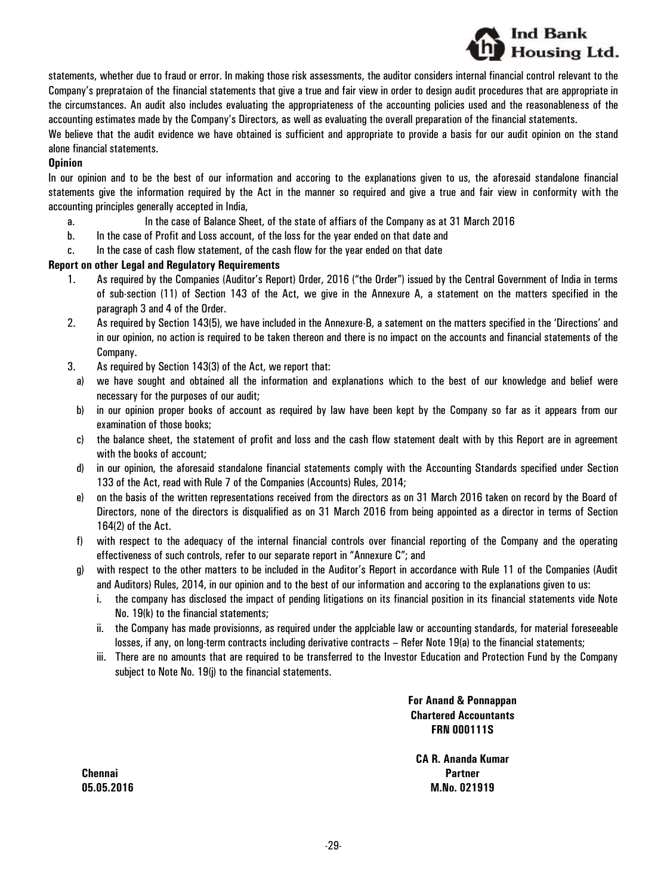statements, whether due to fraud or error. In making those risk assessments, the auditor considers internal financial control relevant to the Company's preprataion of the financial statements that give a true and fair view in order to design audit procedures that are appropriate in the circumstances. An audit also includes evaluating the appropriateness of the accounting policies used and the reasonableness of the accounting estimates made by the Company's Directors, as well as evaluating the overall preparation of the financial statements.

We believe that the audit evidence we have obtained is sufficient and appropriate to provide a basis for our audit opinion on the stand alone financial statements.

**Opinion**

In our opinion and to be the best of our information and accoring to the explanations given to us, the aforesaid standalone financial statements give the information required by the Act in the manner so required and give a true and fair view in conformity with the accounting principles generally accepted in India,

a. In the case of Balance Sheet, of the state of affiars of the Company as at 31 March 2016
b. In the case of Profit and Loss account, of the loss for the year ended on that date and
c. In the case of cash flow statement, of the cash flow for the year ended on that date

**Report on other Legal and Regulatory Requirements**

1. As required by the Companies (Auditor's Report) Order, 2016 ("the Order") issued by the Central Government of India in terms of sub-section (11) of Section 143 of the Act, we give in the Annexure A, a statement on the matters specified in the paragraph 3 and 4 of the Order.
2. As required by Section 143(5), we have included in the Annexure-B, a satement on the matters specified in the 'Directions' and in our opinion, no action is required to be taken thereon and there is no impact on the accounts and financial statements of the Company.
3. As required by Section 143(3) of the Act, we report that:
   a) we have sought and obtained all the information and explanations which to the best of our knowledge and belief were necessary for the purposes of our audit;
   b) in our opinion proper books of account as required by law have been kept by the Company so far as it appears from our examination of those books;
   c) the balance sheet, the statement of profit and loss and the cash flow statement dealt with by this Report are in agreement with the books of account;
   d) in our opinion, the aforesaid standalone financial statements comply with the Accounting Standards specified under Section 133 of the Act, read with Rule 7 of the Companies (Accounts) Rules, 2014;
   e) on the basis of the written representations received from the directors as on 31 March 2016 taken on record by the Board of Directors, none of the directors is disqualified as on 31 March 2016 from being appointed as a director in terms of Section 164(2) of the Act.
   f) with respect to the adequacy of the internal financial controls over financial reporting of the Company and the operating effectiveness of such controls, refer to our separate report in "Annexure C"; and
   g) with respect to the other matters to be included in the Auditor's Report in accordance with Rule 11 of the Companies (Audit and Auditors) Rules, 2014, in our opinion and to the best of our information and accoring to the explanations given to us:
      i. the company has disclosed the impact of pending litigations on its financial position in its financial statements vide Note No. 19(k) to the financial statements;
      ii. the Company has made provisionns, as required under the applciable law or accounting standards, for material foreseeable losses, if any, on long-term contracts including derivative contracts – Refer Note 19(a) to the financial statements;
      iii. There are no amounts that are required to be transferred to the Investor Education and Protection Fund by the Company subject to Note No. 19(j) to the financial statements.

**For Anand & Ponnappan**
**Chartered Accountants**
**FRN 000111S**

**CA R. Ananda Kumar**
**Partner**
**M.No. 021919**

**Chennai**
**05.05.2016**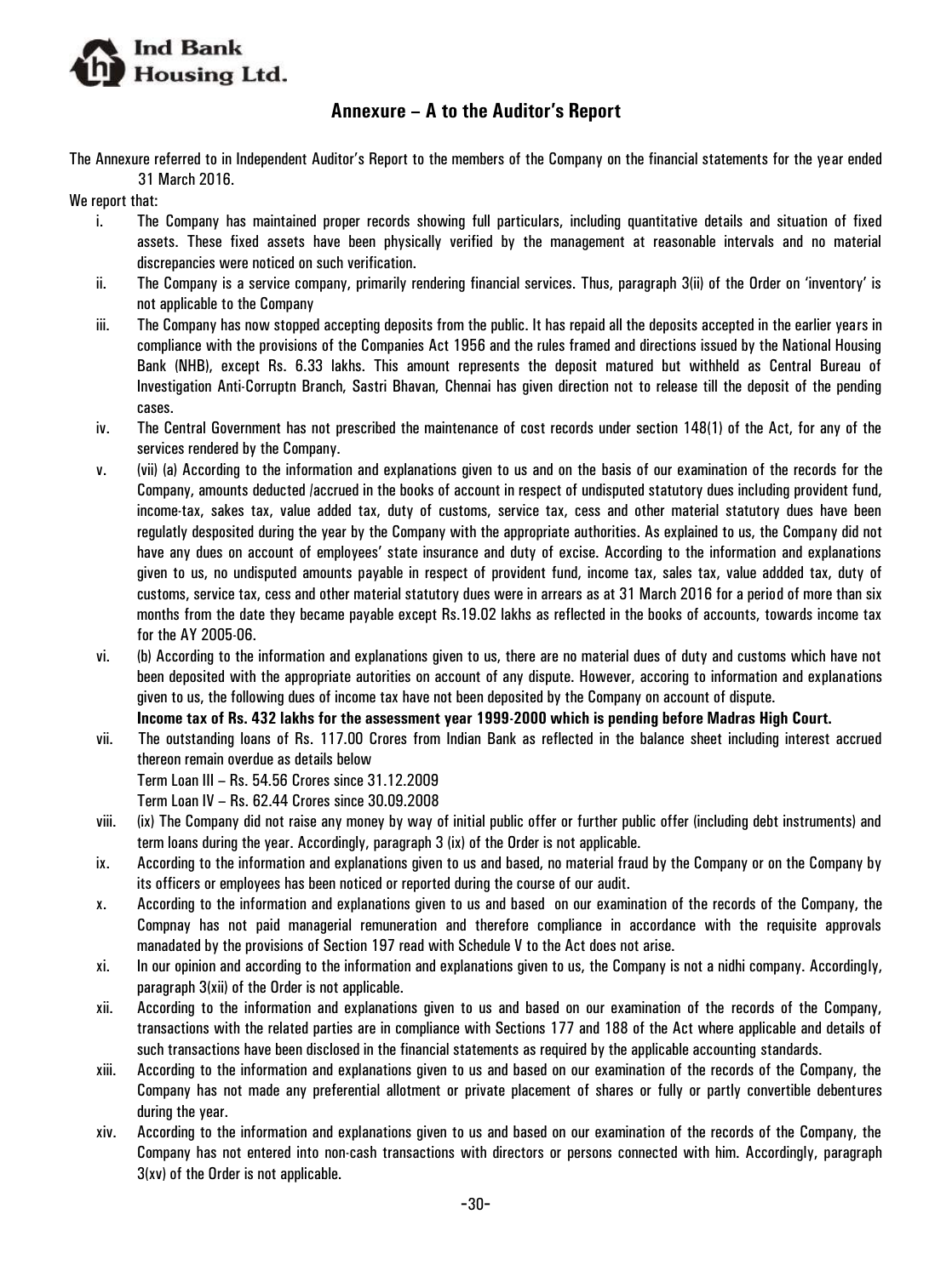## Annexure – A to the Auditor's Report

The Annexure referred to in Independent Auditor's Report to the members of the Company on the financial statements for the year ended 31 March 2016.

We report that:

i. The Company has maintained proper records showing full particulars, including quantitative details and situation of fixed assets. These fixed assets have been physically verified by the management at reasonable intervals and no material discrepancies were noticed on such verification.

ii. The Company is a service company, primarily rendering financial services. Thus, paragraph 3(ii) of the Order on 'inventory' is not applicable to the Company

iii. The Company has now stopped accepting deposits from the public. It has repaid all the deposits accepted in the earlier years in compliance with the provisions of the Companies Act 1956 and the rules framed and directions issued by the National Housing Bank (NHB), except Rs. 6.33 lakhs. This amount represents the deposit matured but withheld as Central Bureau of Investigation Anti-Corruptn Branch, Sastri Bhavan, Chennai has given direction not to release till the deposit of the pending cases.

iv. The Central Government has not prescribed the maintenance of cost records under section 148(1) of the Act, for any of the services rendered by the Company.

v. (vii) (a) According to the information and explanations given to us and on the basis of our examination of the records for the Company, amounts deducted /accrued in the books of account in respect of undisputed statutory dues including provident fund, income-tax, sakes tax, value added tax, duty of customs, service tax, cess and other material statutory dues have been regulatly desposited during the year by the Company with the appropriate authorities. As explained to us, the Company did not have any dues on account of employees' state insurance and duty of excise. According to the information and explanations given to us, no undisputed amounts payable in respect of provident fund, income tax, sales tax, value addded tax, duty of customs, service tax, cess and other material statutory dues were in arrears as at 31 March 2016 for a period of more than six months from the date they became payable except Rs.19.02 lakhs as reflected in the books of accounts, towards income tax for the AY 2005-06.

vi. (b) According to the information and explanations given to us, there are no material dues of duty and customs which have not been deposited with the appropriate autorities on account of any dispute. However, accoring to information and explanations given to us, the following dues of income tax have not been deposited by the Company on account of dispute.

   **Income tax of Rs. 432 lakhs for the assessment year 1999-2000 which is pending before Madras High Court.**

vii. The outstanding loans of Rs. 117.00 Crores from Indian Bank as reflected in the balance sheet including interest accrued thereon remain overdue as details below

   Term Loan III – Rs. 54.56 Crores since 31.12.2009

   Term Loan IV – Rs. 62.44 Crores since 30.09.2008

viii. (ix) The Company did not raise any money by way of initial public offer or further public offer (including debt instruments) and term loans during the year. Accordingly, paragraph 3 (ix) of the Order is not applicable.

ix. According to the information and explanations given to us and based, no material fraud by the Company or on the Company by its officers or employees has been noticed or reported during the course of our audit.

x. According to the information and explanations given to us and based on our examination of the records of the Company, the Compnay has not paid managerial remuneration and therefore compliance in accordance with the requisite approvals manadated by the provisions of Section 197 read with Schedule V to the Act does not arise.

xi. In our opinion and according to the information and explanations given to us, the Company is not a nidhi company. Accordingly, paragraph 3(xii) of the Order is not applicable.

xii. According to the information and explanations given to us and based on our examination of the records of the Company, transactions with the related parties are in compliance with Sections 177 and 188 of the Act where applicable and details of such transactions have been disclosed in the financial statements as required by the applicable accounting standards.

xiii. According to the information and explanations given to us and based on our examination of the records of the Company, the Company has not made any preferential allotment or private placement of shares or fully or partly convertible debentures during the year.

xiv. According to the information and explanations given to us and based on our examination of the records of the Company, the Company has not entered into non-cash transactions with directors or persons connected with him. Accordingly, paragraph 3(xv) of the Order is not applicable.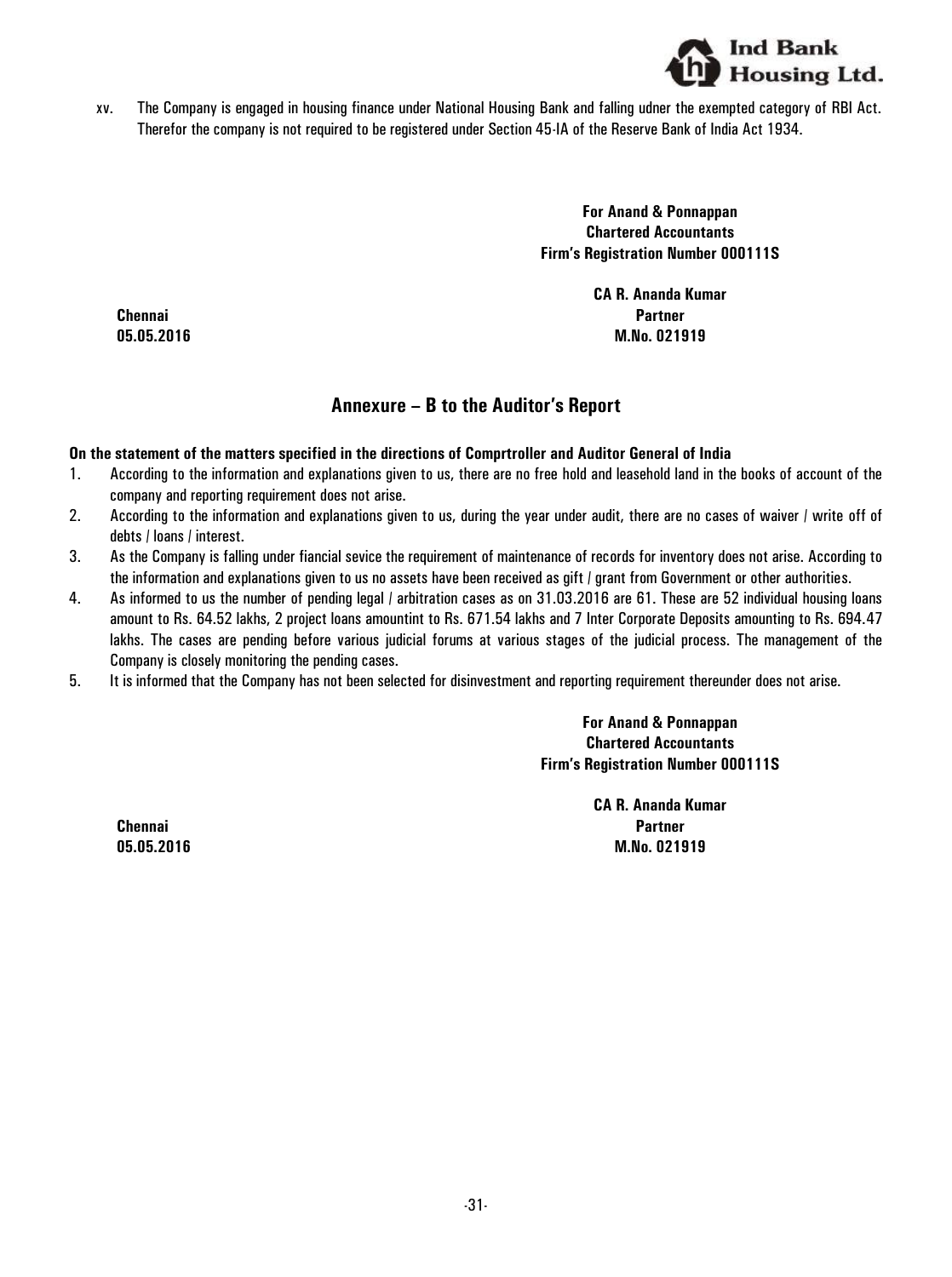xv. The Company is engaged in housing finance under National Housing Bank and falling udner the exempted category of RBI Act. Therefor the company is not required to be registered under Section 45-IA of the Reserve Bank of India Act 1934.

**For Anand & Ponnappan**
**Chartered Accountants**
**Firm's Registration Number 000111S**

**CA R. Ananda Kumar**
**Partner**
**M.No. 021919**

**Chennai**
**05.05.2016**

## Annexure – B to the Auditor's Report

**On the statement of the matters specified in the directions of Comprtroller and Auditor General of India**

1. According to the information and explanations given to us, there are no free hold and leasehold land in the books of account of the company and reporting requirement does not arise.
2. According to the information and explanations given to us, during the year under audit, there are no cases of waiver / write off of debts / loans / interest.
3. As the Company is falling under fiancial sevice the requirement of maintenance of records for inventory does not arise. According to the information and explanations given to us no assets have been received as gift / grant from Government or other authorities.
4. As informed to us the number of pending legal / arbitration cases as on 31.03.2016 are 61. These are 52 individual housing loans amount to Rs. 64.52 lakhs, 2 project loans amountint to Rs. 671.54 lakhs and 7 Inter Corporate Deposits amounting to Rs. 694.47 lakhs. The cases are pending before various judicial forums at various stages of the judicial process. The management of the Company is closely monitoring the pending cases.
5. It is informed that the Company has not been selected for disinvestment and reporting requirement thereunder does not arise.

**For Anand & Ponnappan**
**Chartered Accountants**
**Firm's Registration Number 000111S**

**CA R. Ananda Kumar**
**Partner**
**M.No. 021919**

**Chennai**
**05.05.2016**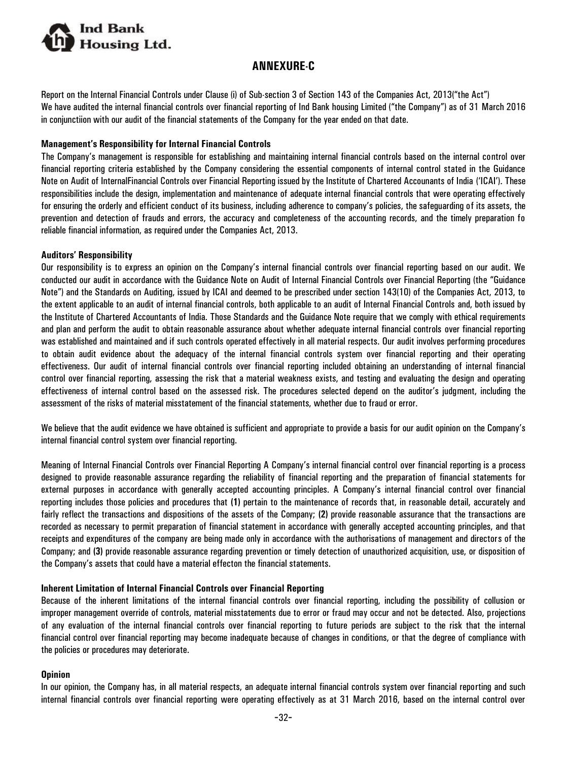## ANNEXURE-C

Report on the Internal Financial Controls under Clause (i) of Sub-section 3 of Section 143 of the Companies Act, 2013("the Act")
We have audited the internal financial controls over financial reporting of Ind Bank housing Limited ("the Company") as of 31 March 2016 in conjunctiion with our audit of the financial statements of the Company for the year ended on that date.

**Management's Responsibility for Internal Financial Controls**

The Company's management is responsible for establishing and maintaining internal financial controls based on the internal control over financial reporting criteria established by the Company considering the essential components of internal control stated in the Guidance Note on Audit of InternalFinancial Controls over Financial Reporting issued by the Institute of Chartered Accounants of India ('ICAI'). These responsibilities include the design, implementation and maintenance of adequate internal financial controls that were operating effectively for ensuring the orderly and efficient conduct of its business, including adherence to company's policies, the safeguarding of its assets, the prevention and detection of frauds and errors, the accuracy and completeness of the accounting records, and the timely preparation fo reliable financial information, as required under the Companies Act, 2013.

**Auditors' Responsibility**

Our responsibility is to express an opinion on the Company's internal financial controls over financial reporting based on our audit. We conducted our audit in accordance with the Guidance Note on Audit of Internal Financial Controls over Financial Reporting (the "Guidance Note") and the Standards on Auditing, issued by ICAI and deemed to be prescribed under section 143(10) of the Companies Act, 2013, to the extent applicable to an audit of internal financial controls, both applicable to an audit of Internal Financial Controls and, both issued by the Institute of Chartered Accountants of India. Those Standards and the Guidance Note require that we comply with ethical requirements and plan and perform the audit to obtain reasonable assurance about whether adequate internal financial controls over financial reporting was established and maintained and if such controls operated effectively in all material respects. Our audit involves performing procedures to obtain audit evidence about the adequacy of the internal financial controls system over financial reporting and their operating effectiveness. Our audit of internal financial controls over financial reporting included obtaining an understanding of internal financial control over financial reporting, assessing the risk that a material weakness exists, and testing and evaluating the design and operating effectiveness of internal control based on the assessed risk. The procedures selected depend on the auditor's judgment, including the assessment of the risks of material misstatement of the financial statements, whether due to fraud or error.

We believe that the audit evidence we have obtained is sufficient and appropriate to provide a basis for our audit opinion on the Company's internal financial control system over financial reporting.

Meaning of Internal Financial Controls over Financial Reporting A Company's internal financial control over financial reporting is a process designed to provide reasonable assurance regarding the reliability of financial reporting and the preparation of financial statements for external purposes in accordance with generally accepted accounting principles. A Company's internal financial control over financial reporting includes those policies and procedures that **(1)** pertain to the maintenance of records that, in reasonable detail, accurately and fairly reflect the transactions and dispositions of the assets of the Company; **(2)** provide reasonable assurance that the transactions are recorded as necessary to permit preparation of financial statement in accordance with generally accepted accounting principles, and that receipts and expenditures of the company are being made only in accordance with the authorisations of management and directors of the Company; and **(3)** provide reasonable assurance regarding prevention or timely detection of unauthorized acquisition, use, or disposition of the Company's assets that could have a material effecton the financial statements.

**Inherent Limitation of Internal Financial Controls over Financial Reporting**

Because of the inherent limitations of the internal financial controls over financial reporting, including the possibility of collusion or improper management override of controls, material misstatements due to error or fraud may occur and not be detected. Also, projections of any evaluation of the internal financial controls over financial reporting to future periods are subject to the risk that the internal financial control over financial reporting may become inadequate because of changes in conditions, or that the degree of compliance with the policies or procedures may deteriorate.

**Opinion**

In our opinion, the Company has, in all material respects, an adequate internal financial controls system over financial reporting and such internal financial controls over financial reporting were operating effectively as at 31 March 2016, based on the internal control over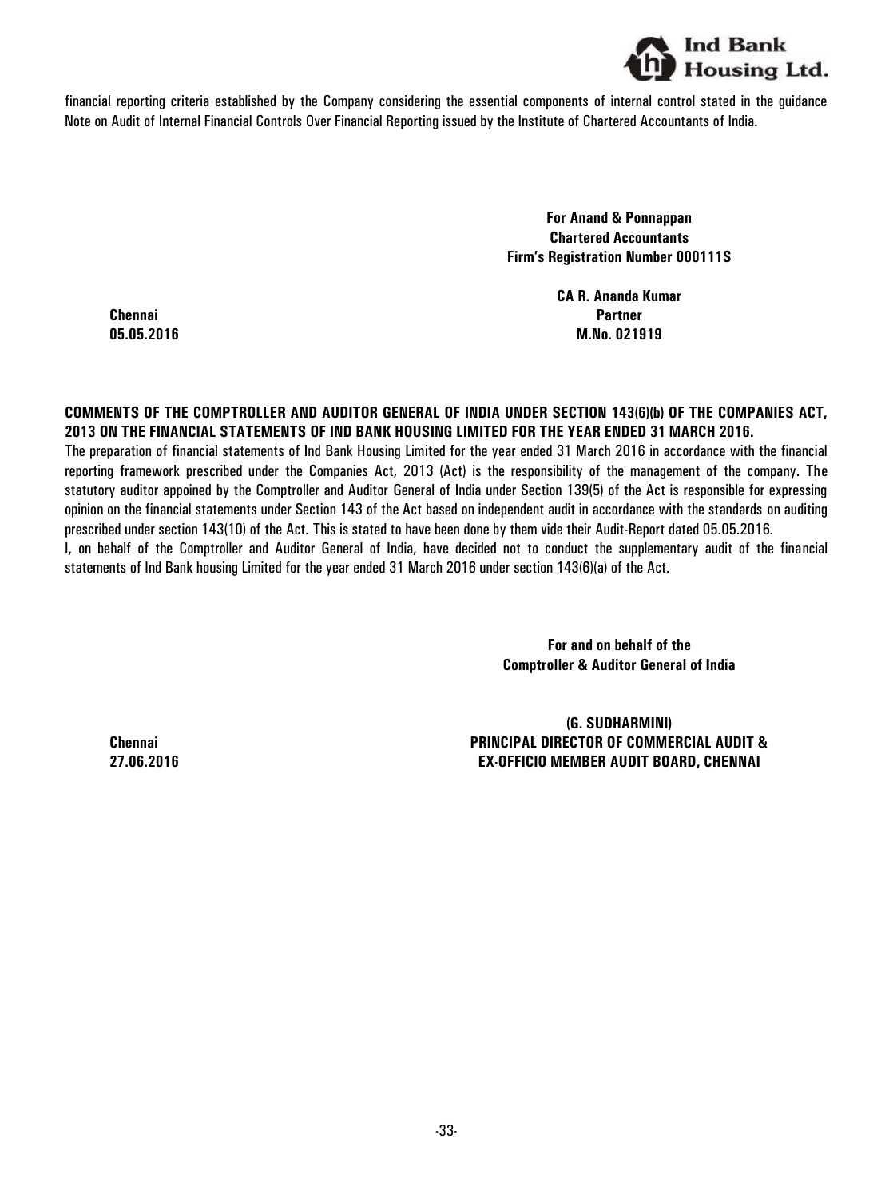financial reporting criteria established by the Company considering the essential components of internal control stated in the guidance Note on Audit of Internal Financial Controls Over Financial Reporting issued by the Institute of Chartered Accountants of India.

**For Anand & Ponnappan**
**Chartered Accountants**
**Firm's Registration Number 000111S**

**CA R. Ananda Kumar**
**Partner**
**M.No. 021919**

**Chennai**
**05.05.2016**

**COMMENTS OF THE COMPTROLLER AND AUDITOR GENERAL OF INDIA UNDER SECTION 143(6)(b) OF THE COMPANIES ACT, 2013 ON THE FINANCIAL STATEMENTS OF IND BANK HOUSING LIMITED FOR THE YEAR ENDED 31 MARCH 2016.**

The preparation of financial statements of Ind Bank Housing Limited for the year ended 31 March 2016 in accordance with the financial reporting framework prescribed under the Companies Act, 2013 (Act) is the responsibility of the management of the company. The statutory auditor appoined by the Comptroller and Auditor General of India under Section 139(5) of the Act is responsible for expressing opinion on the financial statements under Section 143 of the Act based on independent audit in accordance with the standards on auditing prescribed under section 143(10) of the Act. This is stated to have been done by them vide their Audit-Report dated 05.05.2016.

I, on behalf of the Comptroller and Auditor General of India, have decided not to conduct the supplementary audit of the financial statements of Ind Bank housing Limited for the year ended 31 March 2016 under section 143(6)(a) of the Act.

**For and on behalf of the**
**Comptroller & Auditor General of India**

**(G. SUDHARMINI)**
**PRINCIPAL DIRECTOR OF COMMERCIAL AUDIT &**
**EX-OFFICIO MEMBER AUDIT BOARD, CHENNAI**

**Chennai**
**27.06.2016**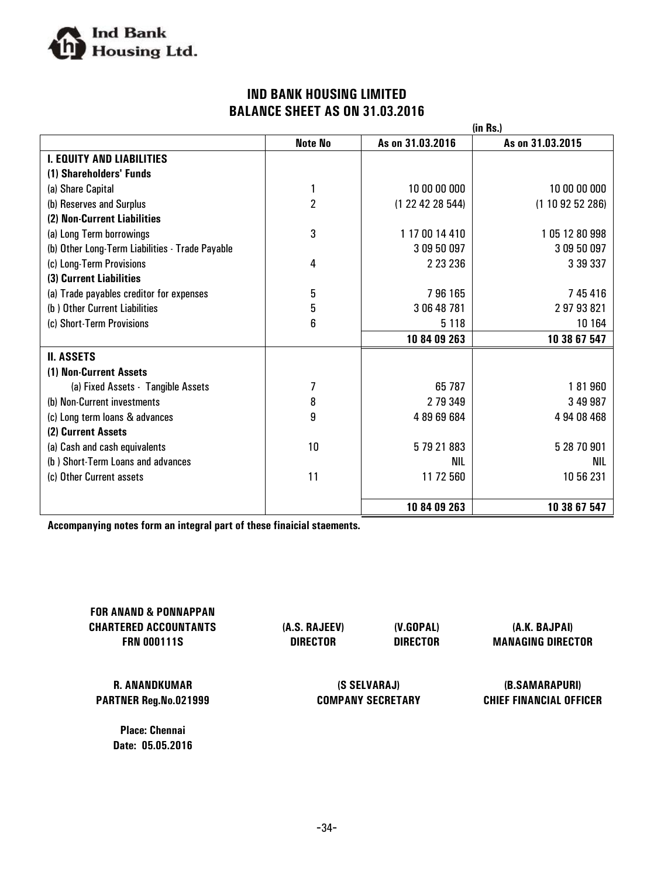Ind Bank Housing Ltd.

# IND BANK HOUSING LIMITED
## BALANCE SHEET AS ON 31.03.2016

(in Rs.)

| | Note No | As on 31.03.2016 | As on 31.03.2015 |
|---|---|---|---|
| **I. EQUITY AND LIABILITIES** | | | |
| **(1) Shareholders' Funds** | | | |
| (a) Share Capital | 1 | 10 00 00 000 | 10 00 00 000 |
| (b) Reserves and Surplus | 2 | (1 22 42 28 544) | (1 10 92 52 286) |
| **(2) Non-Current Liabilities** | | | |
| (a) Long Term borrowings | 3 | 1 17 00 14 410 | 1 05 12 80 998 |
| (b) Other Long-Term Liabilities - Trade Payable | | 3 09 50 097 | 3 09 50 097 |
| (c) Long-Term Provisions | 4 | 2 23 236 | 3 39 337 |
| **(3) Current Liabilities** | | | |
| (a) Trade payables creditor for expenses | 5 | 7 96 165 | 7 45 416 |
| (b ) Other Current Liabilities | 5 | 3 06 48 781 | 2 97 93 821 |
| (c) Short-Term Provisions | 6 | 5 118 | 10 164 |
| | | **10 84 09 263** | **10 38 67 547** |
| **II. ASSETS** | | | |
| **(1) Non-Current Assets** | | | |
| (a) Fixed Assets - Tangible Assets | 7 | 65 787 | 1 81 960 |
| (b) Non-Current investments | 8 | 2 79 349 | 3 49 987 |
| (c) Long term loans & advances | 9 | 4 89 69 684 | 4 94 08 468 |
| **(2) Current Assets** | | | |
| (a) Cash and cash equivalents | 10 | 5 79 21 883 | 5 28 70 901 |
| (b ) Short-Term Loans and advances | | NIL | NIL |
| (c) Other Current assets | 11 | 11 72 560 | 10 56 231 |
| | | **10 84 09 263** | **10 38 67 547** |

**Accompanying notes form an integral part of these finaicial staements.**

**FOR ANAND & PONNAPPAN**
**CHARTERED ACCOUNTANTS**
**FRN 000111S**

**(A.S. RAJEEV)**
**DIRECTOR**

**(V.GOPAL)**
**DIRECTOR**

**(A.K. BAJPAI)**
**MANAGING DIRECTOR**

**R. ANANDKUMAR**
**PARTNER Reg.No.021999**

**(S SELVARAJ)**
**COMPANY SECRETARY**

**(B.SAMARAPURI)**
**CHIEF FINANCIAL OFFICER**

**Place: Chennai**
**Date: 05.05.2016**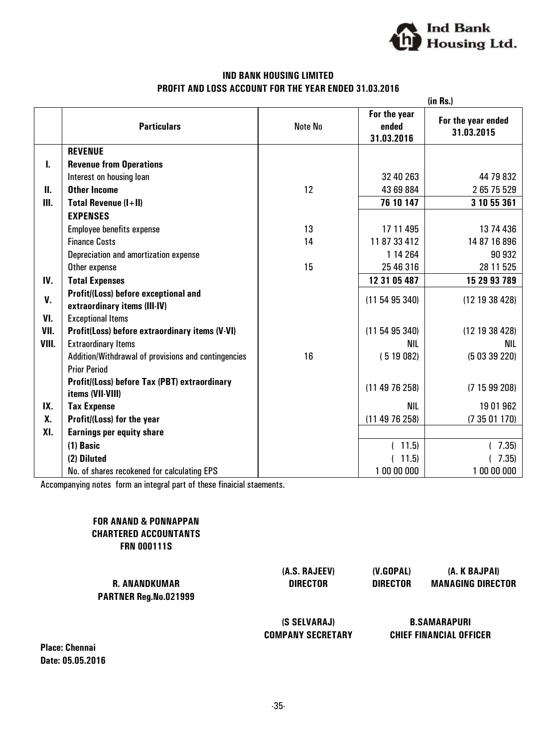# IND BANK HOUSING LIMITED

## PROFIT AND LOSS ACCOUNT FOR THE YEAR ENDED 31.03.2016

(in Rs.)

| | Particulars | Note No | For the year ended 31.03.2016 | For the year ended 31.03.2015 |
|---|---|---|---|---|
| | **REVENUE** | | | |
| I. | **Revenue from Operations** | | | |
| | Interest on housing loan | | 32 40 263 | 44 79 832 |
| II. | **Other Income** | 12 | 43 69 884 | 2 65 75 529 |
| III. | **Total Revenue (I+II)** | | **76 10 147** | **3 10 55 361** |
| | **EXPENSES** | | | |
| | Employee benefits expense | 13 | 17 11 495 | 13 74 436 |
| | Finance Costs | 14 | 11 87 33 412 | 14 87 16 896 |
| | Depreciation and amortization expense | | 1 14 264 | 90 932 |
| | Other expense | 15 | 25 46 316 | 28 11 525 |
| IV. | **Total Expenses** | | **12 31 05 487** | **15 29 93 789** |
| V. | **Profit/(Loss) before exceptional and extraordinary items (III-IV)** | | (11 54 95 340) | (12 19 38 428) |
| VI. | Exceptional Items | | | |
| VII. | **Profit(Loss) before extraordinary items (V-VI)** | | (11 54 95 340) | (12 19 38 428) |
| VIII. | Extraordinary Items | | NIL | NIL |
| | Addition/Withdrawal of provisions and contingencies | 16 | ( 5 19 082) | (5 03 39 220) |
| | Prior Period | | | |
| | **Profit/(Loss) before Tax (PBT) extraordinary items (VII-VIII)** | | (11 49 76 258) | (7 15 99 208) |
| IX. | **Tax Expense** | | NIL | 19 01 962 |
| X. | **Profit/(Loss) for the year** | | (11 49 76 258) | (7 35 01 170) |
| XI. | **Earnings per equity share** | | | |
| | **(1) Basic** | | ( 11.5) | ( 7.35) |
| | **(2) Diluted** | | ( 11.5) | ( 7.35) |
| | No. of shares recokened for calculating EPS | | 1 00 00 000 | 1 00 00 000 |

Accompanying notes form an integral part of these finaicial staements.

**FOR ANAND & PONNAPPAN**
**CHARTERED ACCOUNTANTS**
**FRN 000111S**

**R. ANANDKUMAR**
**PARTNER Reg.No.021999**

**(A.S. RAJEEV)**
**DIRECTOR**

**(V.GOPAL)**
**DIRECTOR**

**(A. K BAJPAI)**
**MANAGING DIRECTOR**

**(S SELVARAJ)**
**COMPANY SECRETARY**

**B.SAMARAPURI**
**CHIEF FINANCIAL OFFICER**

**Place: Chennai**
**Date: 05.05.2016**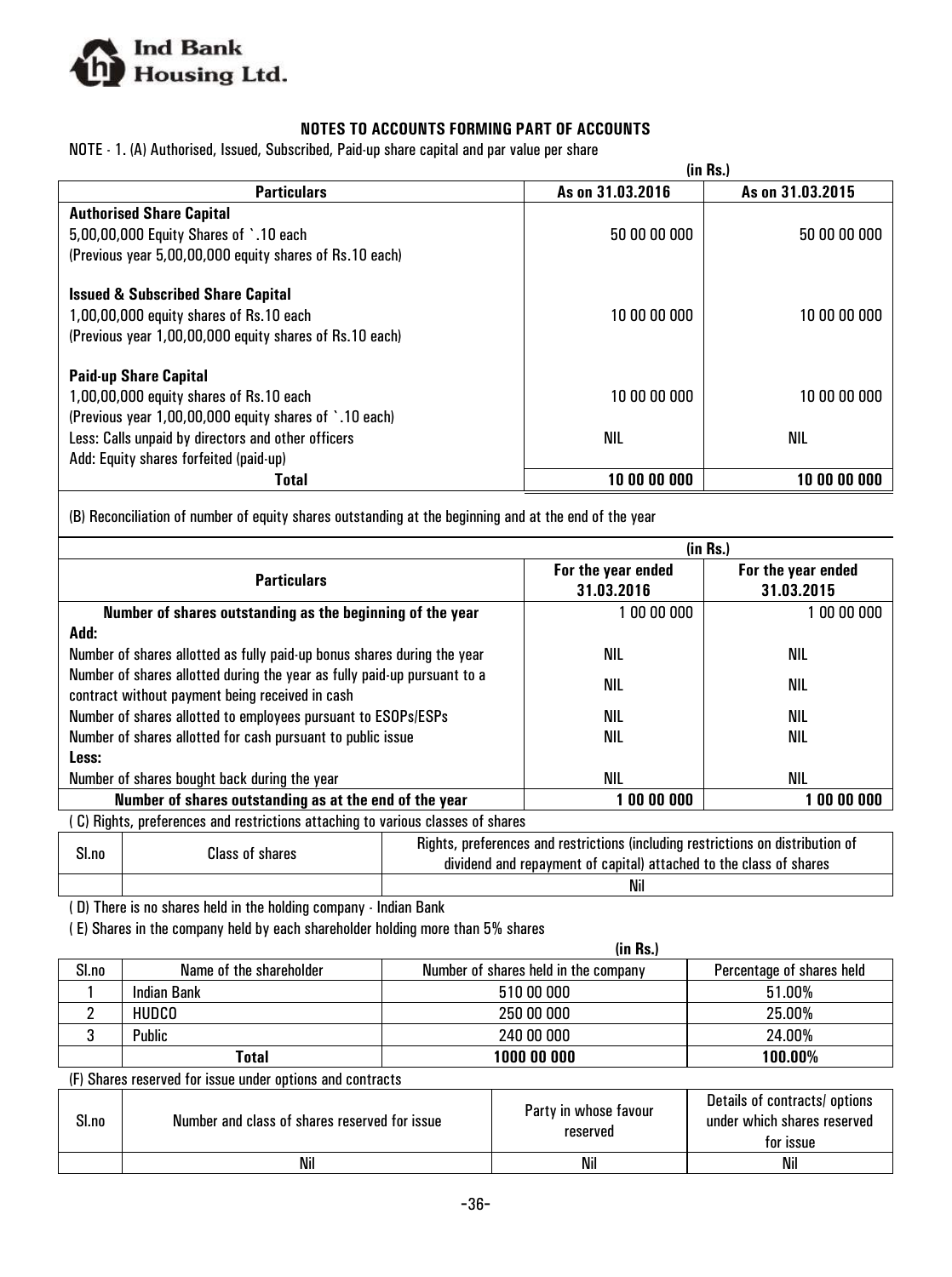## NOTES TO ACCOUNTS FORMING PART OF ACCOUNTS

NOTE - 1. (A) Authorised, Issued, Subscribed, Paid-up share capital and par value per share

| Particulars | As on 31.03.2016 | As on 31.03.2015 |
|---|---|---|
| | (in Rs.) | |
| **Authorised Share Capital** | | |
| 5,00,00,000 Equity Shares of `.10 each | 50 00 00 000 | 50 00 00 000 |
| (Previous year 5,00,00,000 equity shares of Rs.10 each) | | |
| **Issued & Subscribed Share Capital** | | |
| 1,00,00,000 equity shares of Rs.10 each | 10 00 00 000 | 10 00 00 000 |
| (Previous year 1,00,00,000 equity shares of Rs.10 each) | | |
| **Paid-up Share Capital** | | |
| 1,00,00,000 equity shares of Rs.10 each | 10 00 00 000 | 10 00 00 000 |
| (Previous year 1,00,00,000 equity shares of `.10 each) | | |
| Less: Calls unpaid by directors and other officers | NIL | NIL |
| Add: Equity shares forfeited (paid-up) | | |
| **Total** | **10 00 00 000** | **10 00 00 000** |

(B) Reconciliation of number of equity shares outstanding at the beginning and at the end of the year

| Particulars | For the year ended 31.03.2016 | For the year ended 31.03.2015 |
|---|---|---|
| | (in Rs.) | |
| **Number of shares outstanding as the beginning of the year** | 1 00 00 000 | 1 00 00 000 |
| **Add:** | | |
| Number of shares allotted as fully paid-up bonus shares during the year | NIL | NIL |
| Number of shares allotted during the year as fully paid-up pursuant to a contract without payment being received in cash | NIL | NIL |
| Number of shares allotted to employees pursuant to ESOPs/ESPs | NIL | NIL |
| Number of shares allotted for cash pursuant to public issue | NIL | NIL |
| **Less:** | | |
| Number of shares bought back during the year | NIL | NIL |
| **Number of shares outstanding as at the end of the year** | **1 00 00 000** | **1 00 00 000** |

( C) Rights, preferences and restrictions attaching to various classes of shares

| Sl.no | Class of shares | Rights, preferences and restrictions (including restrictions on distribution of dividend and repayment of capital) attached to the class of shares |
|---|---|---|
| | | Nil |

( D) There is no shares held in the holding company - Indian Bank

( E) Shares in the company held by each shareholder holding more than 5% shares

| Sl.no | Name of the shareholder | Number of shares held in the company | Percentage of shares held |
|---|---|---|---|
| | | (in Rs.) | |
| 1 | Indian Bank | 510 00 000 | 51.00% |
| 2 | HUDCO | 250 00 000 | 25.00% |
| 3 | Public | 240 00 000 | 24.00% |
| | **Total** | **1000 00 000** | **100.00%** |

(F) Shares reserved for issue under options and contracts

| Sl.no | Number and class of shares reserved for issue | Party in whose favour reserved | Details of contracts/ options under which shares reserved for issue |
|---|---|---|---|
| | Nil | Nil | Nil |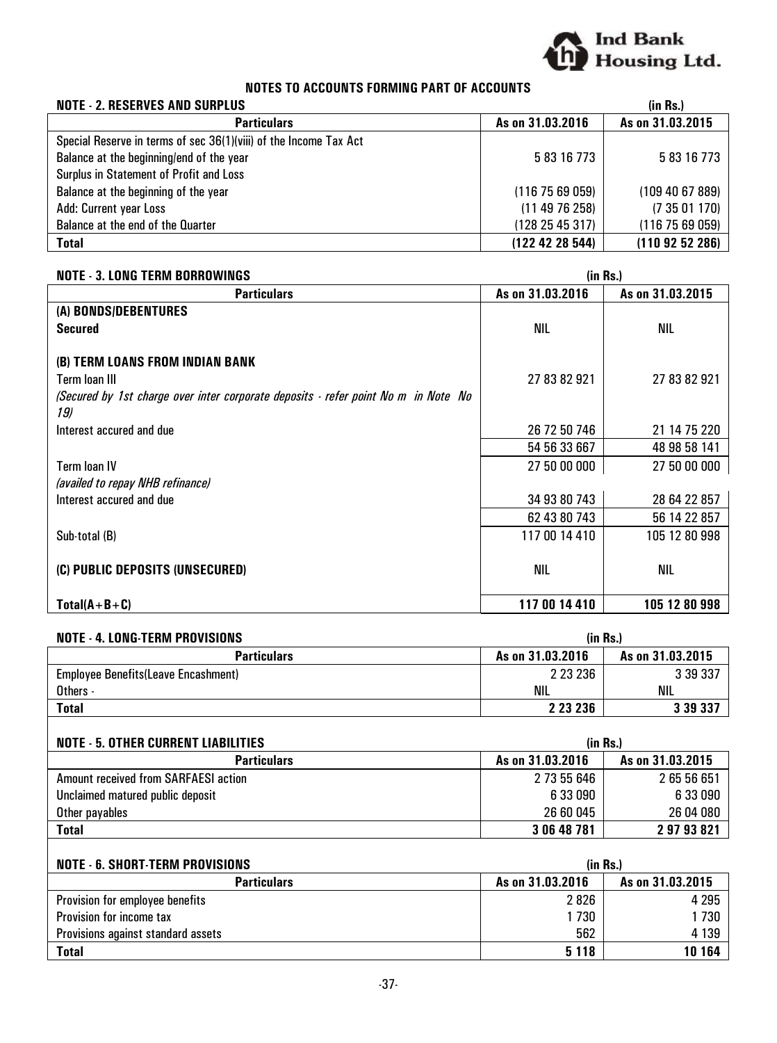## NOTES TO ACCOUNTS FORMING PART OF ACCOUNTS

### NOTE - 2. RESERVES AND SURPLUS

(in Rs.)

| Particulars | As on 31.03.2016 | As on 31.03.2015 |
|---|---|---|
| Special Reserve in terms of sec 36(1)(viii) of the Income Tax Act | | |
| Balance at the beginning/end of the year | 5 83 16 773 | 5 83 16 773 |
| Surplus in Statement of Profit and Loss | | |
| Balance at the beginning of the year | (116 75 69 059) | (109 40 67 889) |
| Add: Current year Loss | (11 49 76 258) | (7 35 01 170) |
| Balance at the end of the Quarter | (128 25 45 317) | (116 75 69 059) |
| **Total** | **(122 42 28 544)** | **(110 92 52 286)** |

### NOTE - 3. LONG TERM BORROWINGS

(in Rs.)

| Particulars | As on 31.03.2016 | As on 31.03.2015 |
|---|---|---|
| **(A) BONDS/DEBENTURES** | | |
| **Secured** | NIL | NIL |
| **(B) TERM LOANS FROM INDIAN BANK** | | |
| Term loan III | 27 83 82 921 | 27 83 82 921 |
| *(Secured by 1st charge over inter corporate deposits - refer point No m in Note No 19)* | | |
| Interest accured and due | 26 72 50 746 | 21 14 75 220 |
| | 54 56 33 667 | 48 98 58 141 |
| Term loan IV | 27 50 00 000 | 27 50 00 000 |
| *(availed to repay NHB refinance)* | | |
| Interest accured and due | 34 93 80 743 | 28 64 22 857 |
| | 62 43 80 743 | 56 14 22 857 |
| Sub-total (B) | 117 00 14 410 | 105 12 80 998 |
| **(C) PUBLIC DEPOSITS (UNSECURED)** | NIL | NIL |
| **Total(A+B+C)** | **117 00 14 410** | **105 12 80 998** |

### NOTE - 4. LONG-TERM PROVISIONS

(in Rs.)

| Particulars | As on 31.03.2016 | As on 31.03.2015 |
|---|---|---|
| Employee Benefits(Leave Encashment) | 2 23 236 | 3 39 337 |
| Others - | NIL | NIL |
| **Total** | **2 23 236** | **3 39 337** |

### NOTE - 5. OTHER CURRENT LIABILITIES

(in Rs.)

| Particulars | As on 31.03.2016 | As on 31.03.2015 |
|---|---|---|
| Amount received from SARFAESI action | 2 73 55 646 | 2 65 56 651 |
| Unclaimed matured public deposit | 6 33 090 | 6 33 090 |
| Other payables | 26 60 045 | 26 04 080 |
| **Total** | **3 06 48 781** | **2 97 93 821** |

### NOTE - 6. SHORT-TERM PROVISIONS

(in Rs.)

| Particulars | As on 31.03.2016 | As on 31.03.2015 |
|---|---|---|
| Provision for employee benefits | 2 826 | 4 295 |
| Provision for income tax | 1 730 | 1 730 |
| Provisions against standard assets | 562 | 4 139 |
| **Total** | **5 118** | **10 164** |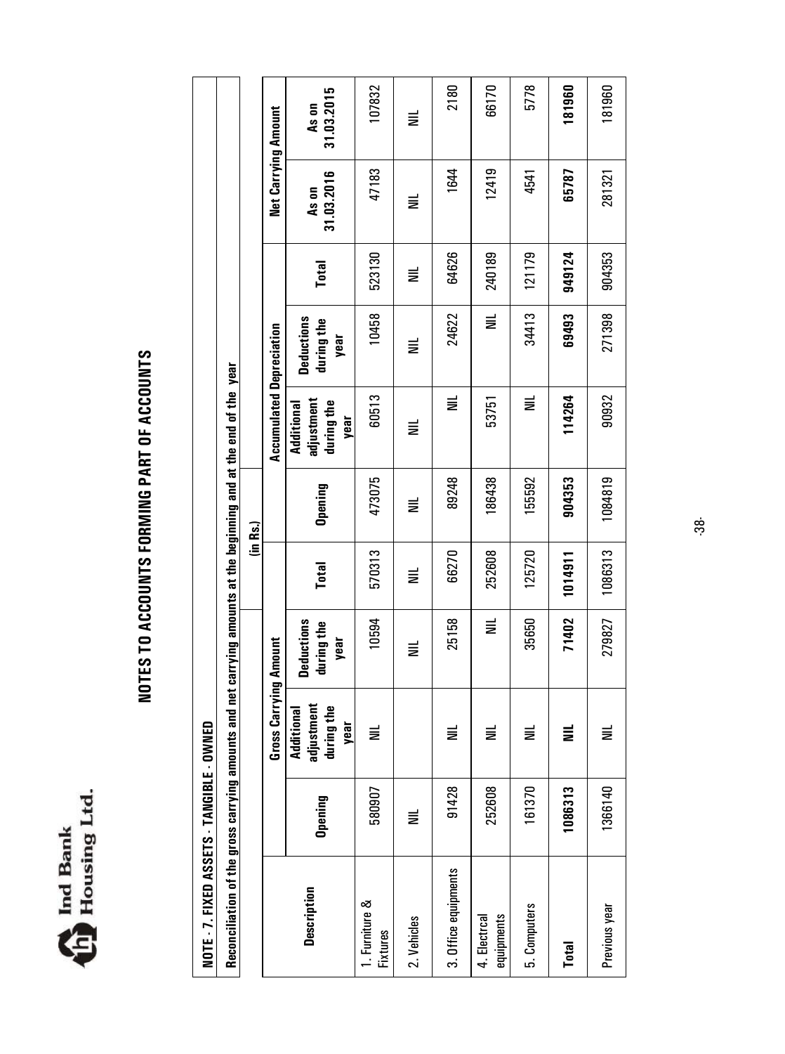Ind Bank Housing Ltd.

# NOTES TO ACCOUNTS FORMING PART OF ACCOUNTS

**NOTE - 7. FIXED ASSETS - TANGIBLE - OWNED**

**Reconciliation of the gross carrying amounts and net carrying amounts at the beginning and at the end of the year**

(in Rs.)

| Description | Gross Carrying Amount | | | | Accumulated Depreciation | | | | Net Carrying Amount | |
|---|---|---|---|---|---|---|---|---|---|---|
| | Opening | Additional adjustment during the year | Deductions during the year | Total | Opening | Additional adjustment during the year | Deductions during the year | Total | As on 31.03.2016 | As on 31.03.2015 |
| 1. Furniture & Fixtures | 580907 | NIL | 10594 | 570313 | 473075 | 60513 | 10458 | 523130 | 47183 | 107832 |
| 2. Vehicles | NIL | | NIL | NIL | NIL | NIL | NIL | NIL | NIL | NIL |
| 3. Office equipments | 91428 | NIL | 25158 | 66270 | 89248 | NIL | 24622 | 64626 | 1644 | 2180 |
| 4. Electrcal equipments | 252608 | NIL | NIL | 252608 | 186438 | 53751 | NIL | 240189 | 12419 | 66170 |
| 5. Computers | 161370 | NIL | 35650 | 125720 | 155592 | NIL | 34413 | 121179 | 4541 | 5778 |
| **Total** | **1086313** | **NIL** | **71402** | **1014911** | **904353** | **114264** | **69493** | **949124** | **65787** | **181960** |
| Previous year | 1366140 | NIL | 279827 | 1086313 | 1084819 | 90932 | 271398 | 904353 | 281321 | 181960 |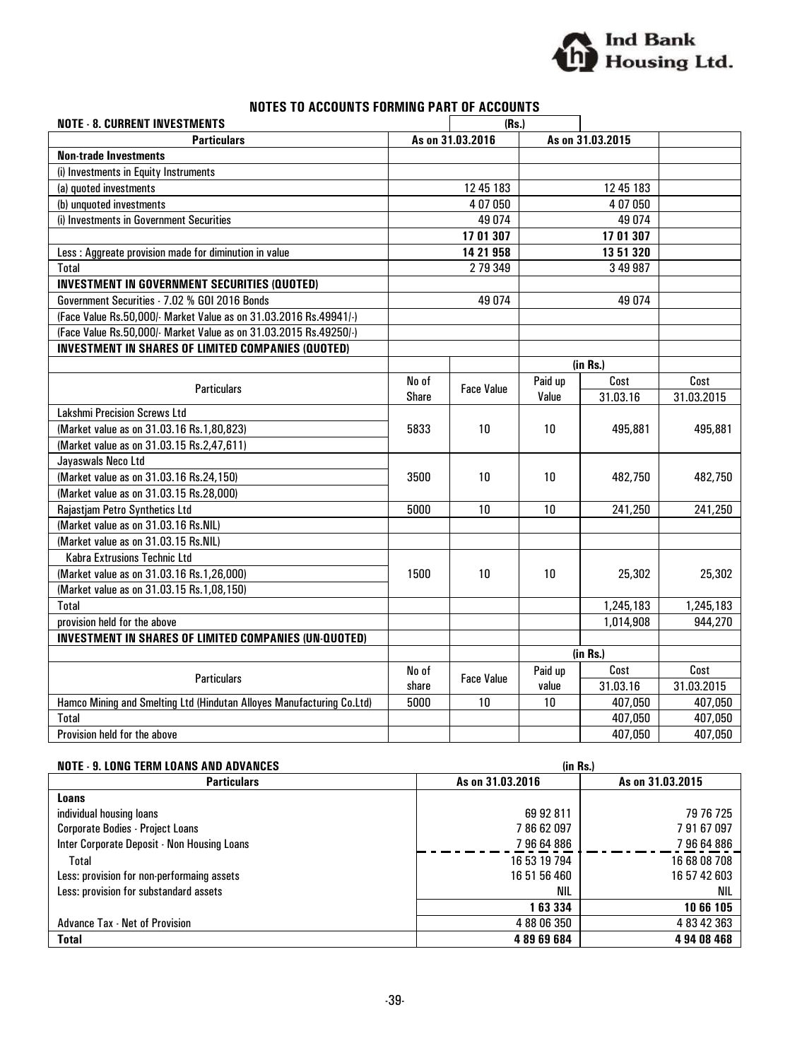## NOTES TO ACCOUNTS FORMING PART OF ACCOUNTS

**NOTE - 8. CURRENT INVESTMENTS** (Rs.)

| Particulars | As on 31.03.2016 | As on 31.03.2015 |
|---|---|---|
| **Non-trade Investments** | | |
| (i) Investments in Equity Instruments | | |
| (a) quoted investments | 12 45 183 | 12 45 183 |
| (b) unquoted investments | 4 07 050 | 4 07 050 |
| (i) Investments in Government Securities | 49 074 | 49 074 |
| | **17 01 307** | **17 01 307** |
| Less : Aggreate provision made for diminution in value | **14 21 958** | **13 51 320** |
| Total | 2 79 349 | 3 49 987 |
| **INVESTMENT IN GOVERNMENT SECURITIES (QUOTED)** | | |
| Government Securities - 7.02 % GOI 2016 Bonds | 49 074 | 49 074 |
| (Face Value Rs.50,000/- Market Value as on 31.03.2016 Rs.49941/-) | | |
| (Face Value Rs.50,000/- Market Value as on 31.03.2015 Rs.49250/-) | | |

**INVESTMENT IN SHARES OF LIMITED COMPANIES (QUOTED)** (in Rs.)

| Particulars | No of Share | Face Value | Paid up Value | Cost 31.03.16 | Cost 31.03.2015 |
|---|---|---|---|---|---|
| Lakshmi Precision Screws Ltd<br>(Market value as on 31.03.16 Rs.1,80,823)<br>(Market value as on 31.03.15 Rs.2,47,611) | 5833 | 10 | 10 | 495,881 | 495,881 |
| Jayaswals Neco Ltd<br>(Market value as on 31.03.16 Rs.24,150)<br>(Market value as on 31.03.15 Rs.28,000) | 3500 | 10 | 10 | 482,750 | 482,750 |
| Rajastjam Petro Synthetics Ltd | 5000 | 10 | 10 | 241,250 | 241,250 |
| (Market value as on 31.03.16 Rs.NIL) | | | | | |
| (Market value as on 31.03.15 Rs.NIL) | | | | | |
| Kabra Extrusions Technic Ltd<br>(Market value as on 31.03.16 Rs.1,26,000)<br>(Market value as on 31.03.15 Rs.1,08,150) | 1500 | 10 | 10 | 25,302 | 25,302 |
| Total | | | | 1,245,183 | 1,245,183 |
| provision held for the above | | | | 1,014,908 | 944,270 |

**INVESTMENT IN SHARES OF LIMITED COMPANIES (UN-QUOTED)** (in Rs.)

| Particulars | No of share | Face Value | Paid up value | Cost 31.03.16 | Cost 31.03.2015 |
|---|---|---|---|---|---|
| Hamco Mining and Smelting Ltd (Hindutan Alloyes Manufacturing Co.Ltd) | 5000 | 10 | 10 | 407,050 | 407,050 |
| Total | | | | 407,050 | 407,050 |
| Provision held for the above | | | | 407,050 | 407,050 |

**NOTE - 9. LONG TERM LOANS AND ADVANCES** (in Rs.)

| Particulars | As on 31.03.2016 | As on 31.03.2015 |
|---|---|---|
| **Loans** | | |
| individual housing loans | 69 92 811 | 79 76 725 |
| Corporate Bodies - Project Loans | 7 86 62 097 | 7 91 67 097 |
| Inter Corporate Deposit - Non Housing Loans | 7 96 64 886 | 7 96 64 886 |
| Total | 16 53 19 794 | 16 68 08 708 |
| Less: provision for non-performaing assets | 16 51 56 460 | 16 57 42 603 |
| Less: provision for substandard assets | NIL | NIL |
| | **1 63 334** | **10 66 105** |
| Advance Tax - Net of Provision | 4 88 06 350 | 4 83 42 363 |
| **Total** | **4 89 69 684** | **4 94 08 468** |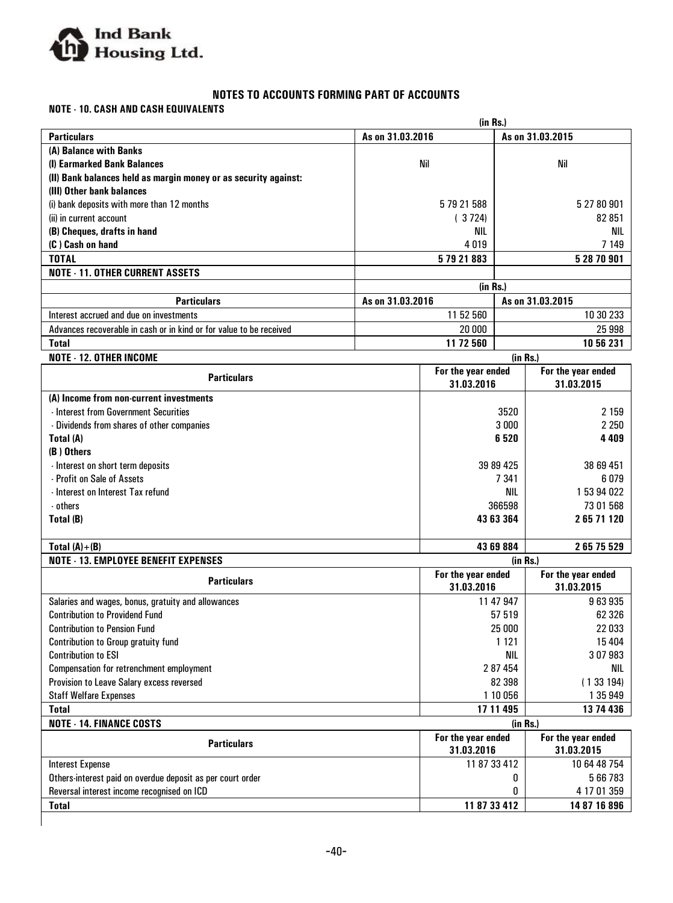# NOTES TO ACCOUNTS FORMING PART OF ACCOUNTS

## NOTE - 10. CASH AND CASH EQUIVALENTS

(in Rs.)

| Particulars | As on 31.03.2016 | As on 31.03.2015 |
|---|---|---|
| **(A) Balance with Banks** | | |
| **(I) Earmarked Bank Balances** | Nil | Nil |
| **(II) Bank balances held as margin money or as security against:** | | |
| **(III) Other bank balances** | | |
| (i) bank deposits with more than 12 months | 5 79 21 588 | 5 27 80 901 |
| (ii) in current account | ( 3 724) | 82 851 |
| **(B) Cheques, drafts in hand** | NIL | NIL |
| **(C ) Cash on hand** | 4 019 | 7 149 |
| **TOTAL** | **5 79 21 883** | **5 28 70 901** |

## NOTE - 11. OTHER CURRENT ASSETS

(in Rs.)

| Particulars | As on 31.03.2016 | As on 31.03.2015 |
|---|---|---|
| Interest accrued and due on investments | 11 52 560 | 10 30 233 |
| Advances recoverable in cash or in kind or for value to be received | 20 000 | 25 998 |
| **Total** | **11 72 560** | **10 56 231** |

## NOTE - 12. OTHER INCOME

(in Rs.)

| Particulars | For the year ended 31.03.2016 | For the year ended 31.03.2015 |
|---|---|---|
| **(A) Income from non-current investments** | | |
| - Interest from Government Securities | 3520 | 2 159 |
| - Dividends from shares of other companies | 3 000 | 2 250 |
| **Total (A)** | **6 520** | **4 409** |
| **(B ) Others** | | |
| - Interest on short term deposits | 39 89 425 | 38 69 451 |
| - Profit on Sale of Assets | 7 341 | 6 079 |
| - Interest on Interest Tax refund | NIL | 1 53 94 022 |
| - others | 366598 | 73 01 568 |
| **Total (B)** | **43 63 364** | **2 65 71 120** |
| **Total (A)+(B)** | **43 69 884** | **2 65 75 529** |

## NOTE - 13. EMPLOYEE BENEFIT EXPENSES

(in Rs.)

| Particulars | For the year ended 31.03.2016 | For the year ended 31.03.2015 |
|---|---|---|
| Salaries and wages, bonus, gratuity and allowances | 11 47 947 | 9 63 935 |
| Contribution to Providend Fund | 57 519 | 62 326 |
| Contribution to Pension Fund | 25 000 | 22 033 |
| Contribution to Group gratuity fund | 1 121 | 15 404 |
| Contribution to ESI | NIL | 3 07 983 |
| Compensation for retrenchment employment | 2 87 454 | NIL |
| Provision to Leave Salary excess reversed | 82 398 | ( 1 33 194) |
| Staff Welfare Expenses | 1 10 056 | 1 35 949 |
| **Total** | **17 11 495** | **13 74 436** |

## NOTE - 14. FINANCE COSTS

(in Rs.)

| Particulars | For the year ended 31.03.2016 | For the year ended 31.03.2015 |
|---|---|---|
| Interest Expense | 11 87 33 412 | 10 64 48 754 |
| Others-interest paid on overdue deposit as per court order | 0 | 5 66 783 |
| Reversal interest income recognised on ICD | 0 | 4 17 01 359 |
| **Total** | **11 87 33 412** | **14 87 16 896** |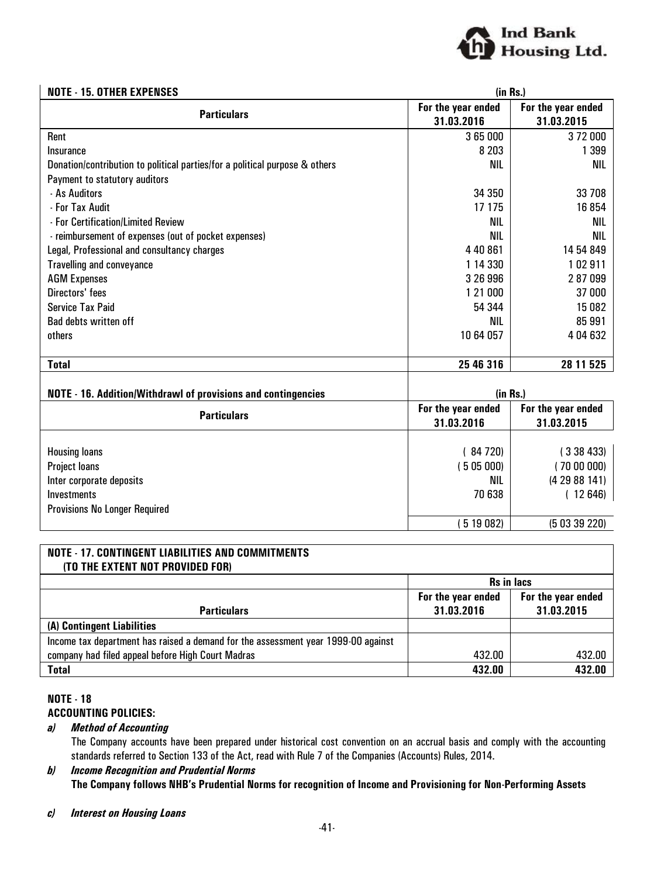### NOTE - 15. OTHER EXPENSES

(in Rs.)

| Particulars | For the year ended 31.03.2016 | For the year ended 31.03.2015 |
|---|---|---|
| Rent | 3 65 000 | 3 72 000 |
| Insurance | 8 203 | 1 399 |
| Donation/contribution to political parties/for a political purpose & others | NIL | NIL |
| Payment to statutory auditors | | |
| - As Auditors | 34 350 | 33 708 |
| - For Tax Audit | 17 175 | 16 854 |
| - For Certification/Limited Review | NIL | NIL |
| - reimbursement of expenses (out of pocket expenses) | NIL | NIL |
| Legal, Professional and consultancy charges | 4 40 861 | 14 54 849 |
| Travelling and conveyance | 1 14 330 | 1 02 911 |
| AGM Expenses | 3 26 996 | 2 87 099 |
| Directors' fees | 1 21 000 | 37 000 |
| Service Tax Paid | 54 344 | 15 082 |
| Bad debts written off | NIL | 85 991 |
| others | 10 64 057 | 4 04 632 |
| **Total** | **25 46 316** | **28 11 525** |

### NOTE - 16. Addition/Withdrawl of provisions and contingencies

(in Rs.)

| Particulars | For the year ended 31.03.2016 | For the year ended 31.03.2015 |
|---|---|---|
| Housing loans | ( 84 720) | ( 3 38 433) |
| Project loans | ( 5 05 000) | ( 70 00 000) |
| Inter corporate deposits | NIL | (4 29 88 141) |
| Investments | 70 638 | ( 12 646) |
| Provisions No Longer Required | | |
| | ( 5 19 082) | (5 03 39 220) |

### NOTE - 17. CONTINGENT LIABILITIES AND COMMITMENTS (TO THE EXTENT NOT PROVIDED FOR)

| Particulars | Rs in lacs For the year ended 31.03.2016 | Rs in lacs For the year ended 31.03.2015 |
|---|---|---|
| **(A) Contingent Liabilities** | | |
| Income tax department has raised a demand for the assessment year 1999-00 against company had filed appeal before High Court Madras | 432.00 | 432.00 |
| **Total** | **432.00** | **432.00** |

### NOTE - 18

**ACCOUNTING POLICIES:**

***a) Method of Accounting***

The Company accounts have been prepared under historical cost convention on an accrual basis and comply with the accounting standards referred to Section 133 of the Act, read with Rule 7 of the Companies (Accounts) Rules, 2014.

***b) Income Recognition and Prudential Norms***

**The Company follows NHB's Prudential Norms for recognition of Income and Provisioning for Non-Performing Assets**

***c) Interest on Housing Loans***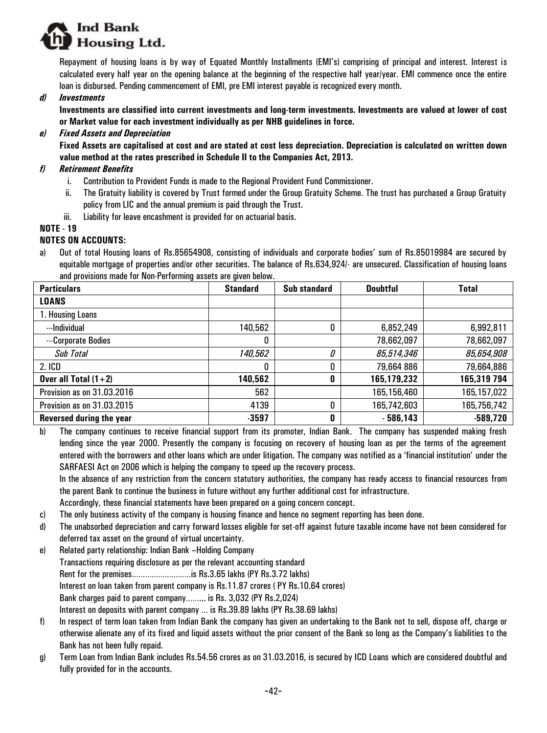Repayment of housing loans is by way of Equated Monthly Installments (EMI's) comprising of principal and interest. Interest is calculated every half year on the opening balance at the beginning of the respective half year/year. EMI commence once the entire loan is disbursed. Pending commencement of EMI, pre EMI interest payable is recognized every month.

***d) Investments***

**Investments are classified into current investments and long-term investments. Investments are valued at lower of cost or Market value for each investment individually as per NHB guidelines in force.**

***e) Fixed Assets and Depreciation***

**Fixed Assets are capitalised at cost and are stated at cost less depreciation. Depreciation is calculated on written down value method at the rates prescribed in Schedule II to the Companies Act, 2013.**

***f) Retirement Benefits***

i. Contribution to Provident Funds is made to the Regional Provident Fund Commissioner.

ii. The Gratuity liability is covered by Trust formed under the Group Gratuity Scheme. The trust has purchased a Group Gratuity policy from LIC and the annual premium is paid through the Trust.

iii. Liability for leave encashment is provided for on actuarial basis.

**NOTE - 19**

**NOTES ON ACCOUNTS:**

a) Out of total Housing loans of Rs.85654908, consisting of individuals and corporate bodies' sum of Rs.85019984 are secured by equitable mortgage of properties and/or other securities. The balance of Rs.634,924/- are unsecured. Classification of housing loans and provisions made for Non-Performing assets are given below.

| Particulars | Standard | Sub standard | Doubtful | Total |
|---|---|---|---|---|
| **LOANS** | | | | |
| 1. Housing Loans | | | | |
| ---Individual | 140,562 | 0 | 6,852,249 | 6,992,811 |
| ---Corporate Bodies | 0 | | 78,662,097 | 78,662,097 |
| *Sub Total* | *140,562* | *0* | *85,514,346* | *85,654,908* |
| 2. ICD | 0 | 0 | 79,664 886 | 79,664,886 |
| **Over all Total (1+2)** | **140,562** | **0** | **165,179,232** | **165,319 794** |
| Provision as on 31.03.2016 | 562 | | 165,156,460 | 165,157,022 |
| Provision as on 31.03.2015 | 4139 | 0 | 165,742,603 | 165,756,742 |
| **Reversed during the year** | **-3597** | **0** | **- 586,143** | **-589,720** |

b) The company continues to receive financial support from its promoter, Indian Bank. The company has suspended making fresh lending since the year 2000. Presently the company is focusing on recovery of housing loan as per the terms of the agreement entered with the borrowers and other loans which are under litigation. The company was notified as a 'financial institution' under the SARFAESI Act on 2006 which is helping the company to speed up the recovery process.

In the absence of any restriction from the concern statutory authorities, the company has ready access to financial resources from the parent Bank to continue the business in future without any further additional cost for infrastructure.

Accordingly, these financial statements have been prepared on a going concern concept.

c) The only business activity of the company is housing finance and hence no segment reporting has been done.

d) The unabsorbed depreciation and carry forward losses eligible for set-off against future taxable income have not been considered for deferred tax asset on the ground of virtual uncertainty.

e) Related party relationship: Indian Bank –Holding Company

Transactions requiring disclosure as per the relevant accounting standard

Rent for the premises...........................is Rs.3.65 lakhs (PY Rs.3.72 lakhs)

Interest on loan taken from parent company is Rs.11.87 crores ( PY Rs.10.64 crores)

Bank charges paid to parent company......... is Rs. 3,032 (PY Rs.2,024)

Interest on deposits with parent company ... is Rs.39.89 lakhs (PY Rs.38.69 lakhs)

f) In respect of term loan taken from Indian Bank the company has given an undertaking to the Bank not to sell, dispose off, charge or otherwise alienate any of its fixed and liquid assets without the prior consent of the Bank so long as the Company's liabilities to the Bank has not been fully repaid.

g) Term Loan from Indian Bank includes Rs.54.56 crores as on 31.03.2016, is secured by ICD Loans which are considered doubtful and fully provided for in the accounts.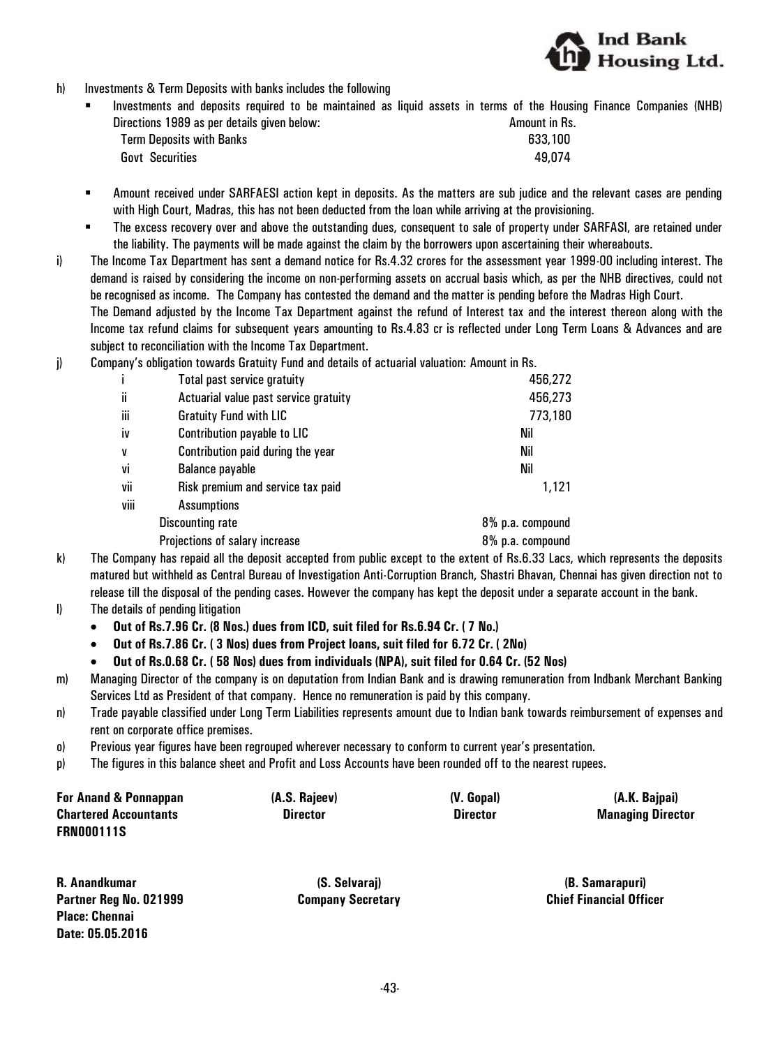h) Investments & Term Deposits with banks includes the following

- Investments and deposits required to be maintained as liquid assets in terms of the Housing Finance Companies (NHB) Directions 1989 as per details given below:

| | Amount in Rs. |
|---|---|
| Term Deposits with Banks | 633,100 |
| Govt Securities | 49,074 |

- Amount received under SARFAESI action kept in deposits. As the matters are sub judice and the relevant cases are pending with High Court, Madras, this has not been deducted from the loan while arriving at the provisioning.
- The excess recovery over and above the outstanding dues, consequent to sale of property under SARFASI, are retained under the liability. The payments will be made against the claim by the borrowers upon ascertaining their whereabouts.

i) The Income Tax Department has sent a demand notice for Rs.4.32 crores for the assessment year 1999-00 including interest. The demand is raised by considering the income on non-performing assets on accrual basis which, as per the NHB directives, could not be recognised as income. The Company has contested the demand and the matter is pending before the Madras High Court.
The Demand adjusted by the Income Tax Department against the refund of Interest tax and the interest thereon along with the Income tax refund claims for subsequent years amounting to Rs.4.83 cr is reflected under Long Term Loans & Advances and are subject to reconciliation with the Income Tax Department.

j) Company's obligation towards Gratuity Fund and details of actuarial valuation: Amount in Rs.

| | | |
|---|---|---|
| i | Total past service gratuity | 456,272 |
| ii | Actuarial value past service gratuity | 456,273 |
| iii | Gratuity Fund with LIC | 773,180 |
| iv | Contribution payable to LIC | Nil |
| v | Contribution paid during the year | Nil |
| vi | Balance payable | Nil |
| vii | Risk premium and service tax paid | 1,121 |
| viii | Assumptions | |
| | Discounting rate | 8% p.a. compound |
| | Projections of salary increase | 8% p.a. compound |

k) The Company has repaid all the deposit accepted from public except to the extent of Rs.6.33 Lacs, which represents the deposits matured but withheld as Central Bureau of Investigation Anti-Corruption Branch, Shastri Bhavan, Chennai has given direction not to release till the disposal of the pending cases. However the company has kept the deposit under a separate account in the bank.

l) The details of pending litigation

- **Out of Rs.7.96 Cr. (8 Nos.) dues from ICD, suit filed for Rs.6.94 Cr. ( 7 No.)**
- **Out of Rs.7.86 Cr. ( 3 Nos) dues from Project loans, suit filed for 6.72 Cr. ( 2No)**
- **Out of Rs.0.68 Cr. ( 58 Nos) dues from individuals (NPA), suit filed for 0.64 Cr. (52 Nos)**

m) Managing Director of the company is on deputation from Indian Bank and is drawing remuneration from Indbank Merchant Banking Services Ltd as President of that company. Hence no remuneration is paid by this company.

n) Trade payable classified under Long Term Liabilities represents amount due to Indian bank towards reimbursement of expenses and rent on corporate office premises.

o) Previous year figures have been regrouped wherever necessary to conform to current year's presentation.

p) The figures in this balance sheet and Profit and Loss Accounts have been rounded off to the nearest rupees.

**For Anand & Ponnappan**
**Chartered Accountants**
**FRN000111S**

**(A.S. Rajeev)**
**Director**

**(V. Gopal)**
**Director**

**(A.K. Bajpai)**
**Managing Director**

**R. Anandkumar**
**Partner Reg No. 021999**
**Place: Chennai**
**Date: 05.05.2016**

**(S. Selvaraj)**
**Company Secretary**

**(B. Samarapuri)**
**Chief Financial Officer**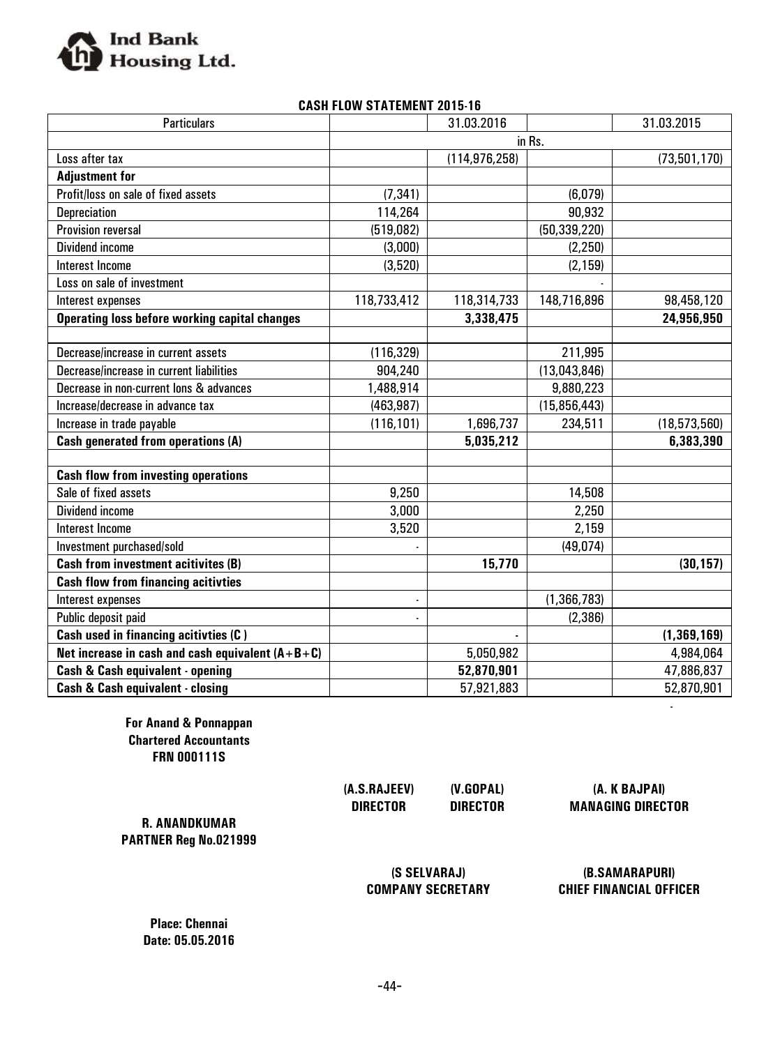Ind Bank Housing Ltd.

**CASH FLOW STATEMENT 2015-16**

| Particulars | | 31.03.2016 | | 31.03.2015 |
|---|---|---|---|---|
| | in Rs. | | | |
| Loss after tax | | (114,976,258) | | (73,501,170) |
| **Adjustment for** | | | | |
| Profit/loss on sale of fixed assets | (7,341) | | (6,079) | |
| Depreciation | 114,264 | | 90,932 | |
| Provision reversal | (519,082) | | (50,339,220) | |
| Dividend income | (3,000) | | (2,250) | |
| Interest Income | (3,520) | | (2,159) | |
| Loss on sale of investment | | | - | |
| Interest expenses | 118,733,412 | 118,314,733 | 148,716,896 | 98,458,120 |
| **Operating loss before working capital changes** | | **3,338,475** | | **24,956,950** |
| | | | | |
| Decrease/increase in current assets | (116,329) | | 211,995 | |
| Decrease/increase in current liabilities | 904,240 | | (13,043,846) | |
| Decrease in non-current lons & advances | 1,488,914 | | 9,880,223 | |
| Increase/decrease in advance tax | (463,987) | | (15,856,443) | |
| Increase in trade payable | (116,101) | 1,696,737 | 234,511 | (18,573,560) |
| **Cash generated from operations (A)** | | **5,035,212** | | **6,383,390** |
| | | | | |
| **Cash flow from investing operations** | | | | |
| Sale of fixed assets | 9,250 | | 14,508 | |
| Dividend income | 3,000 | | 2,250 | |
| Interest Income | 3,520 | | 2,159 | |
| Investment purchased/sold | - | | (49,074) | |
| **Cash from investment acitivites (B)** | | **15,770** | | **(30,157)** |
| **Cash flow from financing acitivties** | | | | |
| Interest expenses | - | | (1,366,783) | |
| Public deposit paid | - | | (2,386) | |
| **Cash used in financing acitivties (C )** | | - | | **(1,369,169)** |
| **Net increase in cash and cash equivalent (A+B+C)** | | 5,050,982 | | 4,984,064 |
| **Cash & Cash equivalent - opening** | | **52,870,901** | | 47,886,837 |
| **Cash & Cash equivalent - closing** | | 57,921,883 | | 52,870,901 |

**For Anand & Ponnappan**
**Chartered Accountants**
**FRN 000111S**

**R. ANANDKUMAR**
**PARTNER Reg No.021999**

**(A.S.RAJEEV)** **DIRECTOR**

**(V.GOPAL)** **DIRECTOR**

**(A. K BAJPAI)** **MANAGING DIRECTOR**

**(S SELVARAJ)** **COMPANY SECRETARY**

**(B.SAMARAPURI)** **CHIEF FINANCIAL OFFICER**

**Place: Chennai**
**Date: 05.05.2016**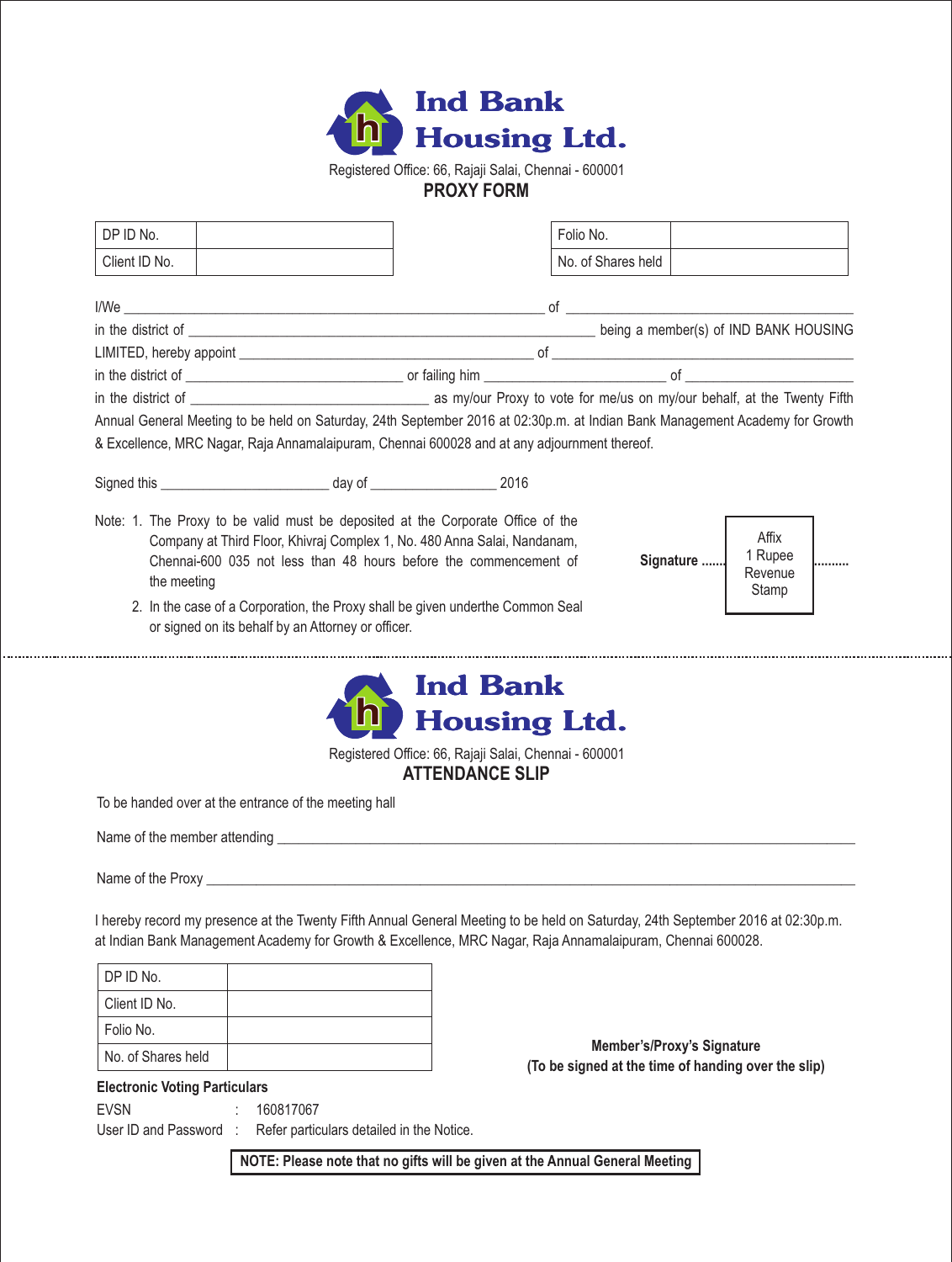# Ind Bank Housing Ltd.

Registered Office: 66, Rajaji Salai, Chennai - 600001

## PROXY FORM

| DP ID No. | |
|---|---|
| Client ID No. | |

| Folio No. | |
|---|---|
| No. of Shares held | |

I/We ____________________________________________ of ______________________________
in the district of ________________________________________________ being a member(s) of IND BANK HOUSING LIMITED, hereby appoint ________________________________ of ______________________________
in the district of __________________________ or failing him ______________________ of ____________________
in the district of ______________________________ as my/our Proxy to vote for me/us on my/our behalf, at the Twenty Fifth Annual General Meeting to be held on Saturday, 24th September 2016 at 02:30p.m. at Indian Bank Management Academy for Growth & Excellence, MRC Nagar, Raja Annamalaipuram, Chennai 600028 and at any adjournment thereof.

Signed this ______________________ day of ________________ 2016

Note:
1. The Proxy to be valid must be deposited at the Corporate Office of the Company at Third Floor, Khivraj Complex 1, No. 480 Anna Salai, Nandanam, Chennai-600 035 not less than 48 hours before the commencement of the meeting
2. In the case of a Corporation, the Proxy shall be given underthe Common Seal or signed on its behalf by an Attorney or officer.

**Signature** ....... Affix 1 Rupee Revenue Stamp ..........

---

# Ind Bank Housing Ltd.

Registered Office: 66, Rajaji Salai, Chennai - 600001

## ATTENDANCE SLIP

To be handed over at the entrance of the meeting hall

Name of the member attending ______________________________________________________

Name of the Proxy ______________________________________________________________

I hereby record my presence at the Twenty Fifth Annual General Meeting to be held on Saturday, 24th September 2016 at 02:30p.m. at Indian Bank Management Academy for Growth & Excellence, MRC Nagar, Raja Annamalaipuram, Chennai 600028.

| DP ID No. | |
|---|---|
| Client ID No. | |
| Folio No. | |
| No. of Shares held | |

**Member's/Proxy's Signature**
**(To be signed at the time of handing over the slip)**

**Electronic Voting Particulars**

EVSN : 160817067

User ID and Password : Refer particulars detailed in the Notice.

**NOTE: Please note that no gifts will be given at the Annual General Meeting**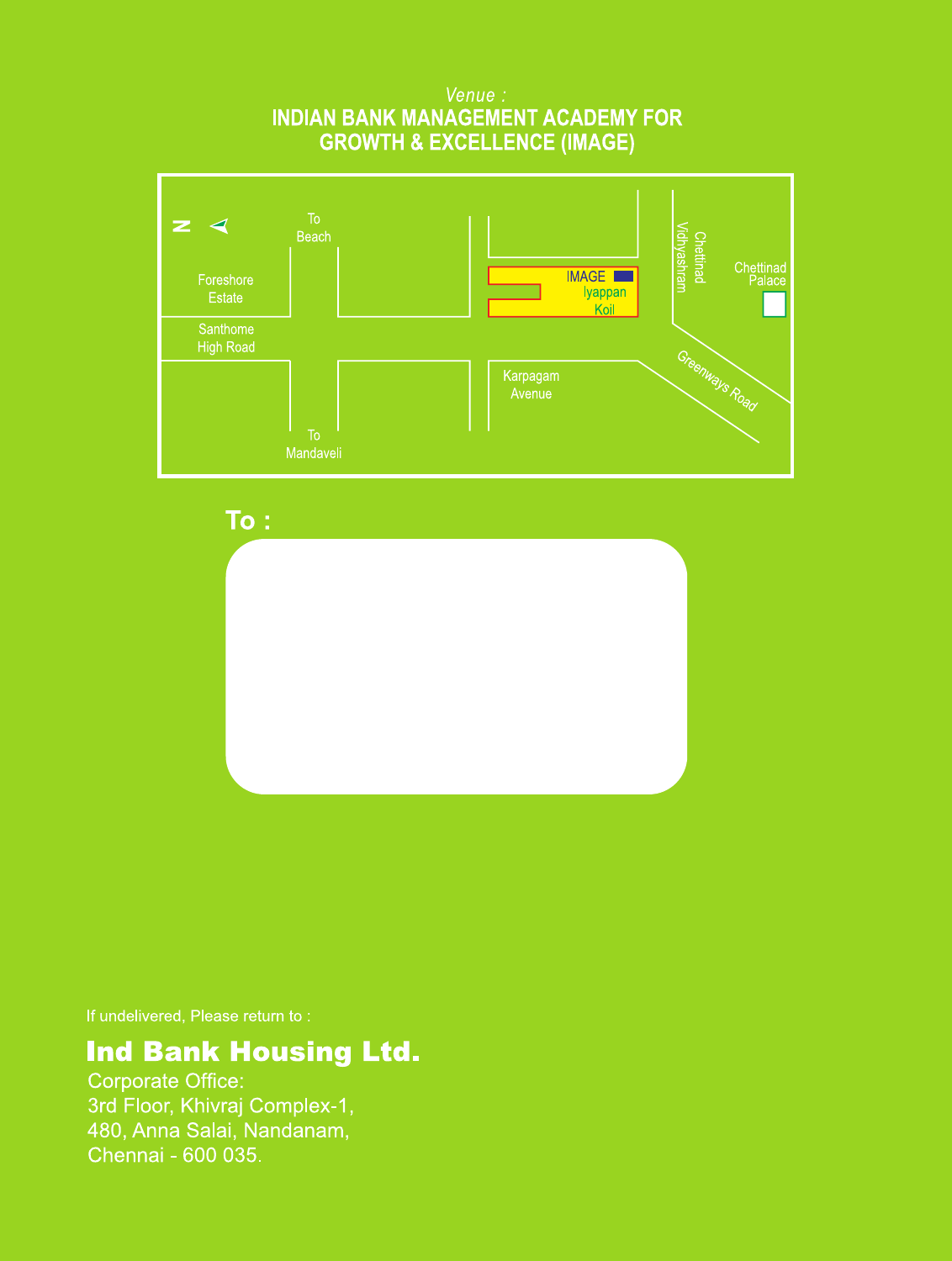*Venue :*

**INDIAN BANK MANAGEMENT ACADEMY FOR GROWTH & EXCELLENCE (IMAGE)**

N

To Beach

Foreshore Estate

Santhome High Road

To Mandaveli

IMAGE

Iyappan Koil

Karpagam Avenue

Chettinad Vidhyashram

Chettinad Palace

Greenways Road

**To :**

If undelivered, Please return to :

**Ind Bank Housing Ltd.**

Corporate Office:
3rd Floor, Khivraj Complex-1,
480, Anna Salai, Nandanam,
Chennai - 600 035.